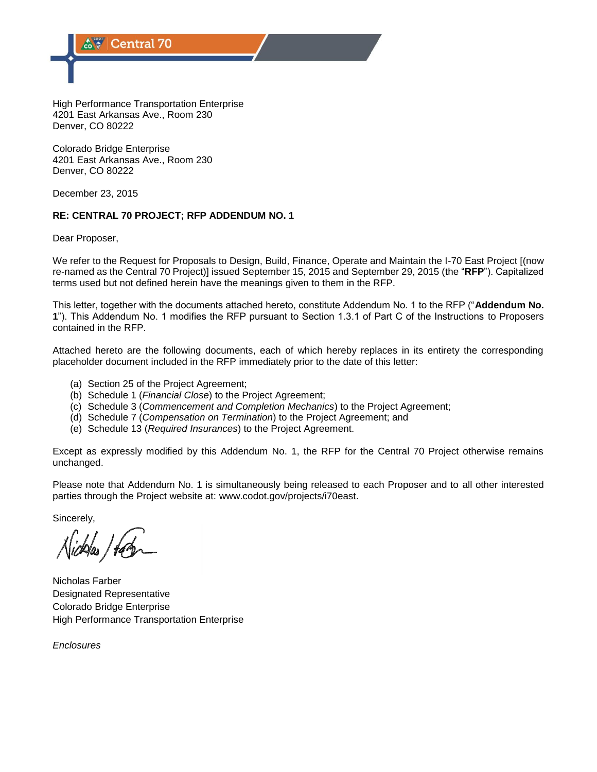Central 70

High Performance Transportation Enterprise
4201 East Arkansas Ave., Room 230
Denver, CO 80222

Colorado Bridge Enterprise
4201 East Arkansas Ave., Room 230
Denver, CO 80222

December 23, 2015

**RE: CENTRAL 70 PROJECT; RFP ADDENDUM NO. 1**

Dear Proposer,

We refer to the Request for Proposals to Design, Build, Finance, Operate and Maintain the I-70 East Project [(now re-named as the Central 70 Project)] issued September 15, 2015 and September 29, 2015 (the "**RFP**"). Capitalized terms used but not defined herein have the meanings given to them in the RFP.

This letter, together with the documents attached hereto, constitute Addendum No. 1 to the RFP ("**Addendum No. 1**"). This Addendum No. 1 modifies the RFP pursuant to Section 1.3.1 of Part C of the Instructions to Proposers contained in the RFP.

Attached hereto are the following documents, each of which hereby replaces in its entirety the corresponding placeholder document included in the RFP immediately prior to the date of this letter:

(a) Section 25 of the Project Agreement;
(b) Schedule 1 (*Financial Close*) to the Project Agreement;
(c) Schedule 3 (*Commencement and Completion Mechanics*) to the Project Agreement;
(d) Schedule 7 (*Compensation on Termination*) to the Project Agreement; and
(e) Schedule 13 (*Required Insurances*) to the Project Agreement.

Except as expressly modified by this Addendum No. 1, the RFP for the Central 70 Project otherwise remains unchanged.

Please note that Addendum No. 1 is simultaneously being released to each Proposer and to all other interested parties through the Project website at: www.codot.gov/projects/i70east.

Sincerely,

Nicholas Farber
Designated Representative
Colorado Bridge Enterprise
High Performance Transportation Enterprise

*Enclosures*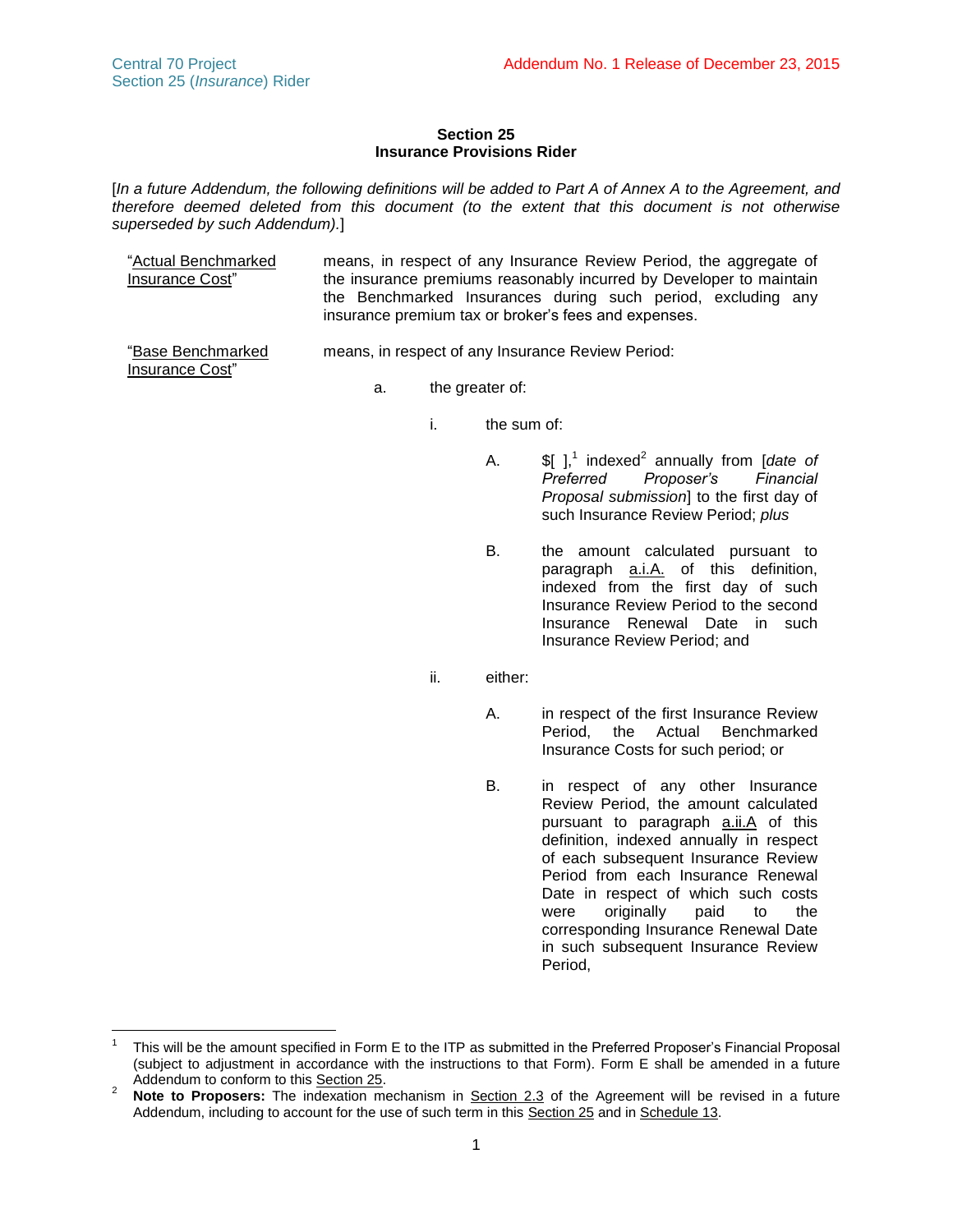## Section 25
## Insurance Provisions Rider

[*In a future Addendum, the following definitions will be added to Part A of Annex A to the Agreement, and therefore deemed deleted from this document (to the extent that this document is not otherwise superseded by such Addendum).*]

"Actual Benchmarked Insurance Cost" means, in respect of any Insurance Review Period, the aggregate of the insurance premiums reasonably incurred by Developer to maintain the Benchmarked Insurances during such period, excluding any insurance premium tax or broker's fees and expenses.

"Base Benchmarked Insurance Cost" means, in respect of any Insurance Review Period:

a. the greater of:

   i. the sum of:

      A. $[ ],[1] indexed[2] annually from [*date of Preferred Proposer's Financial Proposal submission*] to the first day of such Insurance Review Period; *plus*

      B. the amount calculated pursuant to paragraph a.i.A. of this definition, indexed from the first day of such Insurance Review Period to the second Insurance Renewal Date in such Insurance Review Period; and

   ii. either:

      A. in respect of the first Insurance Review Period, the Actual Benchmarked Insurance Costs for such period; or

      B. in respect of any other Insurance Review Period, the amount calculated pursuant to paragraph a.ii.A of this definition, indexed annually in respect of each subsequent Insurance Review Period from each Insurance Renewal Date in respect of which such costs were originally paid to the corresponding Insurance Renewal Date in such subsequent Insurance Review Period,

---

[1] This will be the amount specified in Form E to the ITP as submitted in the Preferred Proposer's Financial Proposal (subject to adjustment in accordance with the instructions to that Form). Form E shall be amended in a future Addendum to conform to this Section 25.

[2] **Note to Proposers:** The indexation mechanism in Section 2.3 of the Agreement will be revised in a future Addendum, including to account for the use of such term in this Section 25 and in Schedule 13.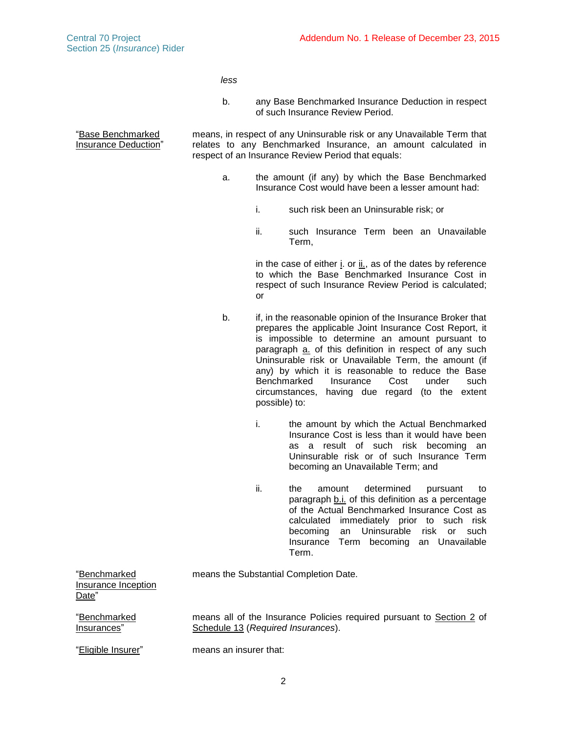*less*

b. any Base Benchmarked Insurance Deduction in respect of such Insurance Review Period.

"Base Benchmarked Insurance Deduction" means, in respect of any Uninsurable risk or any Unavailable Term that relates to any Benchmarked Insurance, an amount calculated in respect of an Insurance Review Period that equals:

a. the amount (if any) by which the Base Benchmarked Insurance Cost would have been a lesser amount had:

   i. such risk been an Uninsurable risk; or

   ii. such Insurance Term been an Unavailable Term,

   in the case of either i. or ii., as of the dates by reference to which the Base Benchmarked Insurance Cost in respect of such Insurance Review Period is calculated; or

b. if, in the reasonable opinion of the Insurance Broker that prepares the applicable Joint Insurance Cost Report, it is impossible to determine an amount pursuant to paragraph a. of this definition in respect of any such Uninsurable risk or Unavailable Term, the amount (if any) by which it is reasonable to reduce the Base Benchmarked Insurance Cost under such circumstances, having due regard (to the extent possible) to:

   i. the amount by which the Actual Benchmarked Insurance Cost is less than it would have been as a result of such risk becoming an Uninsurable risk or of such Insurance Term becoming an Unavailable Term; and

   ii. the amount determined pursuant to paragraph b.i. of this definition as a percentage of the Actual Benchmarked Insurance Cost as calculated immediately prior to such risk becoming an Uninsurable risk or such Insurance Term becoming an Unavailable Term.

"Benchmarked Insurance Inception Date" means the Substantial Completion Date.

"Benchmarked Insurances" means all of the Insurance Policies required pursuant to Section 2 of Schedule 13 (*Required Insurances*).

"Eligible Insurer" means an insurer that: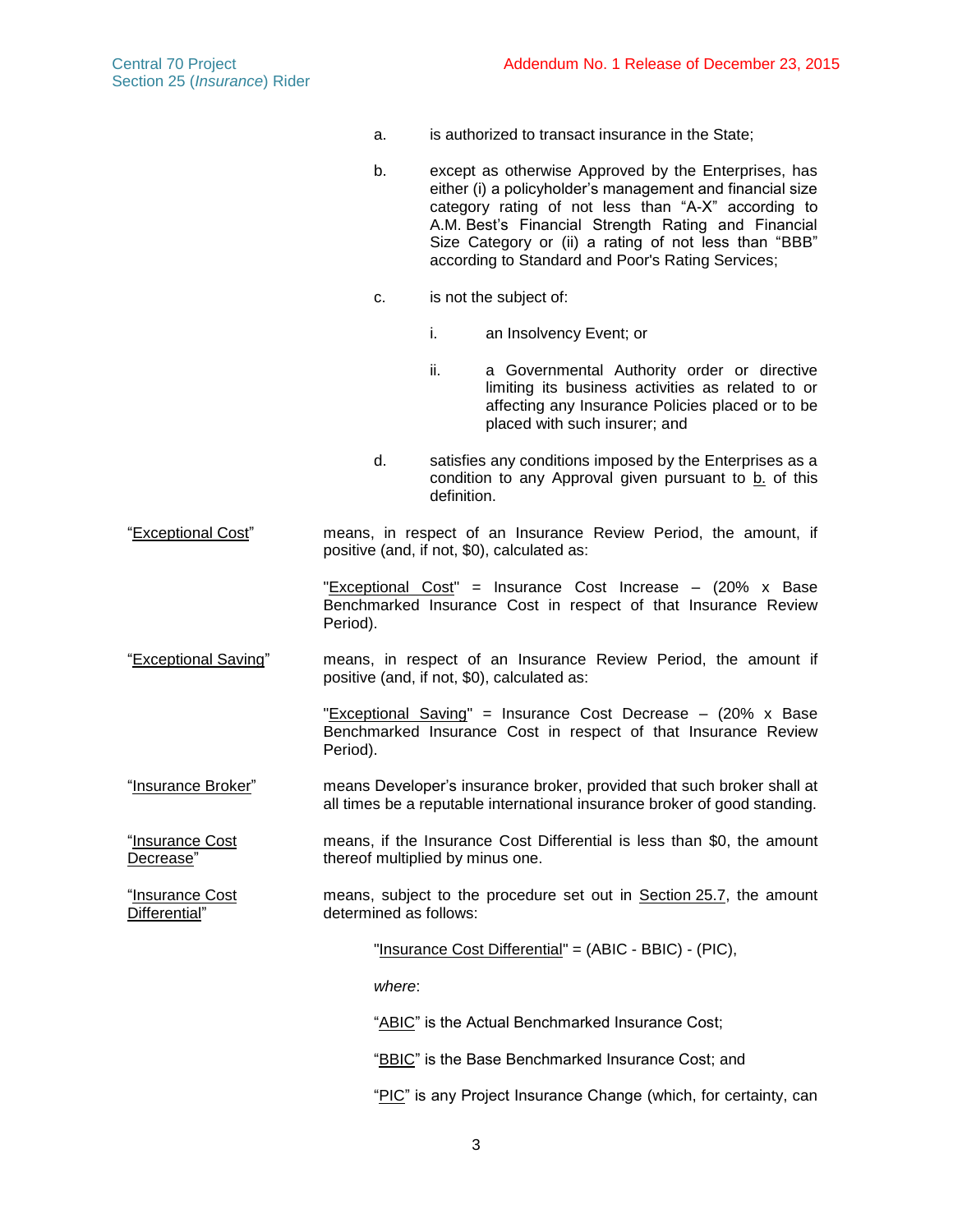a. is authorized to transact insurance in the State;

b. except as otherwise Approved by the Enterprises, has either (i) a policyholder's management and financial size category rating of not less than "A-X" according to A.M. Best's Financial Strength Rating and Financial Size Category or (ii) a rating of not less than "BBB" according to Standard and Poor's Rating Services;

c. is not the subject of:

   i. an Insolvency Event; or

   ii. a Governmental Authority order or directive limiting its business activities as related to or affecting any Insurance Policies placed or to be placed with such insurer; and

d. satisfies any conditions imposed by the Enterprises as a condition to any Approval given pursuant to b. of this definition.

"Exceptional Cost" means, in respect of an Insurance Review Period, the amount, if positive (and, if not, $0), calculated as:

"Exceptional Cost" = Insurance Cost Increase – (20% x Base Benchmarked Insurance Cost in respect of that Insurance Review Period).

"Exceptional Saving" means, in respect of an Insurance Review Period, the amount if positive (and, if not, $0), calculated as:

"Exceptional Saving" = Insurance Cost Decrease – (20% x Base Benchmarked Insurance Cost in respect of that Insurance Review Period).

"Insurance Broker" means Developer's insurance broker, provided that such broker shall at all times be a reputable international insurance broker of good standing.

"Insurance Cost Decrease" means, if the Insurance Cost Differential is less than $0, the amount thereof multiplied by minus one.

"Insurance Cost Differential" means, subject to the procedure set out in Section 25.7, the amount determined as follows:

"Insurance Cost Differential" = (ABIC - BBIC) - (PIC),

*where*:

"ABIC" is the Actual Benchmarked Insurance Cost;

"BBIC" is the Base Benchmarked Insurance Cost; and

"PIC" is any Project Insurance Change (which, for certainty, can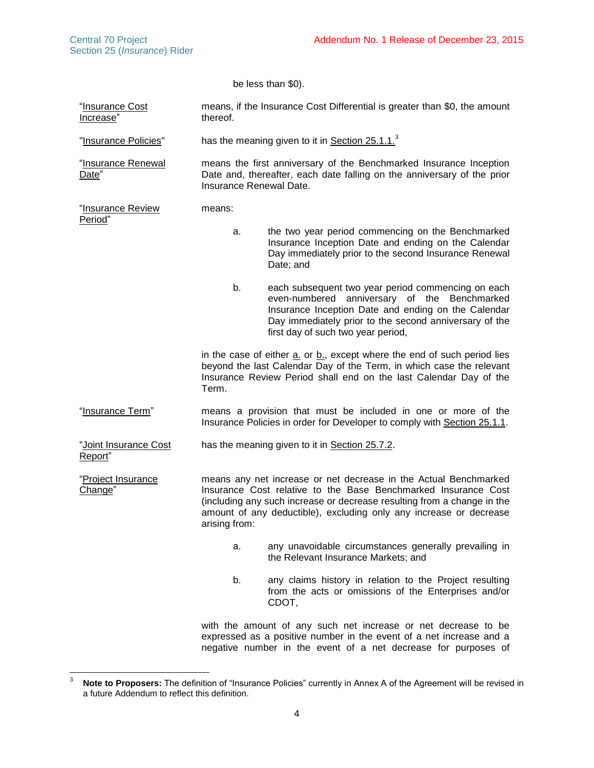be less than $0).

| | |
|---|---|
| "Insurance Cost Increase" | means, if the Insurance Cost Differential is greater than $0, the amount thereof. |
| "Insurance Policies" | has the meaning given to it in Section 25.1.1.[3] |
| "Insurance Renewal Date" | means the first anniversary of the Benchmarked Insurance Inception Date and, thereafter, each date falling on the anniversary of the prior Insurance Renewal Date. |

"Insurance Review Period" means:

a. the two year period commencing on the Benchmarked Insurance Inception Date and ending on the Calendar Day immediately prior to the second Insurance Renewal Date; and

b. each subsequent two year period commencing on each even-numbered anniversary of the Benchmarked Insurance Inception Date and ending on the Calendar Day immediately prior to the second anniversary of the first day of such two year period,

in the case of either a. or b., except where the end of such period lies beyond the last Calendar Day of the Term, in which case the relevant Insurance Review Period shall end on the last Calendar Day of the Term.

| | |
|---|---|
| "Insurance Term" | means a provision that must be included in one or more of the Insurance Policies in order for Developer to comply with Section 25.1.1. |
| "Joint Insurance Cost Report" | has the meaning given to it in Section 25.7.2. |

"Project Insurance Change" means any net increase or net decrease in the Actual Benchmarked Insurance Cost relative to the Base Benchmarked Insurance Cost (including any such increase or decrease resulting from a change in the amount of any deductible), excluding only any increase or decrease arising from:

a. any unavoidable circumstances generally prevailing in the Relevant Insurance Markets; and

b. any claims history in relation to the Project resulting from the acts or omissions of the Enterprises and/or CDOT,

with the amount of any such net increase or net decrease to be expressed as a positive number in the event of a net increase and a negative number in the event of a net decrease for purposes of

---

[3] **Note to Proposers:** The definition of "Insurance Policies" currently in Annex A of the Agreement will be revised in a future Addendum to reflect this definition.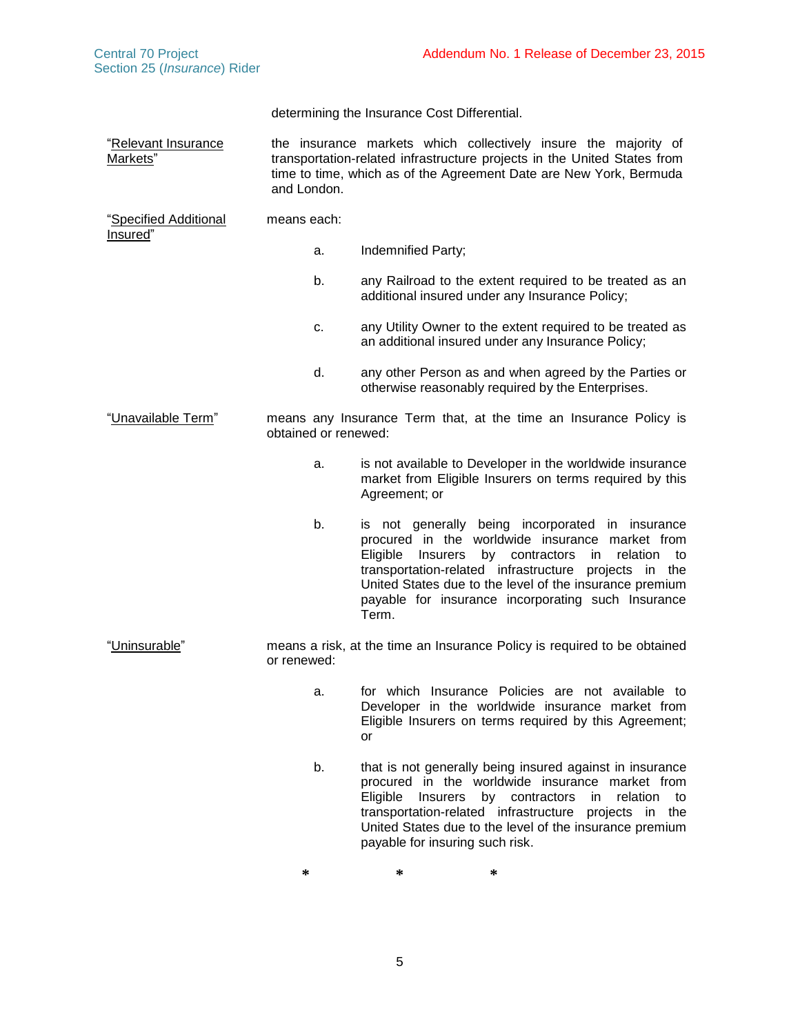determining the Insurance Cost Differential.

“Relevant Insurance Markets” the insurance markets which collectively insure the majority of transportation-related infrastructure projects in the United States from time to time, which as of the Agreement Date are New York, Bermuda and London.

“Specified Additional Insured” means each:

a. Indemnified Party;

b. any Railroad to the extent required to be treated as an additional insured under any Insurance Policy;

c. any Utility Owner to the extent required to be treated as an additional insured under any Insurance Policy;

d. any other Person as and when agreed by the Parties or otherwise reasonably required by the Enterprises.

“Unavailable Term” means any Insurance Term that, at the time an Insurance Policy is obtained or renewed:

a. is not available to Developer in the worldwide insurance market from Eligible Insurers on terms required by this Agreement; or

b. is not generally being incorporated in insurance procured in the worldwide insurance market from Eligible Insurers by contractors in relation to transportation-related infrastructure projects in the United States due to the level of the insurance premium payable for insurance incorporating such Insurance Term.

“Uninsurable” means a risk, at the time an Insurance Policy is required to be obtained or renewed:

a. for which Insurance Policies are not available to Developer in the worldwide insurance market from Eligible Insurers on terms required by this Agreement; or

b. that is not generally being insured against in insurance procured in the worldwide insurance market from Eligible Insurers by contractors in relation to transportation-related infrastructure projects in the United States due to the level of the insurance premium payable for insuring such risk.

\* \* \*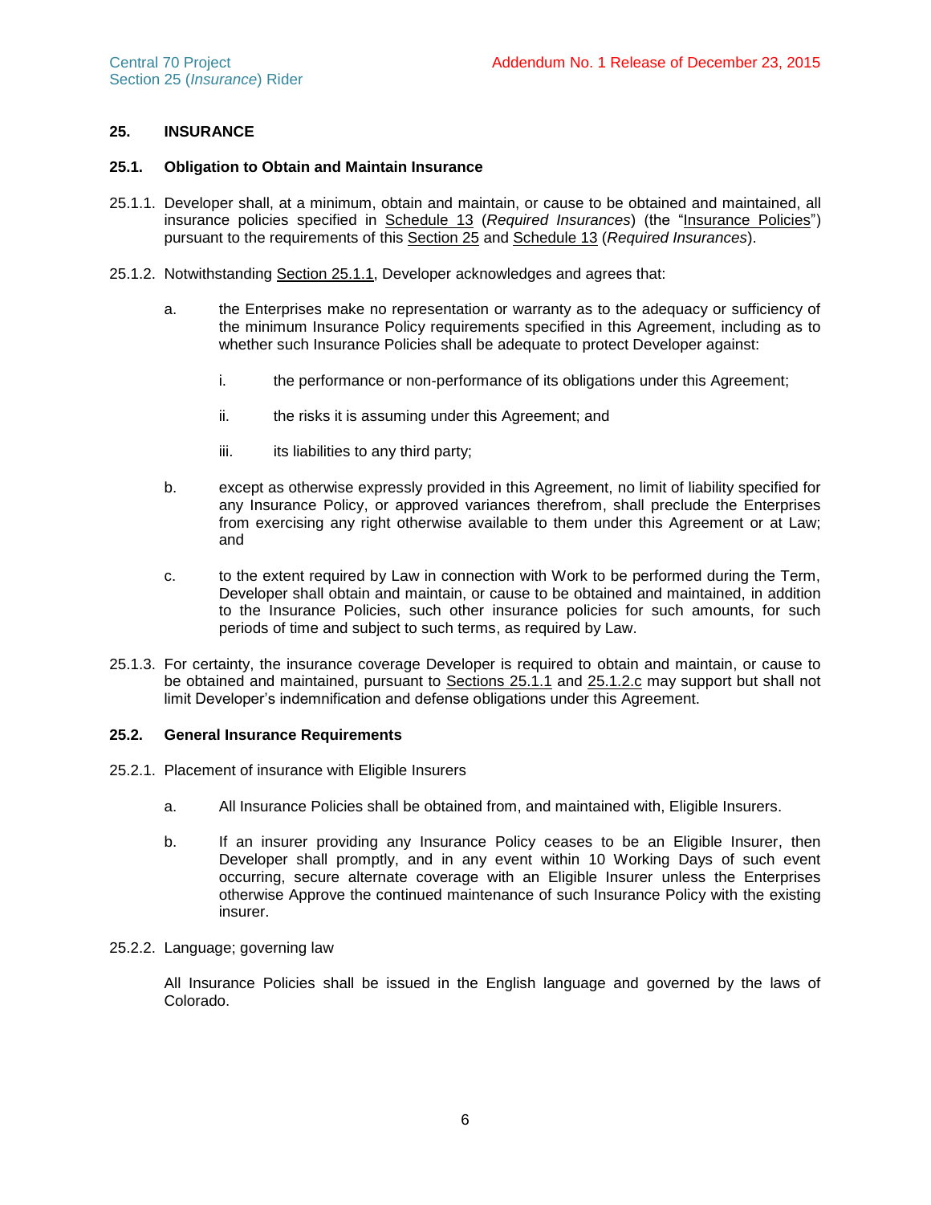## 25. INSURANCE

### 25.1. Obligation to Obtain and Maintain Insurance

25.1.1. Developer shall, at a minimum, obtain and maintain, or cause to be obtained and maintained, all insurance policies specified in Schedule 13 (*Required Insurances*) (the "Insurance Policies") pursuant to the requirements of this Section 25 and Schedule 13 (*Required Insurances*).

25.1.2. Notwithstanding Section 25.1.1, Developer acknowledges and agrees that:

a. the Enterprises make no representation or warranty as to the adequacy or sufficiency of the minimum Insurance Policy requirements specified in this Agreement, including as to whether such Insurance Policies shall be adequate to protect Developer against:

   i. the performance or non-performance of its obligations under this Agreement;

   ii. the risks it is assuming under this Agreement; and

   iii. its liabilities to any third party;

b. except as otherwise expressly provided in this Agreement, no limit of liability specified for any Insurance Policy, or approved variances therefrom, shall preclude the Enterprises from exercising any right otherwise available to them under this Agreement or at Law; and

c. to the extent required by Law in connection with Work to be performed during the Term, Developer shall obtain and maintain, or cause to be obtained and maintained, in addition to the Insurance Policies, such other insurance policies for such amounts, for such periods of time and subject to such terms, as required by Law.

25.1.3. For certainty, the insurance coverage Developer is required to obtain and maintain, or cause to be obtained and maintained, pursuant to Sections 25.1.1 and 25.1.2.c may support but shall not limit Developer's indemnification and defense obligations under this Agreement.

### 25.2. General Insurance Requirements

25.2.1. Placement of insurance with Eligible Insurers

a. All Insurance Policies shall be obtained from, and maintained with, Eligible Insurers.

b. If an insurer providing any Insurance Policy ceases to be an Eligible Insurer, then Developer shall promptly, and in any event within 10 Working Days of such event occurring, secure alternate coverage with an Eligible Insurer unless the Enterprises otherwise Approve the continued maintenance of such Insurance Policy with the existing insurer.

25.2.2. Language; governing law

All Insurance Policies shall be issued in the English language and governed by the laws of Colorado.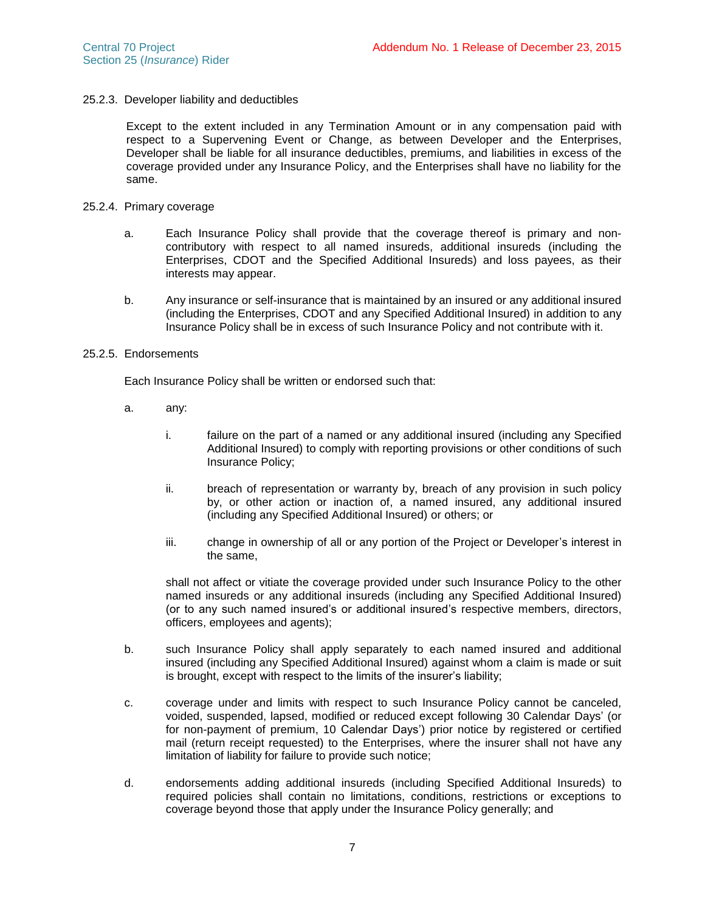#### 25.2.3. Developer liability and deductibles

Except to the extent included in any Termination Amount or in any compensation paid with respect to a Supervening Event or Change, as between Developer and the Enterprises, Developer shall be liable for all insurance deductibles, premiums, and liabilities in excess of the coverage provided under any Insurance Policy, and the Enterprises shall have no liability for the same.

#### 25.2.4. Primary coverage

a. Each Insurance Policy shall provide that the coverage thereof is primary and non-contributory with respect to all named insureds, additional insureds (including the Enterprises, CDOT and the Specified Additional Insureds) and loss payees, as their interests may appear.

b. Any insurance or self-insurance that is maintained by an insured or any additional insured (including the Enterprises, CDOT and any Specified Additional Insured) in addition to any Insurance Policy shall be in excess of such Insurance Policy and not contribute with it.

#### 25.2.5. Endorsements

Each Insurance Policy shall be written or endorsed such that:

a. any:

   i. failure on the part of a named or any additional insured (including any Specified Additional Insured) to comply with reporting provisions or other conditions of such Insurance Policy;

   ii. breach of representation or warranty by, breach of any provision in such policy by, or other action or inaction of, a named insured, any additional insured (including any Specified Additional Insured) or others; or

   iii. change in ownership of all or any portion of the Project or Developer's interest in the same,

   shall not affect or vitiate the coverage provided under such Insurance Policy to the other named insureds or any additional insureds (including any Specified Additional Insured) (or to any such named insured's or additional insured's respective members, directors, officers, employees and agents);

b. such Insurance Policy shall apply separately to each named insured and additional insured (including any Specified Additional Insured) against whom a claim is made or suit is brought, except with respect to the limits of the insurer's liability;

c. coverage under and limits with respect to such Insurance Policy cannot be canceled, voided, suspended, lapsed, modified or reduced except following 30 Calendar Days' (or for non-payment of premium, 10 Calendar Days') prior notice by registered or certified mail (return receipt requested) to the Enterprises, where the insurer shall not have any limitation of liability for failure to provide such notice;

d. endorsements adding additional insureds (including Specified Additional Insureds) to required policies shall contain no limitations, conditions, restrictions or exceptions to coverage beyond those that apply under the Insurance Policy generally; and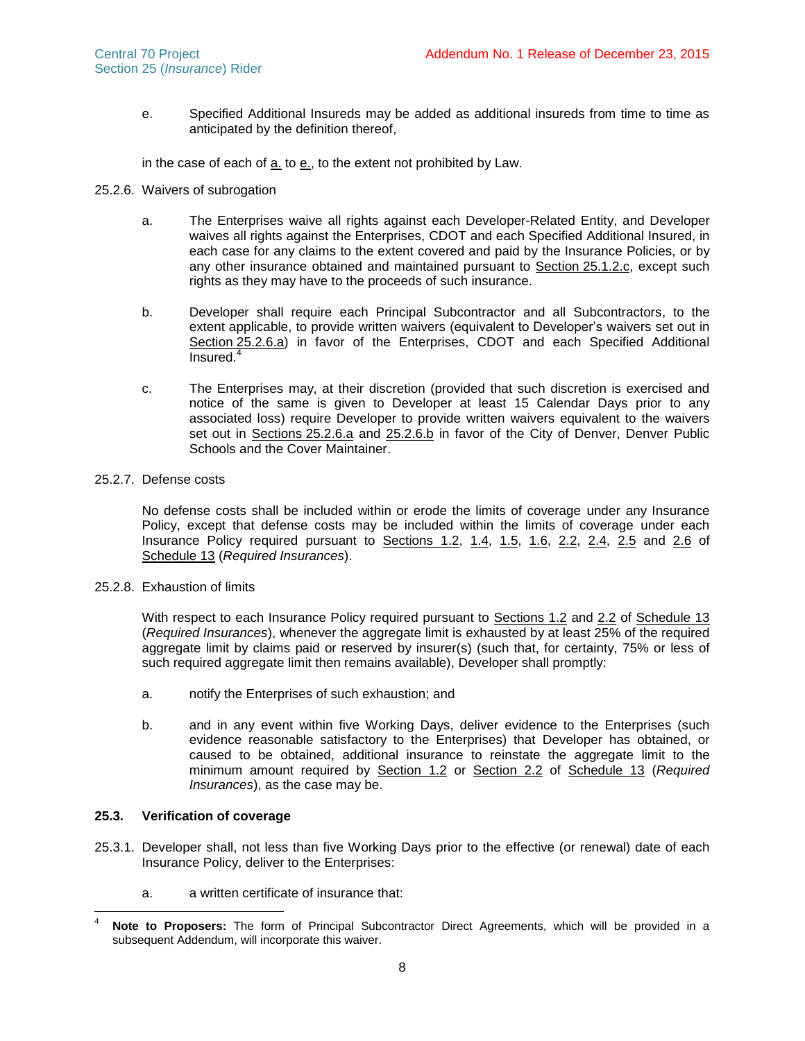e. Specified Additional Insureds may be added as additional insureds from time to time as anticipated by the definition thereof,

in the case of each of a. to e., to the extent not prohibited by Law.

25.2.6. Waivers of subrogation

a. The Enterprises waive all rights against each Developer-Related Entity, and Developer waives all rights against the Enterprises, CDOT and each Specified Additional Insured, in each case for any claims to the extent covered and paid by the Insurance Policies, or by any other insurance obtained and maintained pursuant to Section 25.1.2.c, except such rights as they may have to the proceeds of such insurance.

b. Developer shall require each Principal Subcontractor and all Subcontractors, to the extent applicable, to provide written waivers (equivalent to Developer's waivers set out in Section 25.2.6.a) in favor of the Enterprises, CDOT and each Specified Additional Insured.[4]

c. The Enterprises may, at their discretion (provided that such discretion is exercised and notice of the same is given to Developer at least 15 Calendar Days prior to any associated loss) require Developer to provide written waivers equivalent to the waivers set out in Sections 25.2.6.a and 25.2.6.b in favor of the City of Denver, Denver Public Schools and the Cover Maintainer.

25.2.7. Defense costs

No defense costs shall be included within or erode the limits of coverage under any Insurance Policy, except that defense costs may be included within the limits of coverage under each Insurance Policy required pursuant to Sections 1.2, 1.4, 1.5, 1.6, 2.2, 2.4, 2.5 and 2.6 of Schedule 13 (*Required Insurances*).

25.2.8. Exhaustion of limits

With respect to each Insurance Policy required pursuant to Sections 1.2 and 2.2 of Schedule 13 (*Required Insurances*), whenever the aggregate limit is exhausted by at least 25% of the required aggregate limit by claims paid or reserved by insurer(s) (such that, for certainty, 75% or less of such required aggregate limit then remains available), Developer shall promptly:

a. notify the Enterprises of such exhaustion; and

b. and in any event within five Working Days, deliver evidence to the Enterprises (such evidence reasonable satisfactory to the Enterprises) that Developer has obtained, or caused to be obtained, additional insurance to reinstate the aggregate limit to the minimum amount required by Section 1.2 or Section 2.2 of Schedule 13 (*Required Insurances*), as the case may be.

**25.3. Verification of coverage**

25.3.1. Developer shall, not less than five Working Days prior to the effective (or renewal) date of each Insurance Policy, deliver to the Enterprises:

a. a written certificate of insurance that:

[4] **Note to Proposers:** The form of Principal Subcontractor Direct Agreements, which will be provided in a subsequent Addendum, will incorporate this waiver.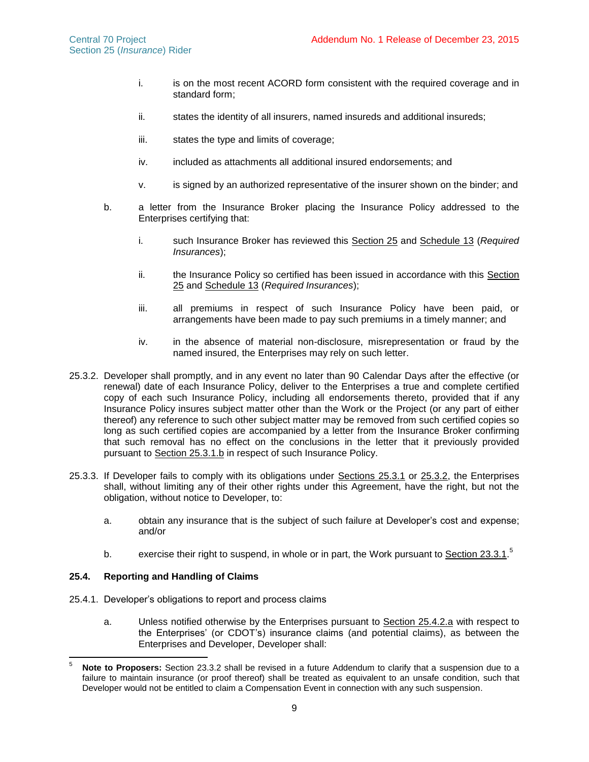i. is on the most recent ACORD form consistent with the required coverage and in standard form;

ii. states the identity of all insurers, named insureds and additional insureds;

iii. states the type and limits of coverage;

iv. included as attachments all additional insured endorsements; and

v. is signed by an authorized representative of the insurer shown on the binder; and

b. a letter from the Insurance Broker placing the Insurance Policy addressed to the Enterprises certifying that:

i. such Insurance Broker has reviewed this Section 25 and Schedule 13 (*Required Insurances*);

ii. the Insurance Policy so certified has been issued in accordance with this Section 25 and Schedule 13 (*Required Insurances*);

iii. all premiums in respect of such Insurance Policy have been paid, or arrangements have been made to pay such premiums in a timely manner; and

iv. in the absence of material non-disclosure, misrepresentation or fraud by the named insured, the Enterprises may rely on such letter.

25.3.2. Developer shall promptly, and in any event no later than 90 Calendar Days after the effective (or renewal) date of each Insurance Policy, deliver to the Enterprises a true and complete certified copy of each such Insurance Policy, including all endorsements thereto, provided that if any Insurance Policy insures subject matter other than the Work or the Project (or any part of either thereof) any reference to such other subject matter may be removed from such certified copies so long as such certified copies are accompanied by a letter from the Insurance Broker confirming that such removal has no effect on the conclusions in the letter that it previously provided pursuant to Section 25.3.1.b in respect of such Insurance Policy.

25.3.3. If Developer fails to comply with its obligations under Sections 25.3.1 or 25.3.2, the Enterprises shall, without limiting any of their other rights under this Agreement, have the right, but not the obligation, without notice to Developer, to:

a. obtain any insurance that is the subject of such failure at Developer's cost and expense; and/or

b. exercise their right to suspend, in whole or in part, the Work pursuant to Section 23.3.1.[5]

### 25.4. Reporting and Handling of Claims

25.4.1. Developer's obligations to report and process claims

a. Unless notified otherwise by the Enterprises pursuant to Section 25.4.2.a with respect to the Enterprises' (or CDOT's) insurance claims (and potential claims), as between the Enterprises and Developer, Developer shall:

[5] **Note to Proposers:** Section 23.3.2 shall be revised in a future Addendum to clarify that a suspension due to a failure to maintain insurance (or proof thereof) shall be treated as equivalent to an unsafe condition, such that Developer would not be entitled to claim a Compensation Event in connection with any such suspension.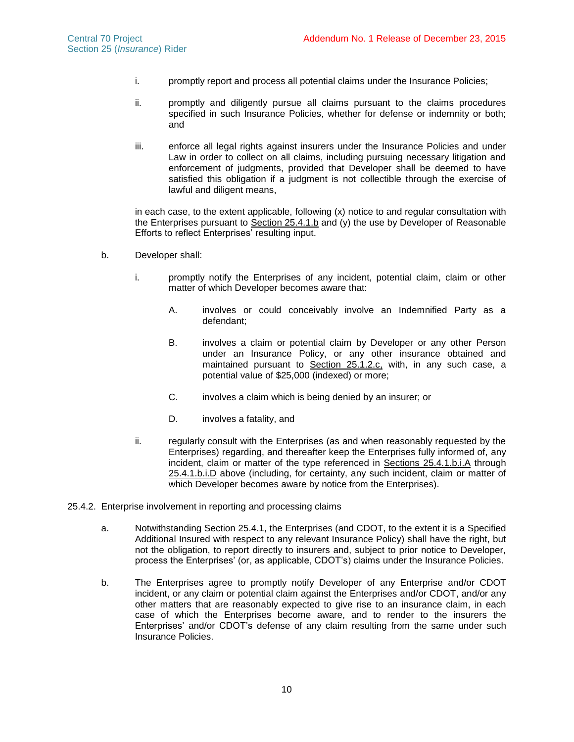i. promptly report and process all potential claims under the Insurance Policies;

ii. promptly and diligently pursue all claims pursuant to the claims procedures specified in such Insurance Policies, whether for defense or indemnity or both; and

iii. enforce all legal rights against insurers under the Insurance Policies and under Law in order to collect on all claims, including pursuing necessary litigation and enforcement of judgments, provided that Developer shall be deemed to have satisfied this obligation if a judgment is not collectible through the exercise of lawful and diligent means,

in each case, to the extent applicable, following (x) notice to and regular consultation with the Enterprises pursuant to Section 25.4.1.b and (y) the use by Developer of Reasonable Efforts to reflect Enterprises' resulting input.

b. Developer shall:

i. promptly notify the Enterprises of any incident, potential claim, claim or other matter of which Developer becomes aware that:

A. involves or could conceivably involve an Indemnified Party as a defendant;

B. involves a claim or potential claim by Developer or any other Person under an Insurance Policy, or any other insurance obtained and maintained pursuant to Section 25.1.2.c, with, in any such case, a potential value of $25,000 (indexed) or more;

C. involves a claim which is being denied by an insurer; or

D. involves a fatality, and

ii. regularly consult with the Enterprises (as and when reasonably requested by the Enterprises) regarding, and thereafter keep the Enterprises fully informed of, any incident, claim or matter of the type referenced in Sections 25.4.1.b.i.A through 25.4.1.b.i.D above (including, for certainty, any such incident, claim or matter of which Developer becomes aware by notice from the Enterprises).

25.4.2. Enterprise involvement in reporting and processing claims

a. Notwithstanding Section 25.4.1, the Enterprises (and CDOT, to the extent it is a Specified Additional Insured with respect to any relevant Insurance Policy) shall have the right, but not the obligation, to report directly to insurers and, subject to prior notice to Developer, process the Enterprises' (or, as applicable, CDOT's) claims under the Insurance Policies.

b. The Enterprises agree to promptly notify Developer of any Enterprise and/or CDOT incident, or any claim or potential claim against the Enterprises and/or CDOT, and/or any other matters that are reasonably expected to give rise to an insurance claim, in each case of which the Enterprises become aware, and to render to the insurers the Enterprises' and/or CDOT's defense of any claim resulting from the same under such Insurance Policies.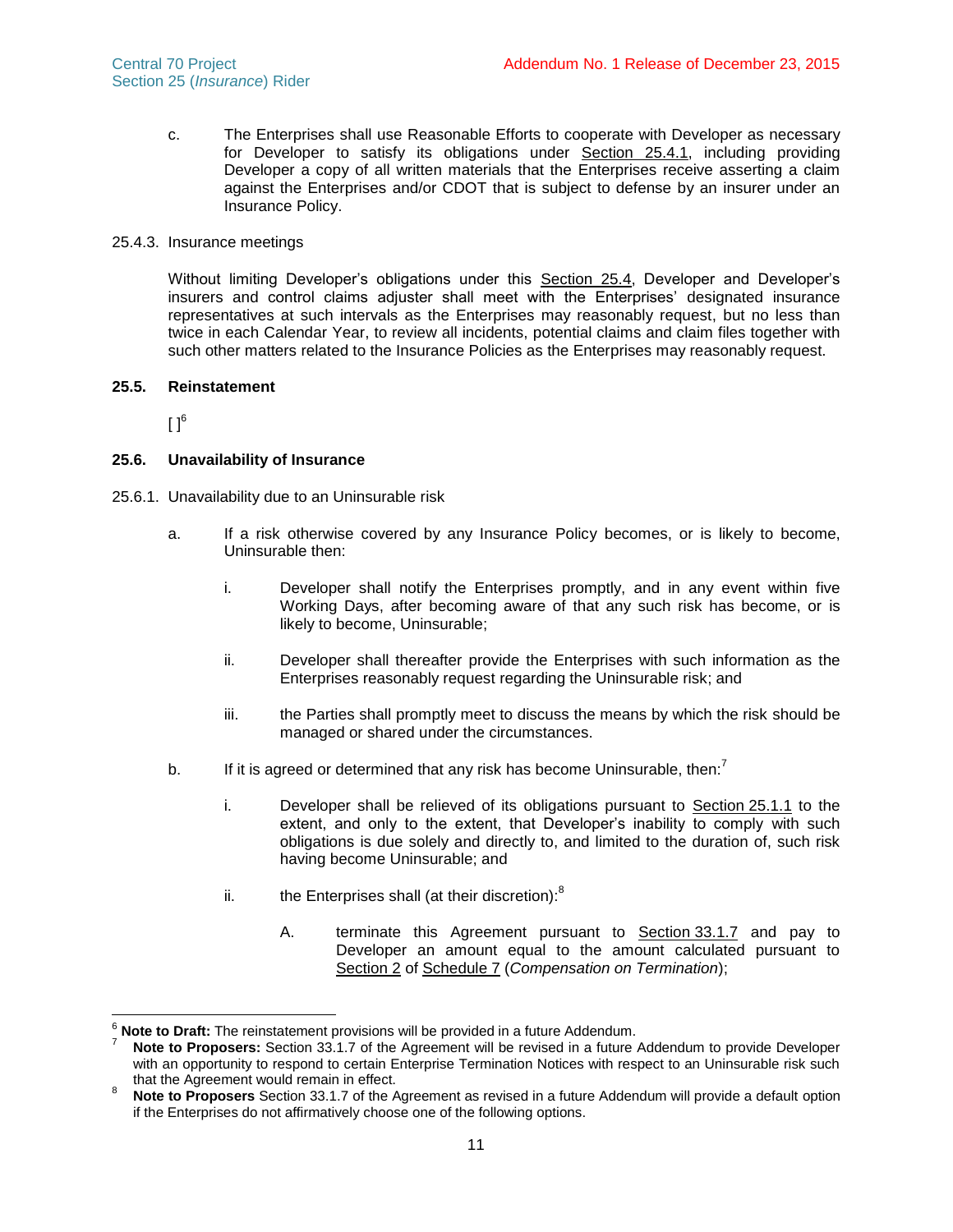c. The Enterprises shall use Reasonable Efforts to cooperate with Developer as necessary for Developer to satisfy its obligations under Section 25.4.1, including providing Developer a copy of all written materials that the Enterprises receive asserting a claim against the Enterprises and/or CDOT that is subject to defense by an insurer under an Insurance Policy.

25.4.3. Insurance meetings

Without limiting Developer's obligations under this Section 25.4, Developer and Developer's insurers and control claims adjuster shall meet with the Enterprises' designated insurance representatives at such intervals as the Enterprises may reasonably request, but no less than twice in each Calendar Year, to review all incidents, potential claims and claim files together with such other matters related to the Insurance Policies as the Enterprises may reasonably request.

### 25.5. Reinstatement

[ ][6]

### 25.6. Unavailability of Insurance

25.6.1. Unavailability due to an Uninsurable risk

a. If a risk otherwise covered by any Insurance Policy becomes, or is likely to become, Uninsurable then:

   i. Developer shall notify the Enterprises promptly, and in any event within five Working Days, after becoming aware of that any such risk has become, or is likely to become, Uninsurable;

   ii. Developer shall thereafter provide the Enterprises with such information as the Enterprises reasonably request regarding the Uninsurable risk; and

   iii. the Parties shall promptly meet to discuss the means by which the risk should be managed or shared under the circumstances.

b. If it is agreed or determined that any risk has become Uninsurable, then:[7]

   i. Developer shall be relieved of its obligations pursuant to Section 25.1.1 to the extent, and only to the extent, that Developer's inability to comply with such obligations is due solely and directly to, and limited to the duration of, such risk having become Uninsurable; and

   ii. the Enterprises shall (at their discretion):[8]

      A. terminate this Agreement pursuant to Section 33.1.7 and pay to Developer an amount equal to the amount calculated pursuant to Section 2 of Schedule 7 (*Compensation on Termination*);

---

[6] **Note to Draft:** The reinstatement provisions will be provided in a future Addendum.

[7] **Note to Proposers:** Section 33.1.7 of the Agreement will be revised in a future Addendum to provide Developer with an opportunity to respond to certain Enterprise Termination Notices with respect to an Uninsurable risk such that the Agreement would remain in effect.

[8] **Note to Proposers** Section 33.1.7 of the Agreement as revised in a future Addendum will provide a default option if the Enterprises do not affirmatively choose one of the following options.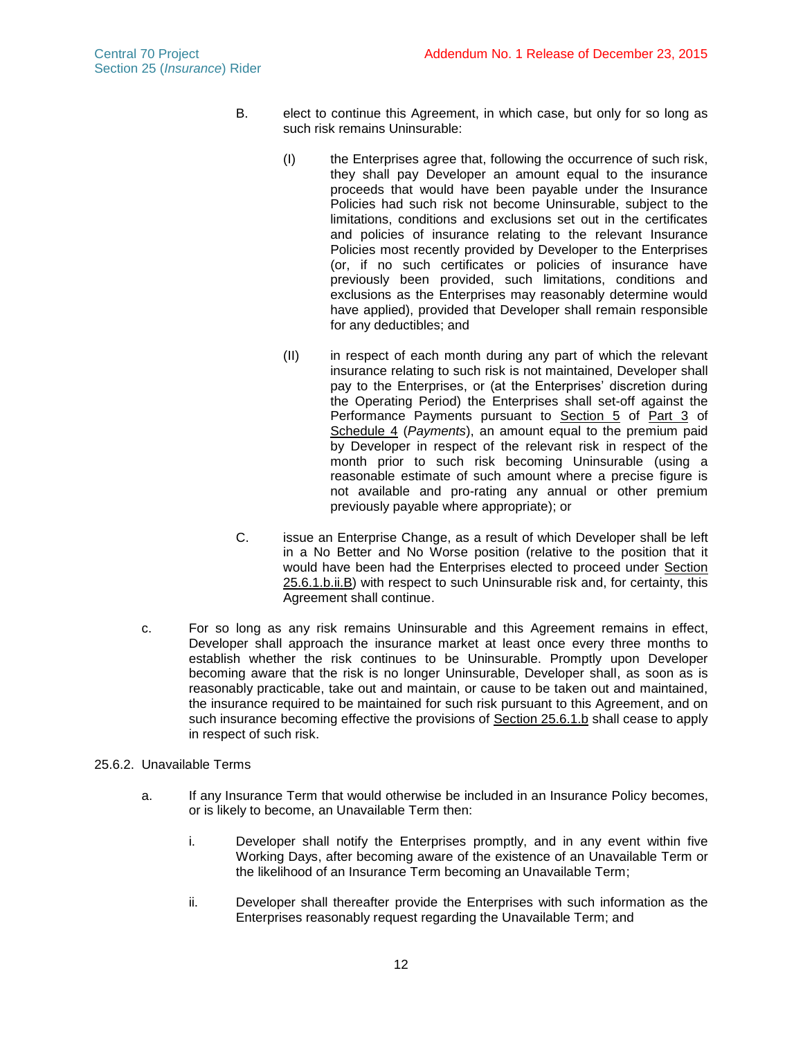B. elect to continue this Agreement, in which case, but only for so long as such risk remains Uninsurable:

(I) the Enterprises agree that, following the occurrence of such risk, they shall pay Developer an amount equal to the insurance proceeds that would have been payable under the Insurance Policies had such risk not become Uninsurable, subject to the limitations, conditions and exclusions set out in the certificates and policies of insurance relating to the relevant Insurance Policies most recently provided by Developer to the Enterprises (or, if no such certificates or policies of insurance have previously been provided, such limitations, conditions and exclusions as the Enterprises may reasonably determine would have applied), provided that Developer shall remain responsible for any deductibles; and

(II) in respect of each month during any part of which the relevant insurance relating to such risk is not maintained, Developer shall pay to the Enterprises, or (at the Enterprises' discretion during the Operating Period) the Enterprises shall set-off against the Performance Payments pursuant to Section 5 of Part 3 of Schedule 4 (*Payments*), an amount equal to the premium paid by Developer in respect of the relevant risk in respect of the month prior to such risk becoming Uninsurable (using a reasonable estimate of such amount where a precise figure is not available and pro-rating any annual or other premium previously payable where appropriate); or

C. issue an Enterprise Change, as a result of which Developer shall be left in a No Better and No Worse position (relative to the position that it would have been had the Enterprises elected to proceed under Section 25.6.1.b.ii.B) with respect to such Uninsurable risk and, for certainty, this Agreement shall continue.

c. For so long as any risk remains Uninsurable and this Agreement remains in effect, Developer shall approach the insurance market at least once every three months to establish whether the risk continues to be Uninsurable. Promptly upon Developer becoming aware that the risk is no longer Uninsurable, Developer shall, as soon as is reasonably practicable, take out and maintain, or cause to be taken out and maintained, the insurance required to be maintained for such risk pursuant to this Agreement, and on such insurance becoming effective the provisions of Section 25.6.1.b shall cease to apply in respect of such risk.

25.6.2. Unavailable Terms

a. If any Insurance Term that would otherwise be included in an Insurance Policy becomes, or is likely to become, an Unavailable Term then:

i. Developer shall notify the Enterprises promptly, and in any event within five Working Days, after becoming aware of the existence of an Unavailable Term or the likelihood of an Insurance Term becoming an Unavailable Term;

ii. Developer shall thereafter provide the Enterprises with such information as the Enterprises reasonably request regarding the Unavailable Term; and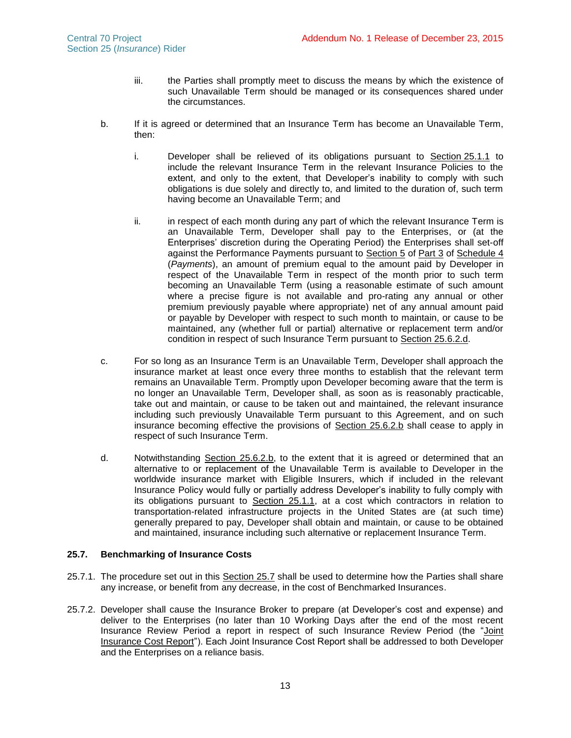iii. the Parties shall promptly meet to discuss the means by which the existence of such Unavailable Term should be managed or its consequences shared under the circumstances.

b. If it is agreed or determined that an Insurance Term has become an Unavailable Term, then:

i. Developer shall be relieved of its obligations pursuant to Section 25.1.1 to include the relevant Insurance Term in the relevant Insurance Policies to the extent, and only to the extent, that Developer's inability to comply with such obligations is due solely and directly to, and limited to the duration of, such term having become an Unavailable Term; and

ii. in respect of each month during any part of which the relevant Insurance Term is an Unavailable Term, Developer shall pay to the Enterprises, or (at the Enterprises' discretion during the Operating Period) the Enterprises shall set-off against the Performance Payments pursuant to Section 5 of Part 3 of Schedule 4 (*Payments*), an amount of premium equal to the amount paid by Developer in respect of the Unavailable Term in respect of the month prior to such term becoming an Unavailable Term (using a reasonable estimate of such amount where a precise figure is not available and pro-rating any annual or other premium previously payable where appropriate) net of any annual amount paid or payable by Developer with respect to such month to maintain, or cause to be maintained, any (whether full or partial) alternative or replacement term and/or condition in respect of such Insurance Term pursuant to Section 25.6.2.d.

c. For so long as an Insurance Term is an Unavailable Term, Developer shall approach the insurance market at least once every three months to establish that the relevant term remains an Unavailable Term. Promptly upon Developer becoming aware that the term is no longer an Unavailable Term, Developer shall, as soon as is reasonably practicable, take out and maintain, or cause to be taken out and maintained, the relevant insurance including such previously Unavailable Term pursuant to this Agreement, and on such insurance becoming effective the provisions of Section 25.6.2.b shall cease to apply in respect of such Insurance Term.

d. Notwithstanding Section 25.6.2.b, to the extent that it is agreed or determined that an alternative to or replacement of the Unavailable Term is available to Developer in the worldwide insurance market with Eligible Insurers, which if included in the relevant Insurance Policy would fully or partially address Developer's inability to fully comply with its obligations pursuant to Section 25.1.1, at a cost which contractors in relation to transportation-related infrastructure projects in the United States are (at such time) generally prepared to pay, Developer shall obtain and maintain, or cause to be obtained and maintained, insurance including such alternative or replacement Insurance Term.

### 25.7. Benchmarking of Insurance Costs

25.7.1. The procedure set out in this Section 25.7 shall be used to determine how the Parties shall share any increase, or benefit from any decrease, in the cost of Benchmarked Insurances.

25.7.2. Developer shall cause the Insurance Broker to prepare (at Developer's cost and expense) and deliver to the Enterprises (no later than 10 Working Days after the end of the most recent Insurance Review Period a report in respect of such Insurance Review Period (the "Joint Insurance Cost Report"). Each Joint Insurance Cost Report shall be addressed to both Developer and the Enterprises on a reliance basis.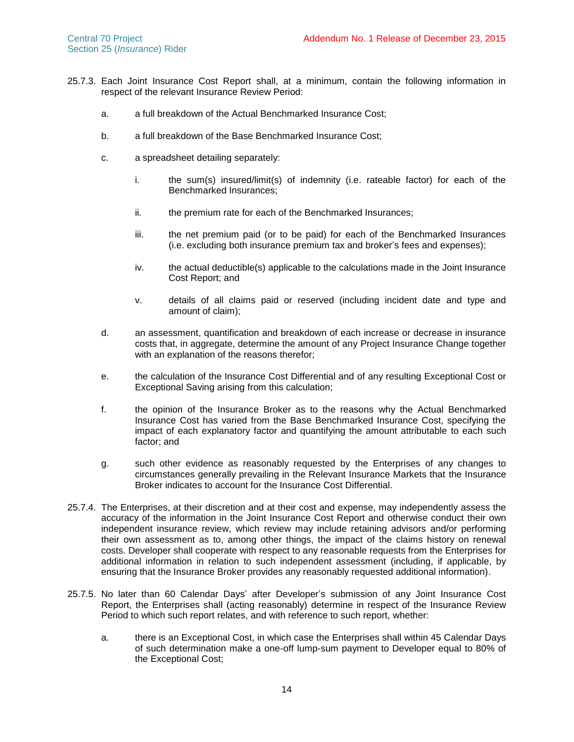25.7.3. Each Joint Insurance Cost Report shall, at a minimum, contain the following information in respect of the relevant Insurance Review Period:

a. a full breakdown of the Actual Benchmarked Insurance Cost;

b. a full breakdown of the Base Benchmarked Insurance Cost;

c. a spreadsheet detailing separately:

i. the sum(s) insured/limit(s) of indemnity (i.e. rateable factor) for each of the Benchmarked Insurances;

ii. the premium rate for each of the Benchmarked Insurances;

iii. the net premium paid (or to be paid) for each of the Benchmarked Insurances (i.e. excluding both insurance premium tax and broker's fees and expenses);

iv. the actual deductible(s) applicable to the calculations made in the Joint Insurance Cost Report; and

v. details of all claims paid or reserved (including incident date and type and amount of claim);

d. an assessment, quantification and breakdown of each increase or decrease in insurance costs that, in aggregate, determine the amount of any Project Insurance Change together with an explanation of the reasons therefor;

e. the calculation of the Insurance Cost Differential and of any resulting Exceptional Cost or Exceptional Saving arising from this calculation;

f. the opinion of the Insurance Broker as to the reasons why the Actual Benchmarked Insurance Cost has varied from the Base Benchmarked Insurance Cost, specifying the impact of each explanatory factor and quantifying the amount attributable to each such factor; and

g. such other evidence as reasonably requested by the Enterprises of any changes to circumstances generally prevailing in the Relevant Insurance Markets that the Insurance Broker indicates to account for the Insurance Cost Differential.

25.7.4. The Enterprises, at their discretion and at their cost and expense, may independently assess the accuracy of the information in the Joint Insurance Cost Report and otherwise conduct their own independent insurance review, which review may include retaining advisors and/or performing their own assessment as to, among other things, the impact of the claims history on renewal costs. Developer shall cooperate with respect to any reasonable requests from the Enterprises for additional information in relation to such independent assessment (including, if applicable, by ensuring that the Insurance Broker provides any reasonably requested additional information).

25.7.5. No later than 60 Calendar Days' after Developer's submission of any Joint Insurance Cost Report, the Enterprises shall (acting reasonably) determine in respect of the Insurance Review Period to which such report relates, and with reference to such report, whether:

a. there is an Exceptional Cost, in which case the Enterprises shall within 45 Calendar Days of such determination make a one-off lump-sum payment to Developer equal to 80% of the Exceptional Cost;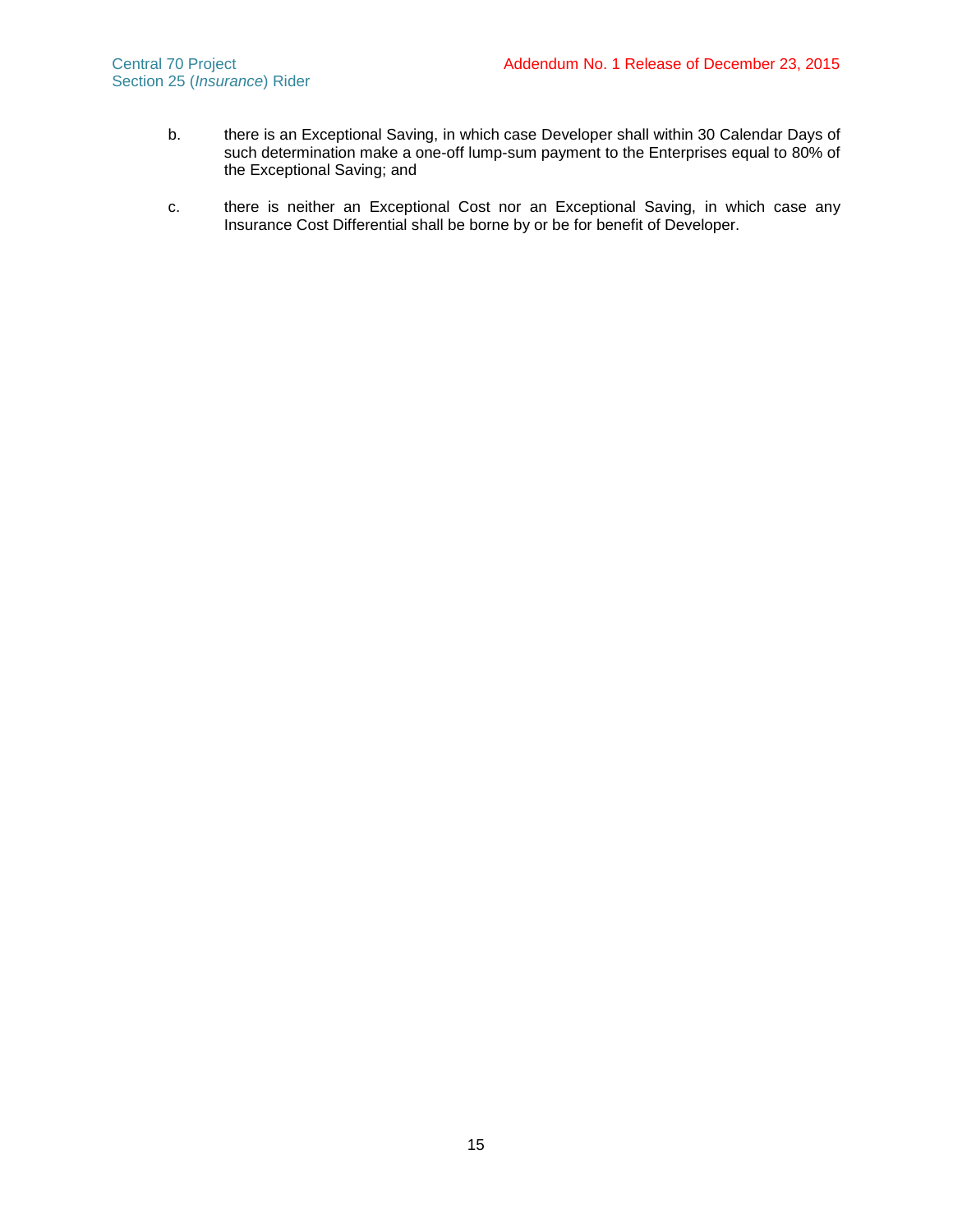b. there is an Exceptional Saving, in which case Developer shall within 30 Calendar Days of such determination make a one-off lump-sum payment to the Enterprises equal to 80% of the Exceptional Saving; and

c. there is neither an Exceptional Cost nor an Exceptional Saving, in which case any Insurance Cost Differential shall be borne by or be for benefit of Developer.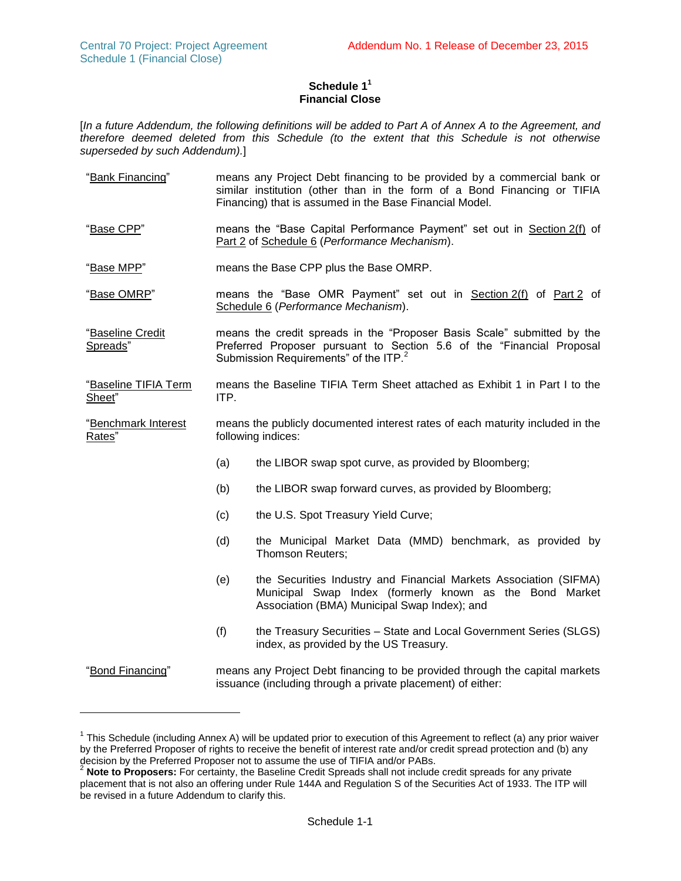# Schedule 1[1]
## Financial Close

[*In a future Addendum, the following definitions will be added to Part A of Annex A to the Agreement, and therefore deemed deleted from this Schedule (to the extent that this Schedule is not otherwise superseded by such Addendum).*]

"Bank Financing" means any Project Debt financing to be provided by a commercial bank or similar institution (other than in the form of a Bond Financing or TIFIA Financing) that is assumed in the Base Financial Model.

"Base CPP" means the "Base Capital Performance Payment" set out in Section 2(f) of Part 2 of Schedule 6 (*Performance Mechanism*).

"Base MPP" means the Base CPP plus the Base OMRP.

"Base OMRP" means the "Base OMR Payment" set out in Section 2(f) of Part 2 of Schedule 6 (*Performance Mechanism*).

"Baseline Credit Spreads" means the credit spreads in the "Proposer Basis Scale" submitted by the Preferred Proposer pursuant to Section 5.6 of the "Financial Proposal Submission Requirements" of the ITP.[2]

"Baseline TIFIA Term Sheet" means the Baseline TIFIA Term Sheet attached as Exhibit 1 in Part I to the ITP.

"Benchmark Interest Rates" means the publicly documented interest rates of each maturity included in the following indices:

(a) the LIBOR swap spot curve, as provided by Bloomberg;

(b) the LIBOR swap forward curves, as provided by Bloomberg;

(c) the U.S. Spot Treasury Yield Curve;

(d) the Municipal Market Data (MMD) benchmark, as provided by Thomson Reuters;

(e) the Securities Industry and Financial Markets Association (SIFMA) Municipal Swap Index (formerly known as the Bond Market Association (BMA) Municipal Swap Index); and

(f) the Treasury Securities – State and Local Government Series (SLGS) index, as provided by the US Treasury.

"Bond Financing" means any Project Debt financing to be provided through the capital markets issuance (including through a private placement) of either:

---

[1] This Schedule (including Annex A) will be updated prior to execution of this Agreement to reflect (a) any prior waiver by the Preferred Proposer of rights to receive the benefit of interest rate and/or credit spread protection and (b) any decision by the Preferred Proposer not to assume the use of TIFIA and/or PABs.

[2] **Note to Proposers:** For certainty, the Baseline Credit Spreads shall not include credit spreads for any private placement that is not also an offering under Rule 144A and Regulation S of the Securities Act of 1933. The ITP will be revised in a future Addendum to clarify this.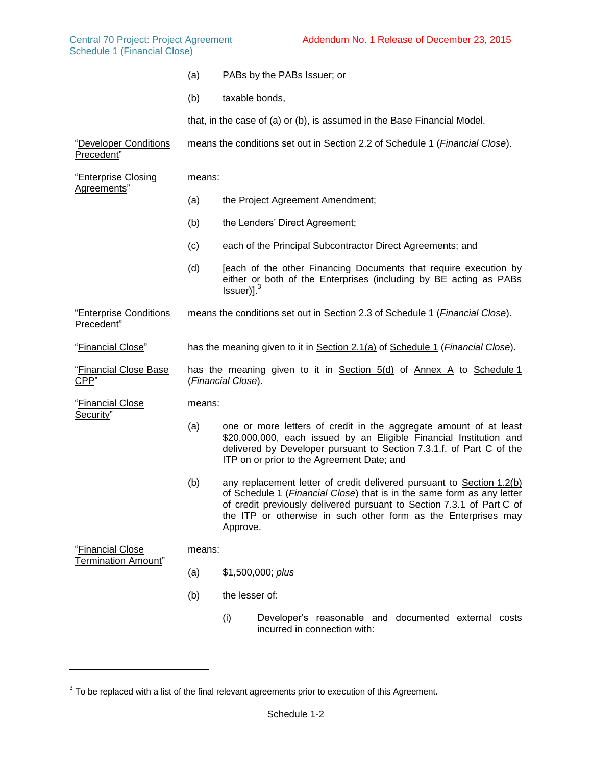(a) PABs by the PABs Issuer; or

(b) taxable bonds,

that, in the case of (a) or (b), is assumed in the Base Financial Model.

"Developer Conditions Precedent" means the conditions set out in Section 2.2 of Schedule 1 (*Financial Close*).

"Enterprise Closing Agreements" means:

(a) the Project Agreement Amendment;

(b) the Lenders' Direct Agreement;

(c) each of the Principal Subcontractor Direct Agreements; and

(d) [each of the other Financing Documents that require execution by either or both of the Enterprises (including by BE acting as PABs Issuer)].[3]

"Enterprise Conditions Precedent" means the conditions set out in Section 2.3 of Schedule 1 (*Financial Close*).

"Financial Close" has the meaning given to it in Section 2.1(a) of Schedule 1 (*Financial Close*).

"Financial Close Base CPP" has the meaning given to it in Section 5(d) of Annex A to Schedule 1 (*Financial Close*).

"Financial Close Security" means:

(a) one or more letters of credit in the aggregate amount of at least $20,000,000, each issued by an Eligible Financial Institution and delivered by Developer pursuant to Section 7.3.1.f. of Part C of the ITP on or prior to the Agreement Date; and

(b) any replacement letter of credit delivered pursuant to Section 1.2(b) of Schedule 1 (*Financial Close*) that is in the same form as any letter of credit previously delivered pursuant to Section 7.3.1 of Part C of the ITP or otherwise in such other form as the Enterprises may Approve.

"Financial Close Termination Amount" means:

(a) $1,500,000; *plus*

(b) the lesser of:

(i) Developer's reasonable and documented external costs incurred in connection with:

---

[3] To be replaced with a list of the final relevant agreements prior to execution of this Agreement.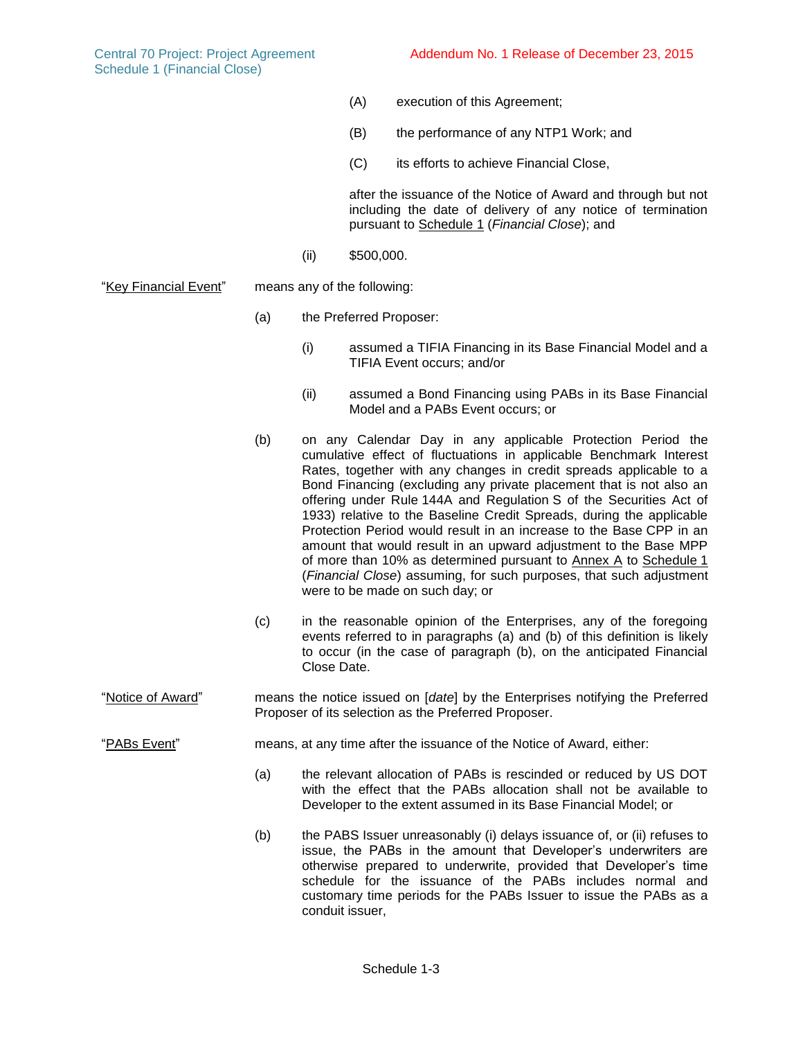(A) execution of this Agreement;

(B) the performance of any NTP1 Work; and

(C) its efforts to achieve Financial Close,

after the issuance of the Notice of Award and through but not including the date of delivery of any notice of termination pursuant to Schedule 1 (*Financial Close*); and

(ii) $500,000.

"Key Financial Event" means any of the following:

(a) the Preferred Proposer:

(i) assumed a TIFIA Financing in its Base Financial Model and a TIFIA Event occurs; and/or

(ii) assumed a Bond Financing using PABs in its Base Financial Model and a PABs Event occurs; or

(b) on any Calendar Day in any applicable Protection Period the cumulative effect of fluctuations in applicable Benchmark Interest Rates, together with any changes in credit spreads applicable to a Bond Financing (excluding any private placement that is not also an offering under Rule 144A and Regulation S of the Securities Act of 1933) relative to the Baseline Credit Spreads, during the applicable Protection Period would result in an increase to the Base CPP in an amount that would result in an upward adjustment to the Base MPP of more than 10% as determined pursuant to Annex A to Schedule 1 (*Financial Close*) assuming, for such purposes, that such adjustment were to be made on such day; or

(c) in the reasonable opinion of the Enterprises, any of the foregoing events referred to in paragraphs (a) and (b) of this definition is likely to occur (in the case of paragraph (b), on the anticipated Financial Close Date.

"Notice of Award" means the notice issued on [*date*] by the Enterprises notifying the Preferred Proposer of its selection as the Preferred Proposer.

"PABs Event" means, at any time after the issuance of the Notice of Award, either:

(a) the relevant allocation of PABs is rescinded or reduced by US DOT with the effect that the PABs allocation shall not be available to Developer to the extent assumed in its Base Financial Model; or

(b) the PABS Issuer unreasonably (i) delays issuance of, or (ii) refuses to issue, the PABs in the amount that Developer's underwriters are otherwise prepared to underwrite, provided that Developer's time schedule for the issuance of the PABs includes normal and customary time periods for the PABs Issuer to issue the PABs as a conduit issuer,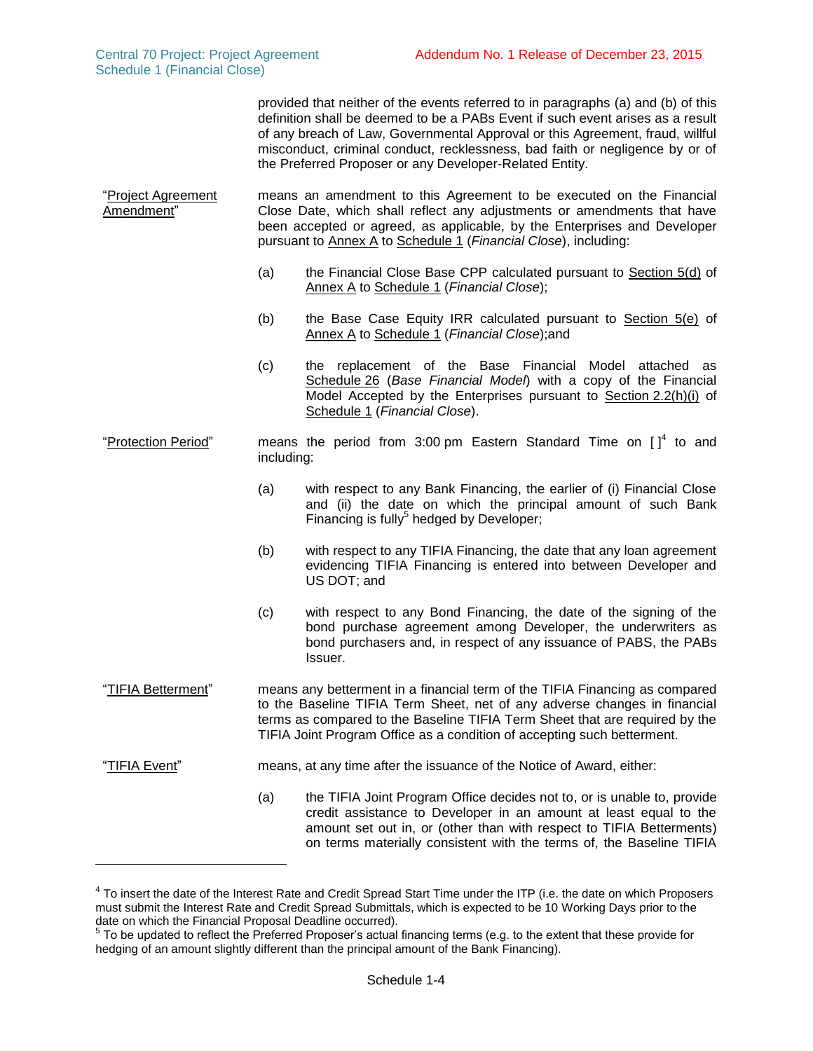provided that neither of the events referred to in paragraphs (a) and (b) of this definition shall be deemed to be a PABs Event if such event arises as a result of any breach of Law, Governmental Approval or this Agreement, fraud, willful misconduct, criminal conduct, recklessness, bad faith or negligence by or of the Preferred Proposer or any Developer-Related Entity.

"Project Agreement Amendment" means an amendment to this Agreement to be executed on the Financial Close Date, which shall reflect any adjustments or amendments that have been accepted or agreed, as applicable, by the Enterprises and Developer pursuant to Annex A to Schedule 1 (*Financial Close*), including:

(a) the Financial Close Base CPP calculated pursuant to Section 5(d) of Annex A to Schedule 1 (*Financial Close*);

(b) the Base Case Equity IRR calculated pursuant to Section 5(e) of Annex A to Schedule 1 (*Financial Close*);and

(c) the replacement of the Base Financial Model attached as Schedule 26 (*Base Financial Model*) with a copy of the Financial Model Accepted by the Enterprises pursuant to Section 2.2(h)(i) of Schedule 1 (*Financial Close*).

"Protection Period" means the period from 3:00 pm Eastern Standard Time on [ ][4] to and including:

(a) with respect to any Bank Financing, the earlier of (i) Financial Close and (ii) the date on which the principal amount of such Bank Financing is fully[5] hedged by Developer;

(b) with respect to any TIFIA Financing, the date that any loan agreement evidencing TIFIA Financing is entered into between Developer and US DOT; and

(c) with respect to any Bond Financing, the date of the signing of the bond purchase agreement among Developer, the underwriters as bond purchasers and, in respect of any issuance of PABS, the PABs Issuer.

"TIFIA Betterment" means any betterment in a financial term of the TIFIA Financing as compared to the Baseline TIFIA Term Sheet, net of any adverse changes in financial terms as compared to the Baseline TIFIA Term Sheet that are required by the TIFIA Joint Program Office as a condition of accepting such betterment.

"TIFIA Event" means, at any time after the issuance of the Notice of Award, either:

(a) the TIFIA Joint Program Office decides not to, or is unable to, provide credit assistance to Developer in an amount at least equal to the amount set out in, or (other than with respect to TIFIA Betterments) on terms materially consistent with the terms of, the Baseline TIFIA

---

[4] To insert the date of the Interest Rate and Credit Spread Start Time under the ITP (i.e. the date on which Proposers must submit the Interest Rate and Credit Spread Submittals, which is expected to be 10 Working Days prior to the date on which the Financial Proposal Deadline occurred).

[5] To be updated to reflect the Preferred Proposer's actual financing terms (e.g. to the extent that these provide for hedging of an amount slightly different than the principal amount of the Bank Financing).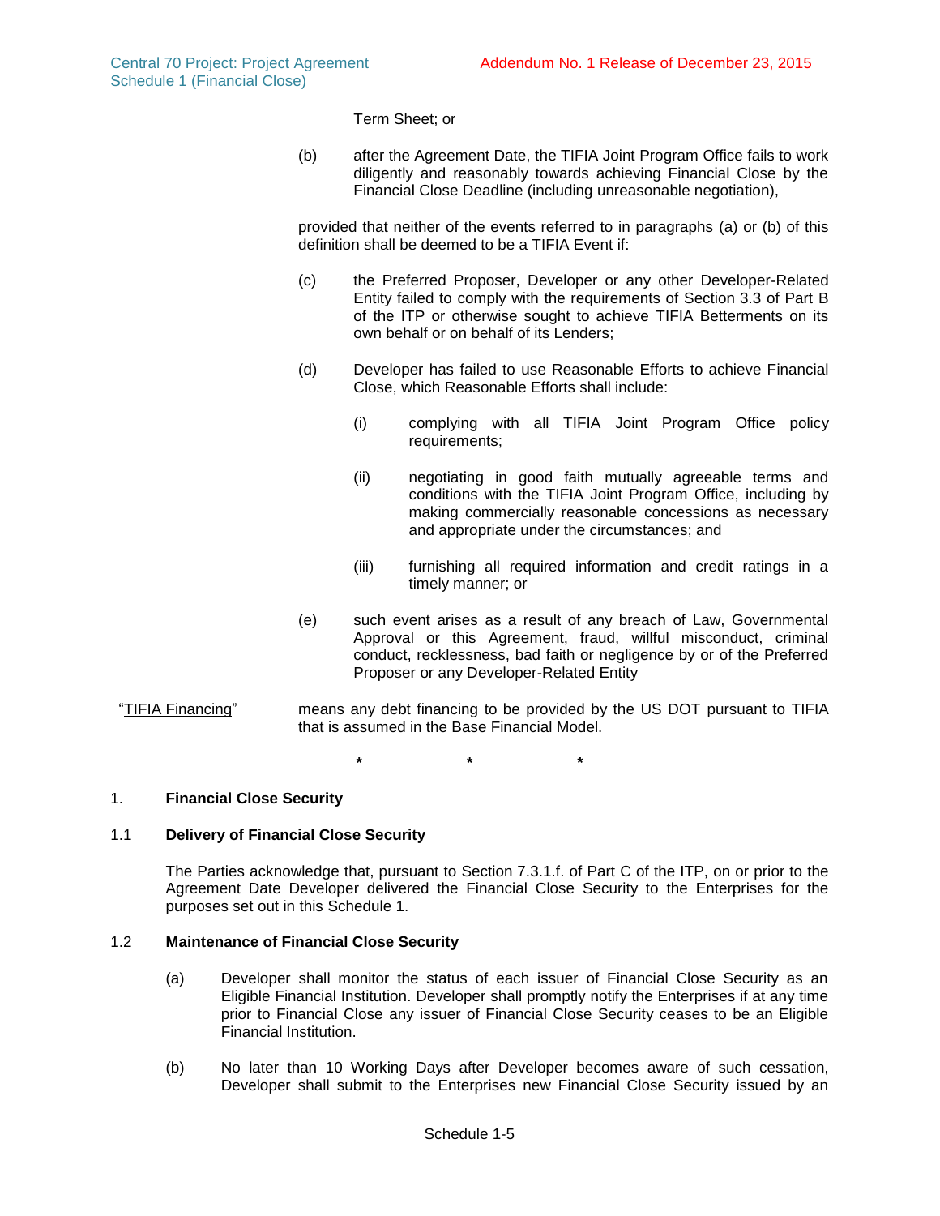Term Sheet; or

(b) after the Agreement Date, the TIFIA Joint Program Office fails to work diligently and reasonably towards achieving Financial Close by the Financial Close Deadline (including unreasonable negotiation),

provided that neither of the events referred to in paragraphs (a) or (b) of this definition shall be deemed to be a TIFIA Event if:

(c) the Preferred Proposer, Developer or any other Developer-Related Entity failed to comply with the requirements of Section 3.3 of Part B of the ITP or otherwise sought to achieve TIFIA Betterments on its own behalf or on behalf of its Lenders;

(d) Developer has failed to use Reasonable Efforts to achieve Financial Close, which Reasonable Efforts shall include:

(i) complying with all TIFIA Joint Program Office policy requirements;

(ii) negotiating in good faith mutually agreeable terms and conditions with the TIFIA Joint Program Office, including by making commercially reasonable concessions as necessary and appropriate under the circumstances; and

(iii) furnishing all required information and credit ratings in a timely manner; or

(e) such event arises as a result of any breach of Law, Governmental Approval or this Agreement, fraud, willful misconduct, criminal conduct, recklessness, bad faith or negligence by or of the Preferred Proposer or any Developer-Related Entity

"TIFIA Financing" means any debt financing to be provided by the US DOT pursuant to TIFIA that is assumed in the Base Financial Model.

\* \* \*

## 1. Financial Close Security

### 1.1 Delivery of Financial Close Security

The Parties acknowledge that, pursuant to Section 7.3.1.f. of Part C of the ITP, on or prior to the Agreement Date Developer delivered the Financial Close Security to the Enterprises for the purposes set out in this Schedule 1.

### 1.2 Maintenance of Financial Close Security

(a) Developer shall monitor the status of each issuer of Financial Close Security as an Eligible Financial Institution. Developer shall promptly notify the Enterprises if at any time prior to Financial Close any issuer of Financial Close Security ceases to be an Eligible Financial Institution.

(b) No later than 10 Working Days after Developer becomes aware of such cessation, Developer shall submit to the Enterprises new Financial Close Security issued by an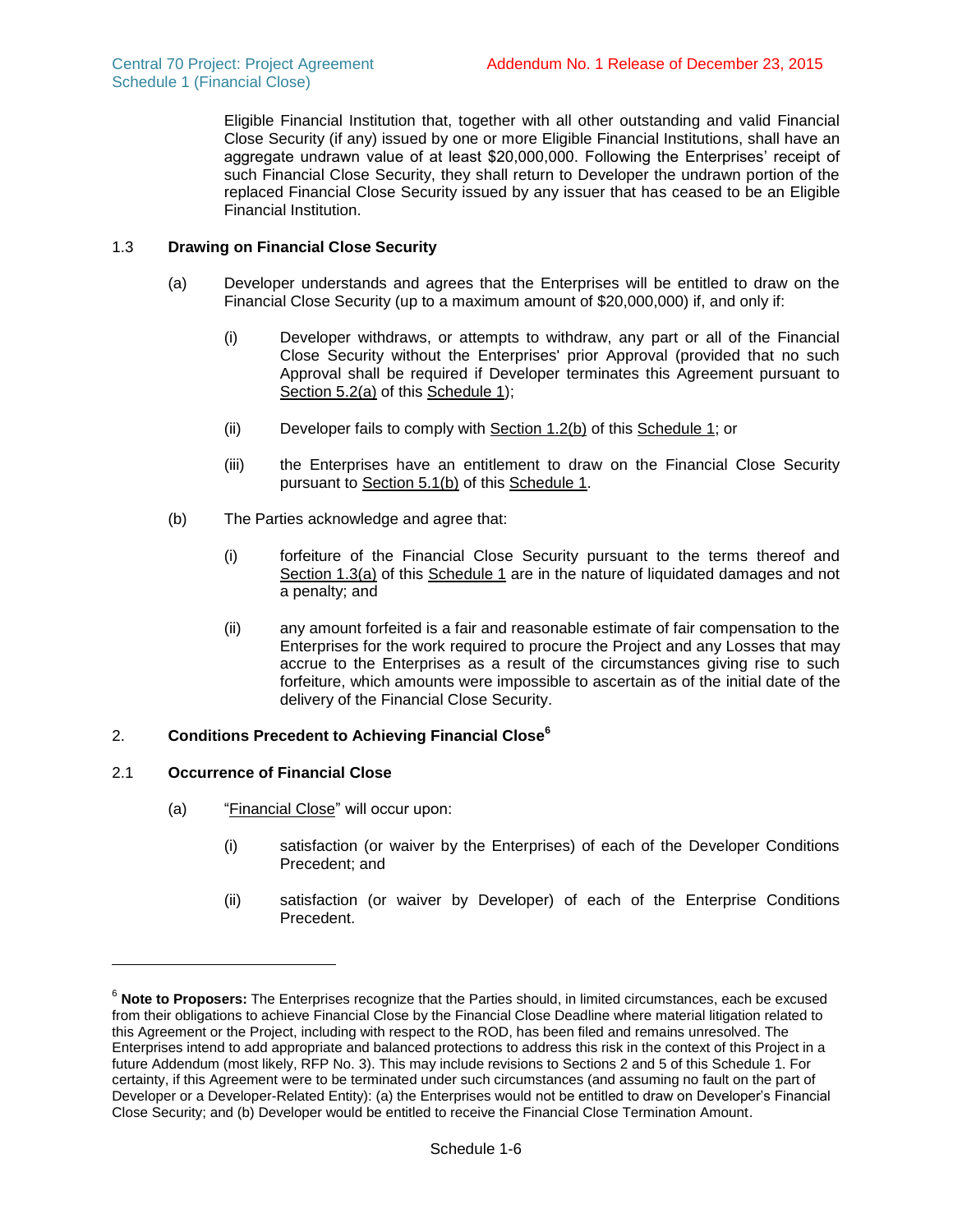Eligible Financial Institution that, together with all other outstanding and valid Financial Close Security (if any) issued by one or more Eligible Financial Institutions, shall have an aggregate undrawn value of at least $20,000,000. Following the Enterprises' receipt of such Financial Close Security, they shall return to Developer the undrawn portion of the replaced Financial Close Security issued by any issuer that has ceased to be an Eligible Financial Institution.

### 1.3 Drawing on Financial Close Security

(a) Developer understands and agrees that the Enterprises will be entitled to draw on the Financial Close Security (up to a maximum amount of $20,000,000) if, and only if:

(i) Developer withdraws, or attempts to withdraw, any part or all of the Financial Close Security without the Enterprises' prior Approval (provided that no such Approval shall be required if Developer terminates this Agreement pursuant to Section 5.2(a) of this Schedule 1);

(ii) Developer fails to comply with Section 1.2(b) of this Schedule 1; or

(iii) the Enterprises have an entitlement to draw on the Financial Close Security pursuant to Section 5.1(b) of this Schedule 1.

(b) The Parties acknowledge and agree that:

(i) forfeiture of the Financial Close Security pursuant to the terms thereof and Section 1.3(a) of this Schedule 1 are in the nature of liquidated damages and not a penalty; and

(ii) any amount forfeited is a fair and reasonable estimate of fair compensation to the Enterprises for the work required to procure the Project and any Losses that may accrue to the Enterprises as a result of the circumstances giving rise to such forfeiture, which amounts were impossible to ascertain as of the initial date of the delivery of the Financial Close Security.

## 2. Conditions Precedent to Achieving Financial Close[6]

### 2.1 Occurrence of Financial Close

(a) "Financial Close" will occur upon:

(i) satisfaction (or waiver by the Enterprises) of each of the Developer Conditions Precedent; and

(ii) satisfaction (or waiver by Developer) of each of the Enterprise Conditions Precedent.

---

[6] **Note to Proposers:** The Enterprises recognize that the Parties should, in limited circumstances, each be excused from their obligations to achieve Financial Close by the Financial Close Deadline where material litigation related to this Agreement or the Project, including with respect to the ROD, has been filed and remains unresolved. The Enterprises intend to add appropriate and balanced protections to address this risk in the context of this Project in a future Addendum (most likely, RFP No. 3). This may include revisions to Sections 2 and 5 of this Schedule 1. For certainty, if this Agreement were to be terminated under such circumstances (and assuming no fault on the part of Developer or a Developer-Related Entity): (a) the Enterprises would not be entitled to draw on Developer's Financial Close Security; and (b) Developer would be entitled to receive the Financial Close Termination Amount.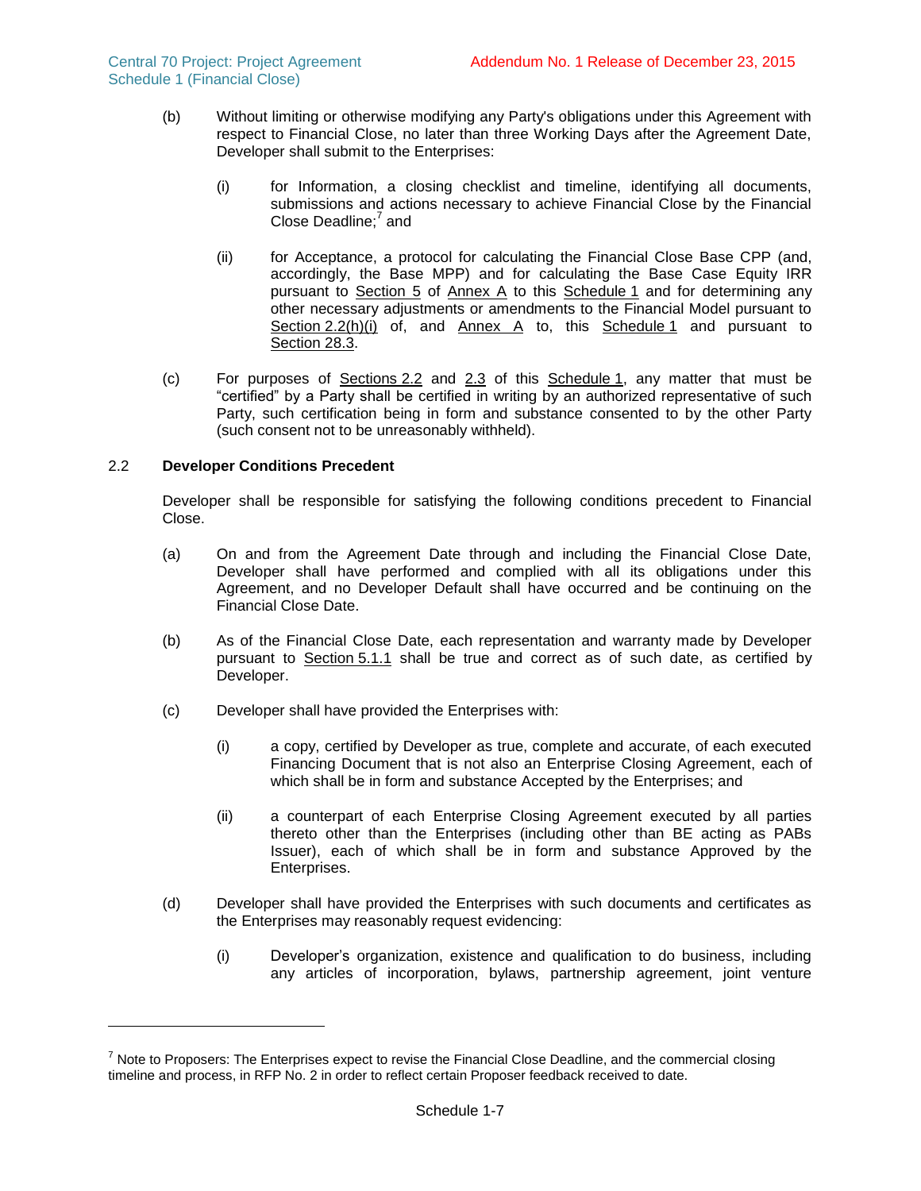(b) Without limiting or otherwise modifying any Party's obligations under this Agreement with respect to Financial Close, no later than three Working Days after the Agreement Date, Developer shall submit to the Enterprises:

(i) for Information, a closing checklist and timeline, identifying all documents, submissions and actions necessary to achieve Financial Close by the Financial Close Deadline;[7] and

(ii) for Acceptance, a protocol for calculating the Financial Close Base CPP (and, accordingly, the Base MPP) and for calculating the Base Case Equity IRR pursuant to Section 5 of Annex A to this Schedule 1 and for determining any other necessary adjustments or amendments to the Financial Model pursuant to Section 2.2(h)(i) of, and Annex A to, this Schedule 1 and pursuant to Section 28.3.

(c) For purposes of Sections 2.2 and 2.3 of this Schedule 1, any matter that must be "certified" by a Party shall be certified in writing by an authorized representative of such Party, such certification being in form and substance consented to by the other Party (such consent not to be unreasonably withheld).

## 2.2 Developer Conditions Precedent

Developer shall be responsible for satisfying the following conditions precedent to Financial Close.

(a) On and from the Agreement Date through and including the Financial Close Date, Developer shall have performed and complied with all its obligations under this Agreement, and no Developer Default shall have occurred and be continuing on the Financial Close Date.

(b) As of the Financial Close Date, each representation and warranty made by Developer pursuant to Section 5.1.1 shall be true and correct as of such date, as certified by Developer.

(c) Developer shall have provided the Enterprises with:

(i) a copy, certified by Developer as true, complete and accurate, of each executed Financing Document that is not also an Enterprise Closing Agreement, each of which shall be in form and substance Accepted by the Enterprises; and

(ii) a counterpart of each Enterprise Closing Agreement executed by all parties thereto other than the Enterprises (including other than BE acting as PABs Issuer), each of which shall be in form and substance Approved by the Enterprises.

(d) Developer shall have provided the Enterprises with such documents and certificates as the Enterprises may reasonably request evidencing:

(i) Developer's organization, existence and qualification to do business, including any articles of incorporation, bylaws, partnership agreement, joint venture

[7] Note to Proposers: The Enterprises expect to revise the Financial Close Deadline, and the commercial closing timeline and process, in RFP No. 2 in order to reflect certain Proposer feedback received to date.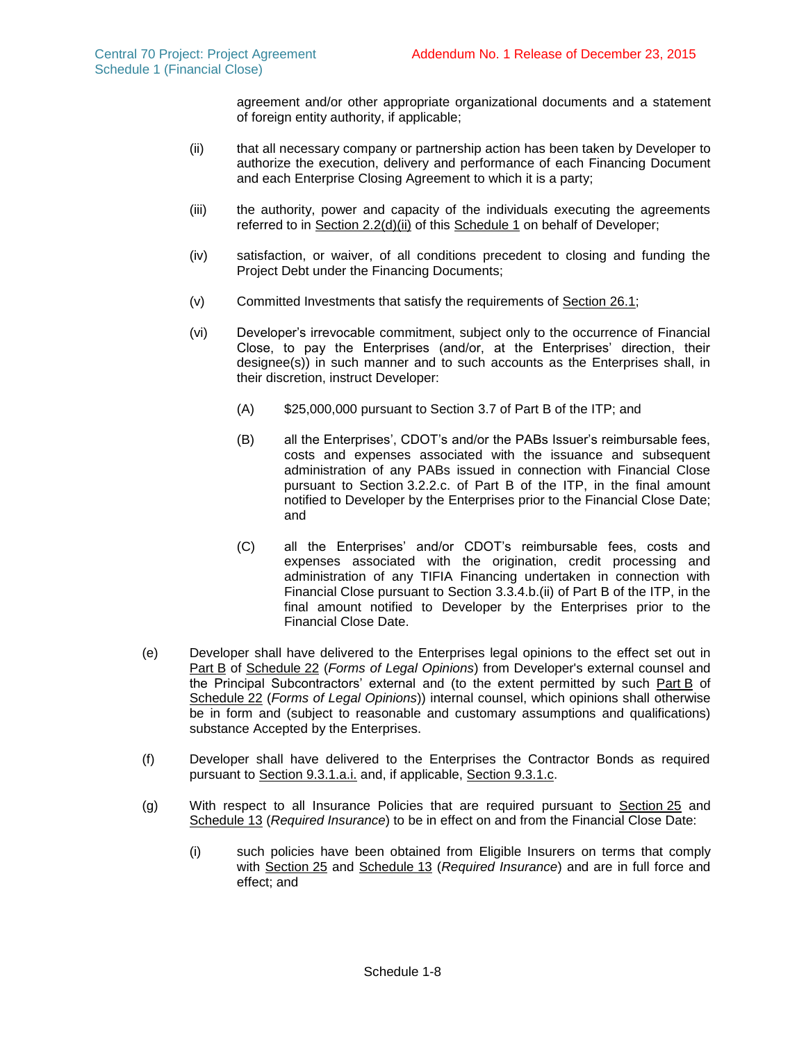agreement and/or other appropriate organizational documents and a statement of foreign entity authority, if applicable;

(ii) that all necessary company or partnership action has been taken by Developer to authorize the execution, delivery and performance of each Financing Document and each Enterprise Closing Agreement to which it is a party;

(iii) the authority, power and capacity of the individuals executing the agreements referred to in Section 2.2(d)(ii) of this Schedule 1 on behalf of Developer;

(iv) satisfaction, or waiver, of all conditions precedent to closing and funding the Project Debt under the Financing Documents;

(v) Committed Investments that satisfy the requirements of Section 26.1;

(vi) Developer's irrevocable commitment, subject only to the occurrence of Financial Close, to pay the Enterprises (and/or, at the Enterprises' direction, their designee(s)) in such manner and to such accounts as the Enterprises shall, in their discretion, instruct Developer:

(A) $25,000,000 pursuant to Section 3.7 of Part B of the ITP; and

(B) all the Enterprises', CDOT's and/or the PABs Issuer's reimbursable fees, costs and expenses associated with the issuance and subsequent administration of any PABs issued in connection with Financial Close pursuant to Section 3.2.2.c. of Part B of the ITP, in the final amount notified to Developer by the Enterprises prior to the Financial Close Date; and

(C) all the Enterprises' and/or CDOT's reimbursable fees, costs and expenses associated with the origination, credit processing and administration of any TIFIA Financing undertaken in connection with Financial Close pursuant to Section 3.3.4.b.(ii) of Part B of the ITP, in the final amount notified to Developer by the Enterprises prior to the Financial Close Date.

(e) Developer shall have delivered to the Enterprises legal opinions to the effect set out in Part B of Schedule 22 (*Forms of Legal Opinions*) from Developer's external counsel and the Principal Subcontractors' external and (to the extent permitted by such Part B of Schedule 22 (*Forms of Legal Opinions*)) internal counsel, which opinions shall otherwise be in form and (subject to reasonable and customary assumptions and qualifications) substance Accepted by the Enterprises.

(f) Developer shall have delivered to the Enterprises the Contractor Bonds as required pursuant to Section 9.3.1.a.i. and, if applicable, Section 9.3.1.c.

(g) With respect to all Insurance Policies that are required pursuant to Section 25 and Schedule 13 (*Required Insurance*) to be in effect on and from the Financial Close Date:

(i) such policies have been obtained from Eligible Insurers on terms that comply with Section 25 and Schedule 13 (*Required Insurance*) and are in full force and effect; and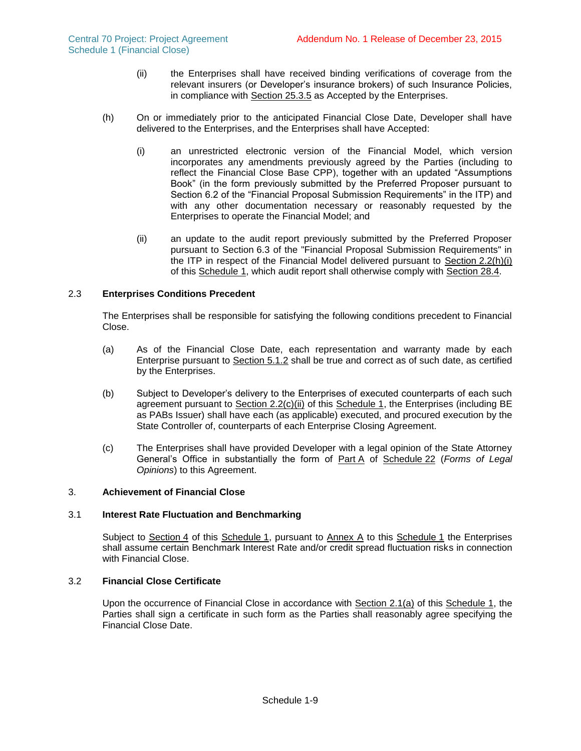(ii) the Enterprises shall have received binding verifications of coverage from the relevant insurers (or Developer's insurance brokers) of such Insurance Policies, in compliance with Section 25.3.5 as Accepted by the Enterprises.

(h) On or immediately prior to the anticipated Financial Close Date, Developer shall have delivered to the Enterprises, and the Enterprises shall have Accepted:

(i) an unrestricted electronic version of the Financial Model, which version incorporates any amendments previously agreed by the Parties (including to reflect the Financial Close Base CPP), together with an updated "Assumptions Book" (in the form previously submitted by the Preferred Proposer pursuant to Section 6.2 of the "Financial Proposal Submission Requirements" in the ITP) and with any other documentation necessary or reasonably requested by the Enterprises to operate the Financial Model; and

(ii) an update to the audit report previously submitted by the Preferred Proposer pursuant to Section 6.3 of the "Financial Proposal Submission Requirements" in the ITP in respect of the Financial Model delivered pursuant to Section 2.2(h)(i) of this Schedule 1, which audit report shall otherwise comply with Section 28.4.

### 2.3 Enterprises Conditions Precedent

The Enterprises shall be responsible for satisfying the following conditions precedent to Financial Close.

(a) As of the Financial Close Date, each representation and warranty made by each Enterprise pursuant to Section 5.1.2 shall be true and correct as of such date, as certified by the Enterprises.

(b) Subject to Developer's delivery to the Enterprises of executed counterparts of each such agreement pursuant to Section 2.2(c)(ii) of this Schedule 1, the Enterprises (including BE as PABs Issuer) shall have each (as applicable) executed, and procured execution by the State Controller of, counterparts of each Enterprise Closing Agreement.

(c) The Enterprises shall have provided Developer with a legal opinion of the State Attorney General's Office in substantially the form of Part A of Schedule 22 (*Forms of Legal Opinions*) to this Agreement.

## 3. Achievement of Financial Close

### 3.1 Interest Rate Fluctuation and Benchmarking

Subject to Section 4 of this Schedule 1, pursuant to Annex A to this Schedule 1 the Enterprises shall assume certain Benchmark Interest Rate and/or credit spread fluctuation risks in connection with Financial Close.

### 3.2 Financial Close Certificate

Upon the occurrence of Financial Close in accordance with Section 2.1(a) of this Schedule 1, the Parties shall sign a certificate in such form as the Parties shall reasonably agree specifying the Financial Close Date.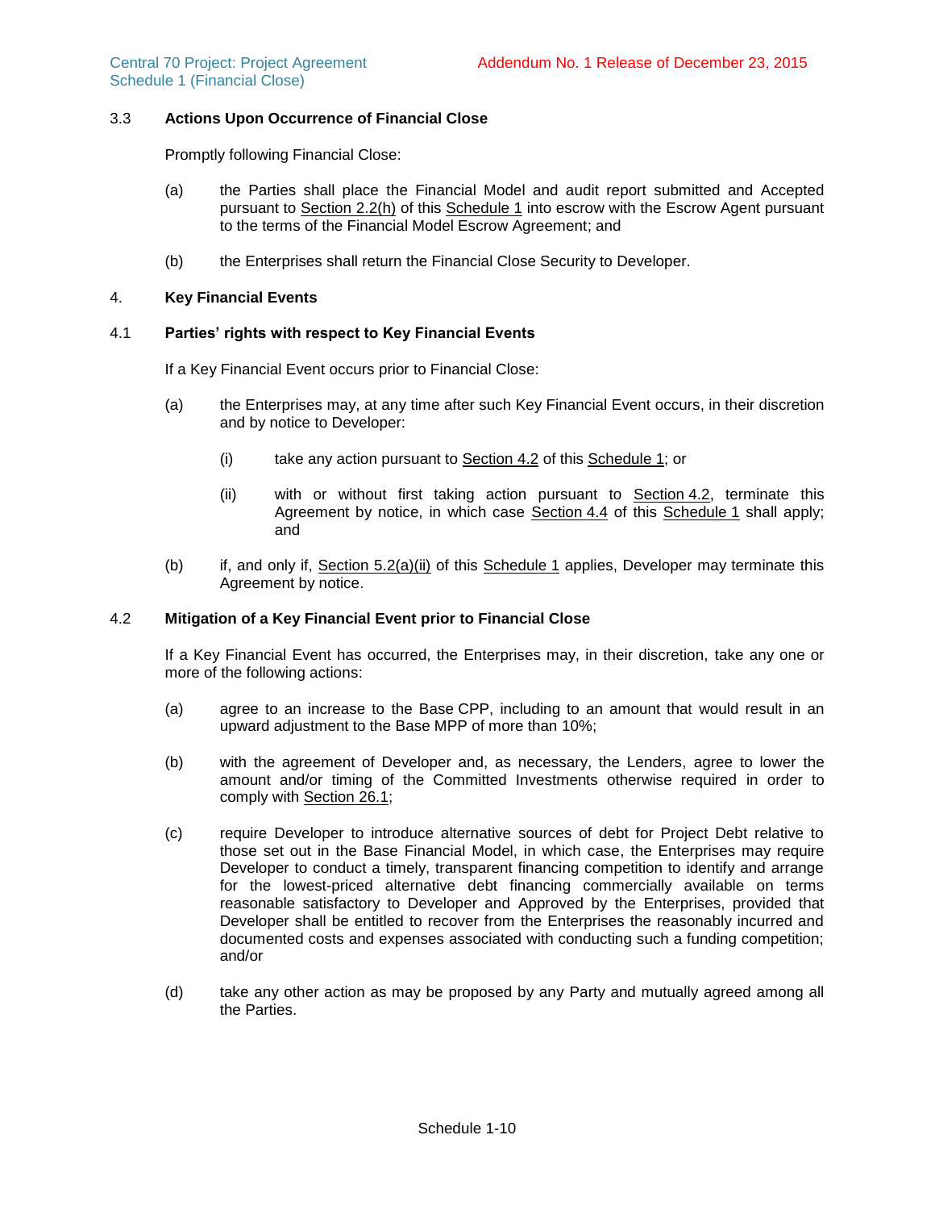### 3.3 Actions Upon Occurrence of Financial Close

Promptly following Financial Close:

(a) the Parties shall place the Financial Model and audit report submitted and Accepted pursuant to Section 2.2(h) of this Schedule 1 into escrow with the Escrow Agent pursuant to the terms of the Financial Model Escrow Agreement; and

(b) the Enterprises shall return the Financial Close Security to Developer.

## 4. Key Financial Events

### 4.1 Parties' rights with respect to Key Financial Events

If a Key Financial Event occurs prior to Financial Close:

(a) the Enterprises may, at any time after such Key Financial Event occurs, in their discretion and by notice to Developer:

(i) take any action pursuant to Section 4.2 of this Schedule 1; or

(ii) with or without first taking action pursuant to Section 4.2, terminate this Agreement by notice, in which case Section 4.4 of this Schedule 1 shall apply; and

(b) if, and only if, Section 5.2(a)(ii) of this Schedule 1 applies, Developer may terminate this Agreement by notice.

### 4.2 Mitigation of a Key Financial Event prior to Financial Close

If a Key Financial Event has occurred, the Enterprises may, in their discretion, take any one or more of the following actions:

(a) agree to an increase to the Base CPP, including to an amount that would result in an upward adjustment to the Base MPP of more than 10%;

(b) with the agreement of Developer and, as necessary, the Lenders, agree to lower the amount and/or timing of the Committed Investments otherwise required in order to comply with Section 26.1;

(c) require Developer to introduce alternative sources of debt for Project Debt relative to those set out in the Base Financial Model, in which case, the Enterprises may require Developer to conduct a timely, transparent financing competition to identify and arrange for the lowest-priced alternative debt financing commercially available on terms reasonable satisfactory to Developer and Approved by the Enterprises, provided that Developer shall be entitled to recover from the Enterprises the reasonably incurred and documented costs and expenses associated with conducting such a funding competition; and/or

(d) take any other action as may be proposed by any Party and mutually agreed among all the Parties.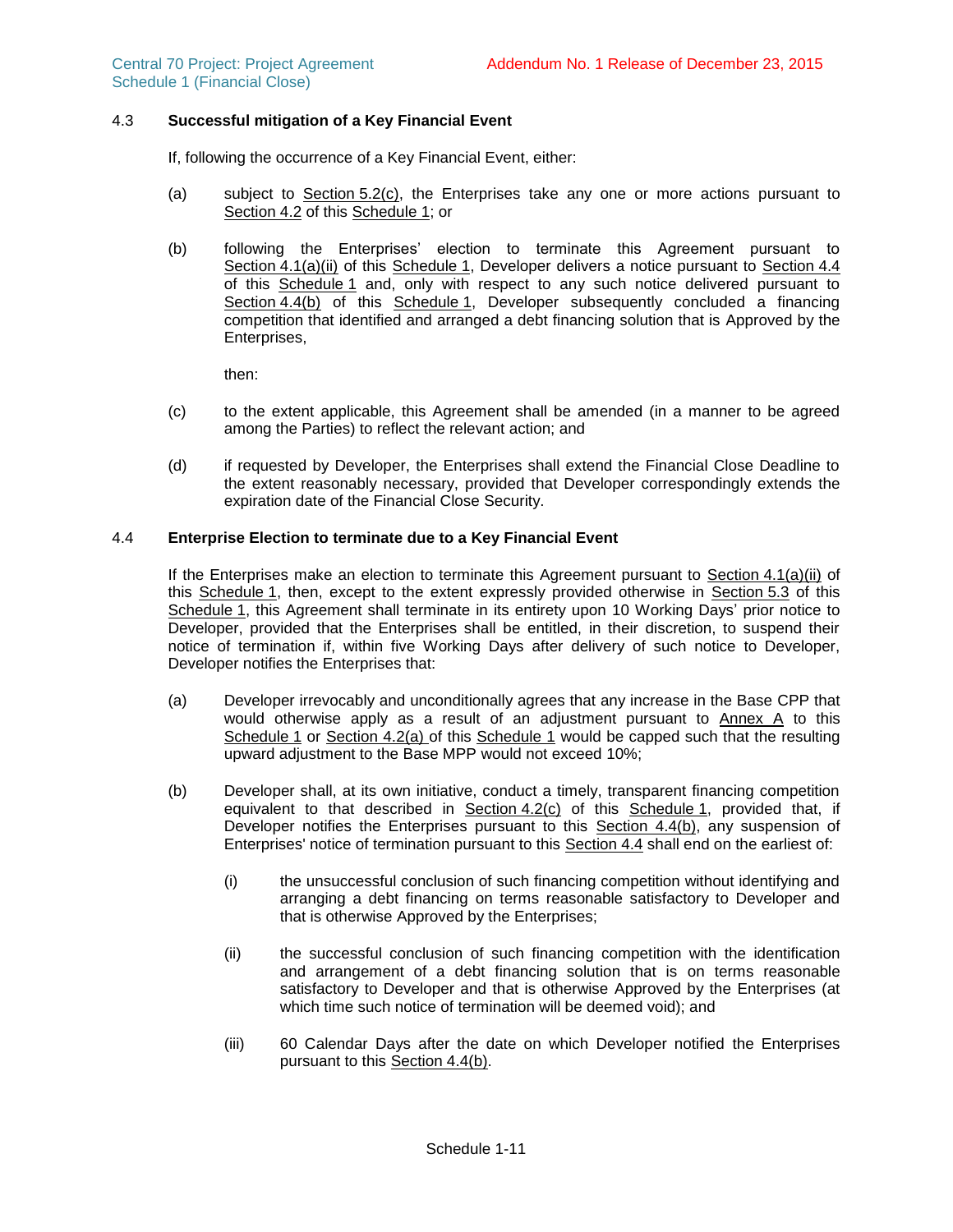### 4.3 Successful mitigation of a Key Financial Event

If, following the occurrence of a Key Financial Event, either:

(a) subject to Section 5.2(c), the Enterprises take any one or more actions pursuant to Section 4.2 of this Schedule 1; or

(b) following the Enterprises' election to terminate this Agreement pursuant to Section 4.1(a)(ii) of this Schedule 1, Developer delivers a notice pursuant to Section 4.4 of this Schedule 1 and, only with respect to any such notice delivered pursuant to Section 4.4(b) of this Schedule 1, Developer subsequently concluded a financing competition that identified and arranged a debt financing solution that is Approved by the Enterprises,

then:

(c) to the extent applicable, this Agreement shall be amended (in a manner to be agreed among the Parties) to reflect the relevant action; and

(d) if requested by Developer, the Enterprises shall extend the Financial Close Deadline to the extent reasonably necessary, provided that Developer correspondingly extends the expiration date of the Financial Close Security.

### 4.4 Enterprise Election to terminate due to a Key Financial Event

If the Enterprises make an election to terminate this Agreement pursuant to Section 4.1(a)(ii) of this Schedule 1, then, except to the extent expressly provided otherwise in Section 5.3 of this Schedule 1, this Agreement shall terminate in its entirety upon 10 Working Days' prior notice to Developer, provided that the Enterprises shall be entitled, in their discretion, to suspend their notice of termination if, within five Working Days after delivery of such notice to Developer, Developer notifies the Enterprises that:

(a) Developer irrevocably and unconditionally agrees that any increase in the Base CPP that would otherwise apply as a result of an adjustment pursuant to Annex A to this Schedule 1 or Section 4.2(a) of this Schedule 1 would be capped such that the resulting upward adjustment to the Base MPP would not exceed 10%;

(b) Developer shall, at its own initiative, conduct a timely, transparent financing competition equivalent to that described in Section 4.2(c) of this Schedule 1, provided that, if Developer notifies the Enterprises pursuant to this Section 4.4(b), any suspension of Enterprises' notice of termination pursuant to this Section 4.4 shall end on the earliest of:

   (i) the unsuccessful conclusion of such financing competition without identifying and arranging a debt financing on terms reasonable satisfactory to Developer and that is otherwise Approved by the Enterprises;

   (ii) the successful conclusion of such financing competition with the identification and arrangement of a debt financing solution that is on terms reasonable satisfactory to Developer and that is otherwise Approved by the Enterprises (at which time such notice of termination will be deemed void); and

   (iii) 60 Calendar Days after the date on which Developer notified the Enterprises pursuant to this Section 4.4(b).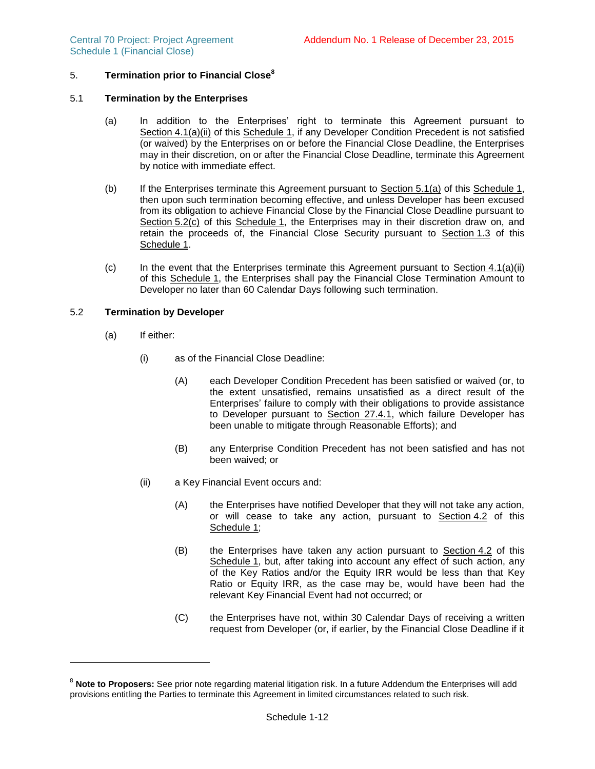## 5. Termination prior to Financial Close[8]

### 5.1 Termination by the Enterprises

(a) In addition to the Enterprises' right to terminate this Agreement pursuant to Section 4.1(a)(ii) of this Schedule 1, if any Developer Condition Precedent is not satisfied (or waived) by the Enterprises on or before the Financial Close Deadline, the Enterprises may in their discretion, on or after the Financial Close Deadline, terminate this Agreement by notice with immediate effect.

(b) If the Enterprises terminate this Agreement pursuant to Section 5.1(a) of this Schedule 1, then upon such termination becoming effective, and unless Developer has been excused from its obligation to achieve Financial Close by the Financial Close Deadline pursuant to Section 5.2(c) of this Schedule 1, the Enterprises may in their discretion draw on, and retain the proceeds of, the Financial Close Security pursuant to Section 1.3 of this Schedule 1.

(c) In the event that the Enterprises terminate this Agreement pursuant to Section 4.1(a)(ii) of this Schedule 1, the Enterprises shall pay the Financial Close Termination Amount to Developer no later than 60 Calendar Days following such termination.

### 5.2 Termination by Developer

(a) If either:

(i) as of the Financial Close Deadline:

(A) each Developer Condition Precedent has been satisfied or waived (or, to the extent unsatisfied, remains unsatisfied as a direct result of the Enterprises' failure to comply with their obligations to provide assistance to Developer pursuant to Section 27.4.1, which failure Developer has been unable to mitigate through Reasonable Efforts); and

(B) any Enterprise Condition Precedent has not been satisfied and has not been waived; or

(ii) a Key Financial Event occurs and:

(A) the Enterprises have notified Developer that they will not take any action, or will cease to take any action, pursuant to Section 4.2 of this Schedule 1;

(B) the Enterprises have taken any action pursuant to Section 4.2 of this Schedule 1, but, after taking into account any effect of such action, any of the Key Ratios and/or the Equity IRR would be less than that Key Ratio or Equity IRR, as the case may be, would have been had the relevant Key Financial Event had not occurred; or

(C) the Enterprises have not, within 30 Calendar Days of receiving a written request from Developer (or, if earlier, by the Financial Close Deadline if it

---

[8] **Note to Proposers:** See prior note regarding material litigation risk. In a future Addendum the Enterprises will add provisions entitling the Parties to terminate this Agreement in limited circumstances related to such risk.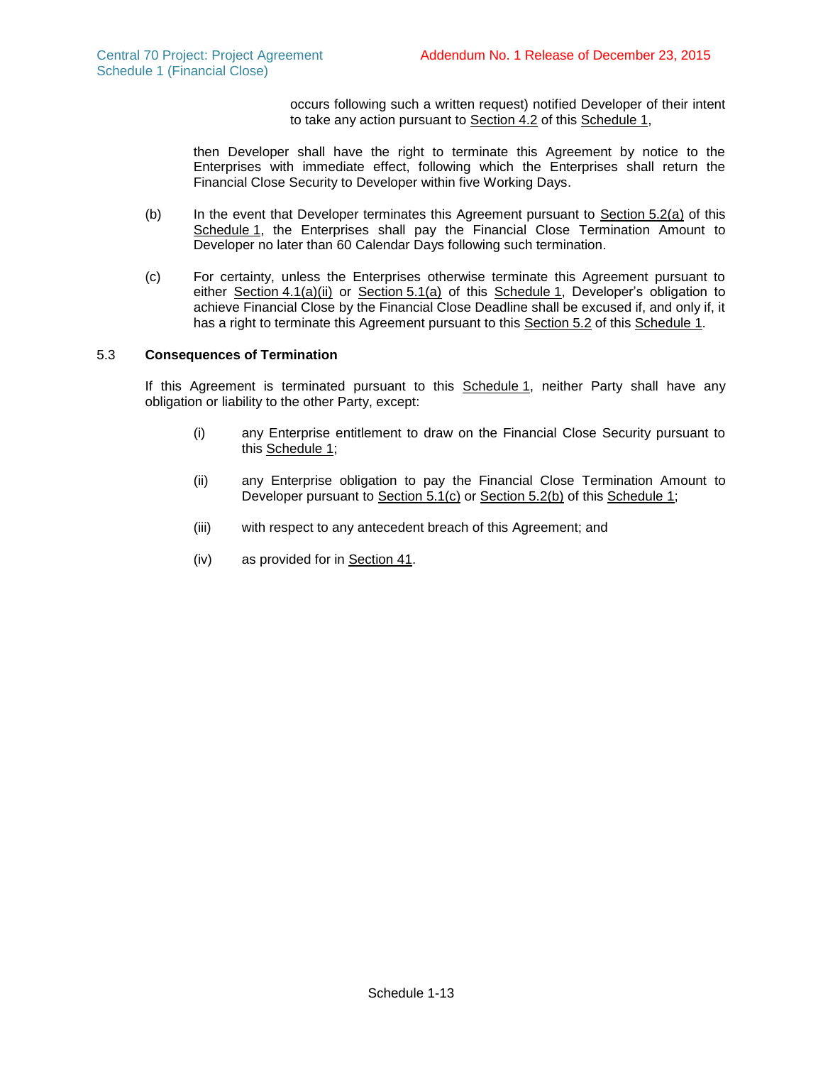occurs following such a written request) notified Developer of their intent to take any action pursuant to Section 4.2 of this Schedule 1,

then Developer shall have the right to terminate this Agreement by notice to the Enterprises with immediate effect, following which the Enterprises shall return the Financial Close Security to Developer within five Working Days.

(b) In the event that Developer terminates this Agreement pursuant to Section 5.2(a) of this Schedule 1, the Enterprises shall pay the Financial Close Termination Amount to Developer no later than 60 Calendar Days following such termination.

(c) For certainty, unless the Enterprises otherwise terminate this Agreement pursuant to either Section 4.1(a)(ii) or Section 5.1(a) of this Schedule 1, Developer's obligation to achieve Financial Close by the Financial Close Deadline shall be excused if, and only if, it has a right to terminate this Agreement pursuant to this Section 5.2 of this Schedule 1.

### 5.3 Consequences of Termination

If this Agreement is terminated pursuant to this Schedule 1, neither Party shall have any obligation or liability to the other Party, except:

(i) any Enterprise entitlement to draw on the Financial Close Security pursuant to this Schedule 1;

(ii) any Enterprise obligation to pay the Financial Close Termination Amount to Developer pursuant to Section 5.1(c) or Section 5.2(b) of this Schedule 1;

(iii) with respect to any antecedent breach of this Agreement; and

(iv) as provided for in Section 41.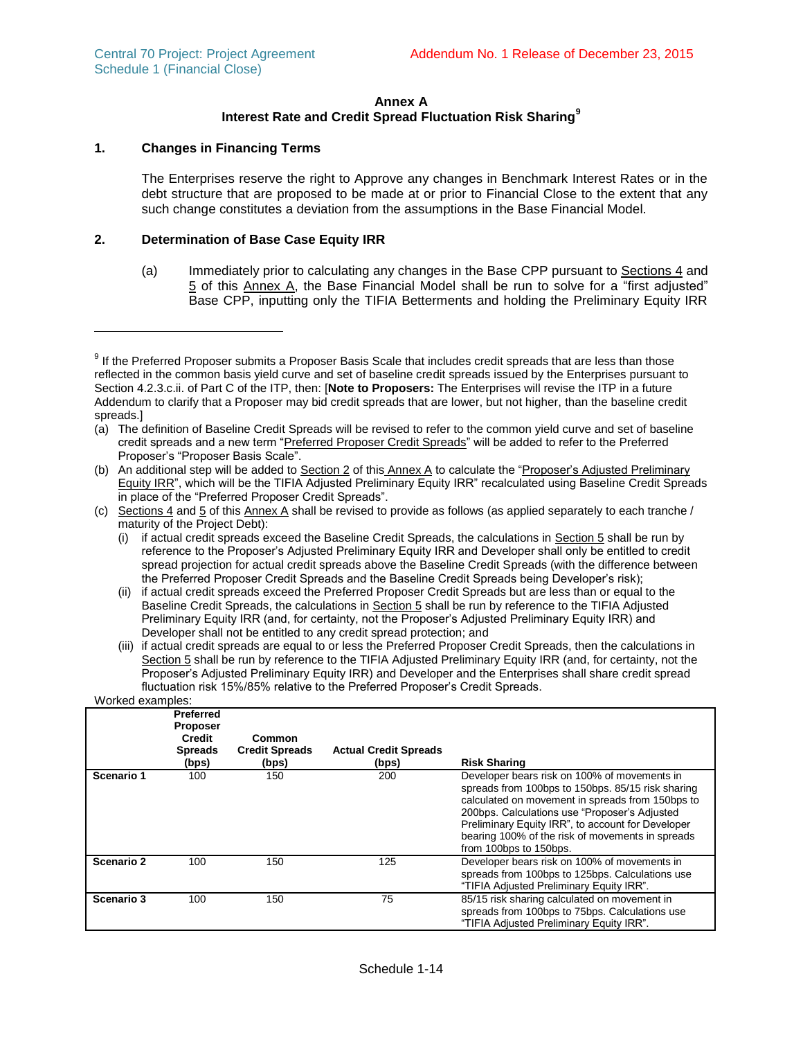## Annex A
## Interest Rate and Credit Spread Fluctuation Risk Sharing[9]

### 1. Changes in Financing Terms

The Enterprises reserve the right to Approve any changes in Benchmark Interest Rates or in the debt structure that are proposed to be made at or prior to Financial Close to the extent that any such change constitutes a deviation from the assumptions in the Base Financial Model.

### 2. Determination of Base Case Equity IRR

(a) Immediately prior to calculating any changes in the Base CPP pursuant to Sections 4 and 5 of this Annex A, the Base Financial Model shall be run to solve for a "first adjusted" Base CPP, inputting only the TIFIA Betterments and holding the Preliminary Equity IRR

---

[9] If the Preferred Proposer submits a Proposer Basis Scale that includes credit spreads that are less than those reflected in the common basis yield curve and set of baseline credit spreads issued by the Enterprises pursuant to Section 4.2.3.c.ii. of Part C of the ITP, then: [**Note to Proposers:** The Enterprises will revise the ITP in a future Addendum to clarify that a Proposer may bid credit spreads that are lower, but not higher, than the baseline credit spreads.]

(a) The definition of Baseline Credit Spreads will be revised to refer to the common yield curve and set of baseline credit spreads and a new term "Preferred Proposer Credit Spreads" will be added to refer to the Preferred Proposer's "Proposer Basis Scale".

(b) An additional step will be added to Section 2 of this Annex A to calculate the "Proposer's Adjusted Preliminary Equity IRR", which will be the TIFIA Adjusted Preliminary Equity IRR" recalculated using Baseline Credit Spreads in place of the "Preferred Proposer Credit Spreads".

(c) Sections 4 and 5 of this Annex A shall be revised to provide as follows (as applied separately to each tranche / maturity of the Project Debt):

(i) if actual credit spreads exceed the Baseline Credit Spreads, the calculations in Section 5 shall be run by reference to the Proposer's Adjusted Preliminary Equity IRR and Developer shall only be entitled to credit spread projection for actual credit spreads above the Baseline Credit Spreads (with the difference between the Preferred Proposer Credit Spreads and the Baseline Credit Spreads being Developer's risk);

(ii) if actual credit spreads exceed the Preferred Proposer Credit Spreads but are less than or equal to the Baseline Credit Spreads, the calculations in Section 5 shall be run by reference to the TIFIA Adjusted Preliminary Equity IRR (and, for certainty, not the Proposer's Adjusted Preliminary Equity IRR) and Developer shall not be entitled to any credit spread protection; and

(iii) if actual credit spreads are equal to or less the Preferred Proposer Credit Spreads, then the calculations in Section 5 shall be run by reference to the TIFIA Adjusted Preliminary Equity IRR (and, for certainty, not the Proposer's Adjusted Preliminary Equity IRR) and Developer and the Enterprises shall share credit spread fluctuation risk 15%/85% relative to the Preferred Proposer's Credit Spreads.

Worked examples:

| | Preferred Proposer Credit Spreads (bps) | Common Credit Spreads (bps) | Actual Credit Spreads (bps) | Risk Sharing |
|---|---|---|---|---|
| **Scenario 1** | 100 | 150 | 200 | Developer bears risk on 100% of movements in spreads from 100bps to 150bps. 85/15 risk sharing calculated on movement in spreads from 150bps to 200bps. Calculations use "Proposer's Adjusted Preliminary Equity IRR", to account for Developer bearing 100% of the risk of movements in spreads from 100bps to 150bps. |
| **Scenario 2** | 100 | 150 | 125 | Developer bears risk on 100% of movements in spreads from 100bps to 125bps. Calculations use "TIFIA Adjusted Preliminary Equity IRR". |
| **Scenario 3** | 100 | 150 | 75 | 85/15 risk sharing calculated on movement in spreads from 100bps to 75bps. Calculations use "TIFIA Adjusted Preliminary Equity IRR". |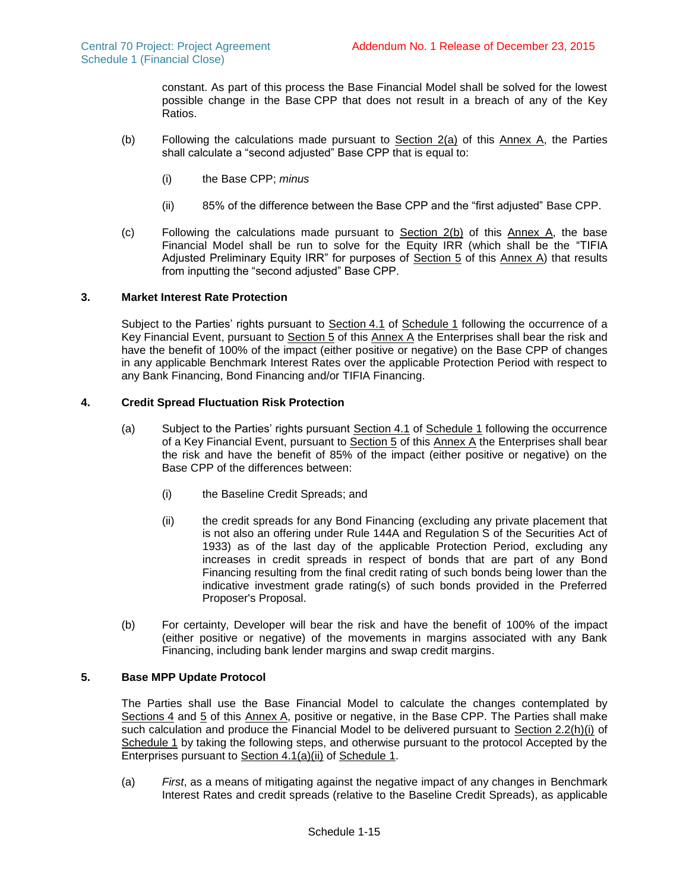constant. As part of this process the Base Financial Model shall be solved for the lowest possible change in the Base CPP that does not result in a breach of any of the Key Ratios.

(b) Following the calculations made pursuant to Section 2(a) of this Annex A, the Parties shall calculate a "second adjusted" Base CPP that is equal to:

(i) the Base CPP; *minus*

(ii) 85% of the difference between the Base CPP and the "first adjusted" Base CPP.

(c) Following the calculations made pursuant to Section 2(b) of this Annex A, the base Financial Model shall be run to solve for the Equity IRR (which shall be the "TIFIA Adjusted Preliminary Equity IRR" for purposes of Section 5 of this Annex A) that results from inputting the "second adjusted" Base CPP.

## 3. Market Interest Rate Protection

Subject to the Parties' rights pursuant to Section 4.1 of Schedule 1 following the occurrence of a Key Financial Event, pursuant to Section 5 of this Annex A the Enterprises shall bear the risk and have the benefit of 100% of the impact (either positive or negative) on the Base CPP of changes in any applicable Benchmark Interest Rates over the applicable Protection Period with respect to any Bank Financing, Bond Financing and/or TIFIA Financing.

## 4. Credit Spread Fluctuation Risk Protection

(a) Subject to the Parties' rights pursuant Section 4.1 of Schedule 1 following the occurrence of a Key Financial Event, pursuant to Section 5 of this Annex A the Enterprises shall bear the risk and have the benefit of 85% of the impact (either positive or negative) on the Base CPP of the differences between:

(i) the Baseline Credit Spreads; and

(ii) the credit spreads for any Bond Financing (excluding any private placement that is not also an offering under Rule 144A and Regulation S of the Securities Act of 1933) as of the last day of the applicable Protection Period, excluding any increases in credit spreads in respect of bonds that are part of any Bond Financing resulting from the final credit rating of such bonds being lower than the indicative investment grade rating(s) of such bonds provided in the Preferred Proposer's Proposal.

(b) For certainty, Developer will bear the risk and have the benefit of 100% of the impact (either positive or negative) of the movements in margins associated with any Bank Financing, including bank lender margins and swap credit margins.

## 5. Base MPP Update Protocol

The Parties shall use the Base Financial Model to calculate the changes contemplated by Sections 4 and 5 of this Annex A, positive or negative, in the Base CPP. The Parties shall make such calculation and produce the Financial Model to be delivered pursuant to Section 2.2(h)(i) of Schedule 1 by taking the following steps, and otherwise pursuant to the protocol Accepted by the Enterprises pursuant to Section 4.1(a)(ii) of Schedule 1.

(a) *First*, as a means of mitigating against the negative impact of any changes in Benchmark Interest Rates and credit spreads (relative to the Baseline Credit Spreads), as applicable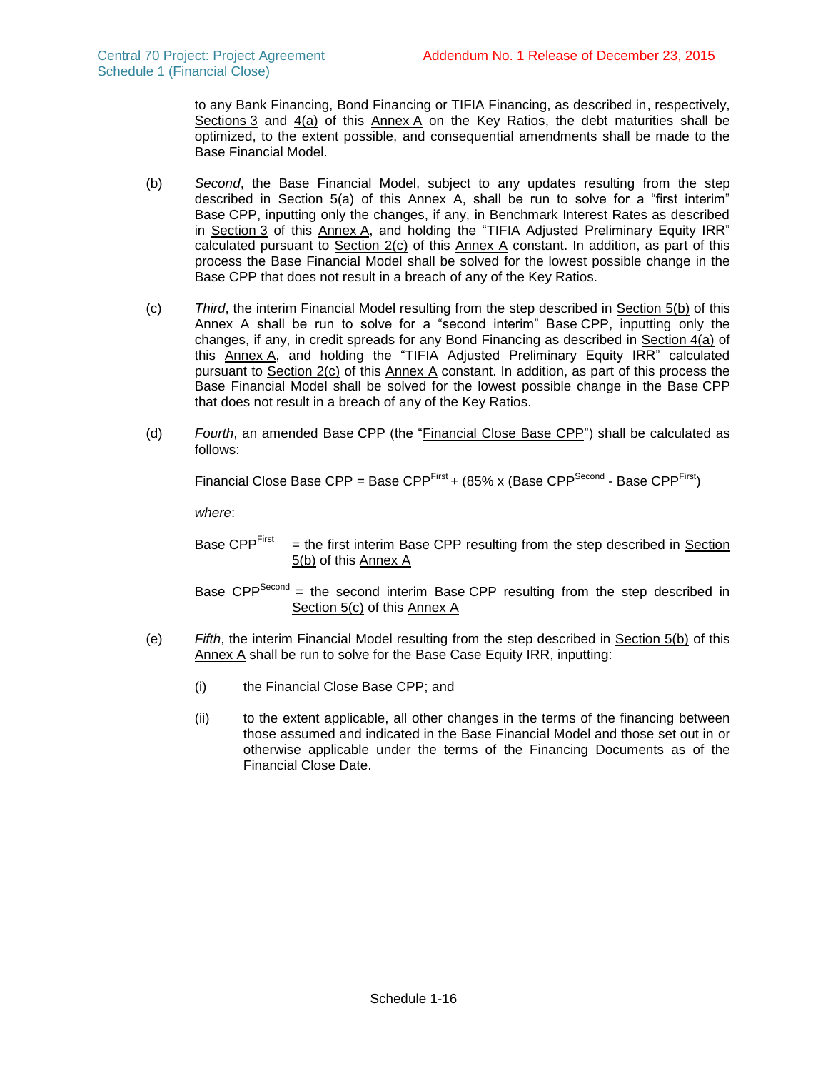to any Bank Financing, Bond Financing or TIFIA Financing, as described in, respectively, Sections 3 and 4(a) of this Annex A on the Key Ratios, the debt maturities shall be optimized, to the extent possible, and consequential amendments shall be made to the Base Financial Model.

(b) *Second*, the Base Financial Model, subject to any updates resulting from the step described in Section 5(a) of this Annex A, shall be run to solve for a "first interim" Base CPP, inputting only the changes, if any, in Benchmark Interest Rates as described in Section 3 of this Annex A, and holding the "TIFIA Adjusted Preliminary Equity IRR" calculated pursuant to Section 2(c) of this Annex A constant. In addition, as part of this process the Base Financial Model shall be solved for the lowest possible change in the Base CPP that does not result in a breach of any of the Key Ratios.

(c) *Third*, the interim Financial Model resulting from the step described in Section 5(b) of this Annex A shall be run to solve for a "second interim" Base CPP, inputting only the changes, if any, in credit spreads for any Bond Financing as described in Section 4(a) of this Annex A, and holding the "TIFIA Adjusted Preliminary Equity IRR" calculated pursuant to Section 2(c) of this Annex A constant. In addition, as part of this process the Base Financial Model shall be solved for the lowest possible change in the Base CPP that does not result in a breach of any of the Key Ratios.

(d) *Fourth*, an amended Base CPP (the "Financial Close Base CPP") shall be calculated as follows:

$$\text{Financial Close Base CPP} = \text{Base CPP}^{First} + (85\% \times (\text{Base CPP}^{Second} - \text{Base CPP}^{First}))$$

*where*:

$\text{Base CPP}^{First}$ = the first interim Base CPP resulting from the step described in Section 5(b) of this Annex A

$\text{Base CPP}^{Second}$ = the second interim Base CPP resulting from the step described in Section 5(c) of this Annex A

(e) *Fifth*, the interim Financial Model resulting from the step described in Section 5(b) of this Annex A shall be run to solve for the Base Case Equity IRR, inputting:

(i) the Financial Close Base CPP; and

(ii) to the extent applicable, all other changes in the terms of the financing between those assumed and indicated in the Base Financial Model and those set out in or otherwise applicable under the terms of the Financing Documents as of the Financial Close Date.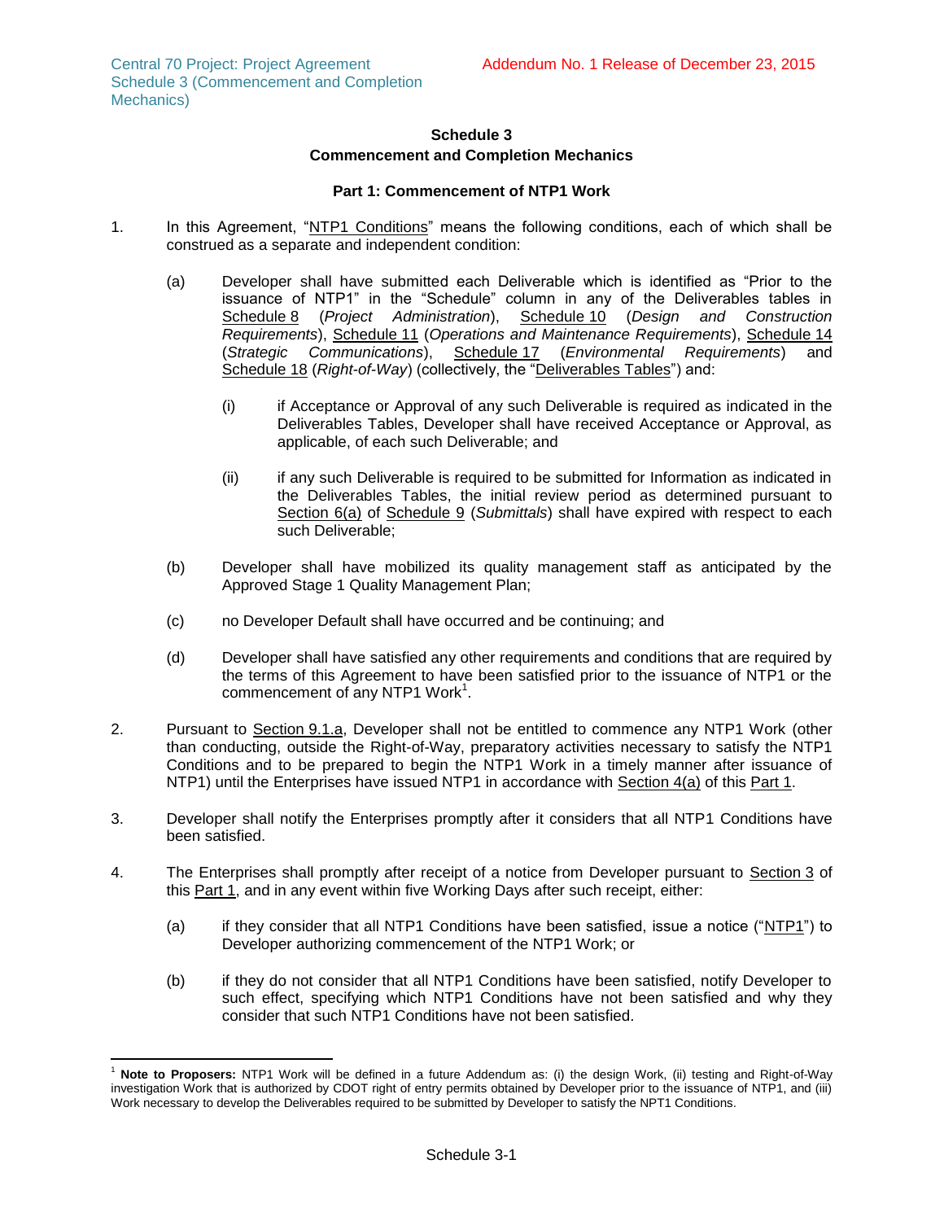# Schedule 3
## Commencement and Completion Mechanics

### Part 1: Commencement of NTP1 Work

1. In this Agreement, "NTP1 Conditions" means the following conditions, each of which shall be construed as a separate and independent condition:

   (a) Developer shall have submitted each Deliverable which is identified as "Prior to the issuance of NTP1" in the "Schedule" column in any of the Deliverables tables in Schedule 8 (*Project Administration*), Schedule 10 (*Design and Construction Requirements*), Schedule 11 (*Operations and Maintenance Requirements*), Schedule 14 (*Strategic Communications*), Schedule 17 (*Environmental Requirements*) and Schedule 18 (*Right-of-Way*) (collectively, the "Deliverables Tables") and:

   (i) if Acceptance or Approval of any such Deliverable is required as indicated in the Deliverables Tables, Developer shall have received Acceptance or Approval, as applicable, of each such Deliverable; and

   (ii) if any such Deliverable is required to be submitted for Information as indicated in the Deliverables Tables, the initial review period as determined pursuant to Section 6(a) of Schedule 9 (*Submittals*) shall have expired with respect to each such Deliverable;

   (b) Developer shall have mobilized its quality management staff as anticipated by the Approved Stage 1 Quality Management Plan;

   (c) no Developer Default shall have occurred and be continuing; and

   (d) Developer shall have satisfied any other requirements and conditions that are required by the terms of this Agreement to have been satisfied prior to the issuance of NTP1 or the commencement of any NTP1 Work[1].

2. Pursuant to Section 9.1.a, Developer shall not be entitled to commence any NTP1 Work (other than conducting, outside the Right-of-Way, preparatory activities necessary to satisfy the NTP1 Conditions and to be prepared to begin the NTP1 Work in a timely manner after issuance of NTP1) until the Enterprises have issued NTP1 in accordance with Section 4(a) of this Part 1.

3. Developer shall notify the Enterprises promptly after it considers that all NTP1 Conditions have been satisfied.

4. The Enterprises shall promptly after receipt of a notice from Developer pursuant to Section 3 of this Part 1, and in any event within five Working Days after such receipt, either:

   (a) if they consider that all NTP1 Conditions have been satisfied, issue a notice ("NTP1") to Developer authorizing commencement of the NTP1 Work; or

   (b) if they do not consider that all NTP1 Conditions have been satisfied, notify Developer to such effect, specifying which NTP1 Conditions have not been satisfied and why they consider that such NTP1 Conditions have not been satisfied.

---

[1] **Note to Proposers:** NTP1 Work will be defined in a future Addendum as: (i) the design Work, (ii) testing and Right-of-Way investigation Work that is authorized by CDOT right of entry permits obtained by Developer prior to the issuance of NTP1, and (iii) Work necessary to develop the Deliverables required to be submitted by Developer to satisfy the NPT1 Conditions.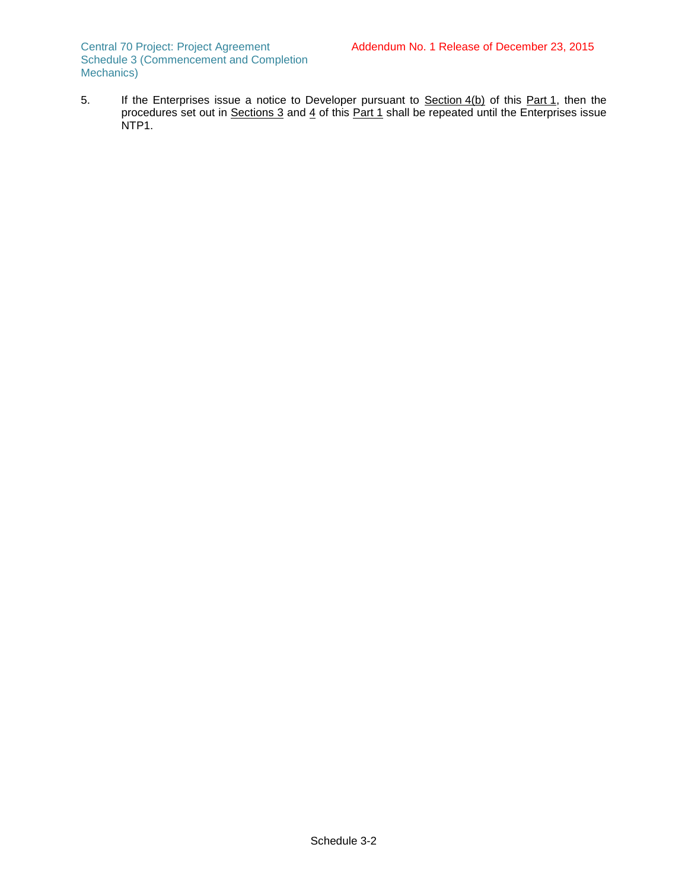5. If the Enterprises issue a notice to Developer pursuant to Section 4(b) of this Part 1, then the procedures set out in Sections 3 and 4 of this Part 1 shall be repeated until the Enterprises issue NTP1.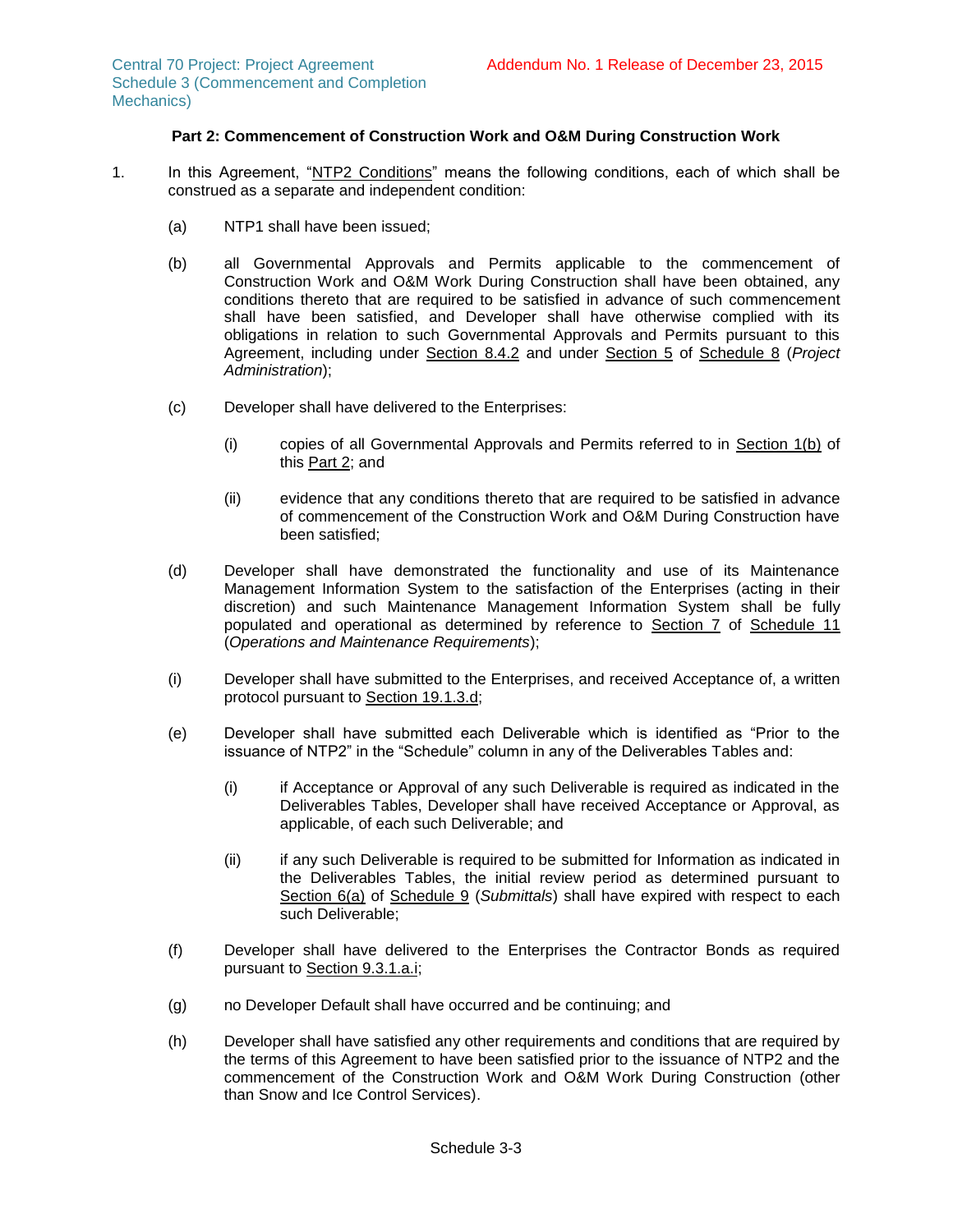### Part 2: Commencement of Construction Work and O&M During Construction Work

1. In this Agreement, "NTP2 Conditions" means the following conditions, each of which shall be construed as a separate and independent condition:

   (a) NTP1 shall have been issued;

   (b) all Governmental Approvals and Permits applicable to the commencement of Construction Work and O&M Work During Construction shall have been obtained, any conditions thereto that are required to be satisfied in advance of such commencement shall have been satisfied, and Developer shall have otherwise complied with its obligations in relation to such Governmental Approvals and Permits pursuant to this Agreement, including under Section 8.4.2 and under Section 5 of Schedule 8 (*Project Administration*);

   (c) Developer shall have delivered to the Enterprises:

      (i) copies of all Governmental Approvals and Permits referred to in Section 1(b) of this Part 2; and

      (ii) evidence that any conditions thereto that are required to be satisfied in advance of commencement of the Construction Work and O&M During Construction have been satisfied;

   (d) Developer shall have demonstrated the functionality and use of its Maintenance Management Information System to the satisfaction of the Enterprises (acting in their discretion) and such Maintenance Management Information System shall be fully populated and operational as determined by reference to Section 7 of Schedule 11 (*Operations and Maintenance Requirements*);

   (i) Developer shall have submitted to the Enterprises, and received Acceptance of, a written protocol pursuant to Section 19.1.3.d;

   (e) Developer shall have submitted each Deliverable which is identified as "Prior to the issuance of NTP2" in the "Schedule" column in any of the Deliverables Tables and:

      (i) if Acceptance or Approval of any such Deliverable is required as indicated in the Deliverables Tables, Developer shall have received Acceptance or Approval, as applicable, of each such Deliverable; and

      (ii) if any such Deliverable is required to be submitted for Information as indicated in the Deliverables Tables, the initial review period as determined pursuant to Section 6(a) of Schedule 9 (*Submittals*) shall have expired with respect to each such Deliverable;

   (f) Developer shall have delivered to the Enterprises the Contractor Bonds as required pursuant to Section 9.3.1.a.i;

   (g) no Developer Default shall have occurred and be continuing; and

   (h) Developer shall have satisfied any other requirements and conditions that are required by the terms of this Agreement to have been satisfied prior to the issuance of NTP2 and the commencement of the Construction Work and O&M Work During Construction (other than Snow and Ice Control Services).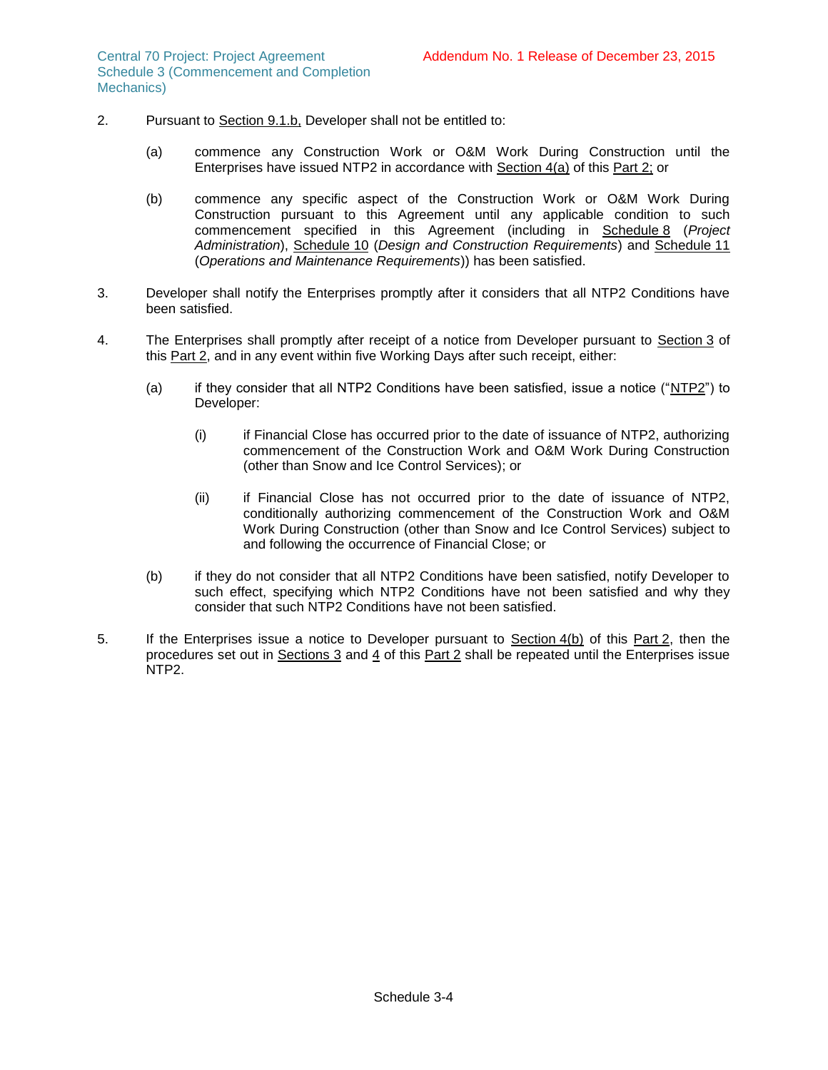2. Pursuant to Section 9.1.b, Developer shall not be entitled to:

   (a) commence any Construction Work or O&M Work During Construction until the Enterprises have issued NTP2 in accordance with Section 4(a) of this Part 2; or

   (b) commence any specific aspect of the Construction Work or O&M Work During Construction pursuant to this Agreement until any applicable condition to such commencement specified in this Agreement (including in Schedule 8 (*Project Administration*), Schedule 10 (*Design and Construction Requirements*) and Schedule 11 (*Operations and Maintenance Requirements*)) has been satisfied.

3. Developer shall notify the Enterprises promptly after it considers that all NTP2 Conditions have been satisfied.

4. The Enterprises shall promptly after receipt of a notice from Developer pursuant to Section 3 of this Part 2, and in any event within five Working Days after such receipt, either:

   (a) if they consider that all NTP2 Conditions have been satisfied, issue a notice ("NTP2") to Developer:

      (i) if Financial Close has occurred prior to the date of issuance of NTP2, authorizing commencement of the Construction Work and O&M Work During Construction (other than Snow and Ice Control Services); or

      (ii) if Financial Close has not occurred prior to the date of issuance of NTP2, conditionally authorizing commencement of the Construction Work and O&M Work During Construction (other than Snow and Ice Control Services) subject to and following the occurrence of Financial Close; or

   (b) if they do not consider that all NTP2 Conditions have been satisfied, notify Developer to such effect, specifying which NTP2 Conditions have not been satisfied and why they consider that such NTP2 Conditions have not been satisfied.

5. If the Enterprises issue a notice to Developer pursuant to Section 4(b) of this Part 2, then the procedures set out in Sections 3 and 4 of this Part 2 shall be repeated until the Enterprises issue NTP2.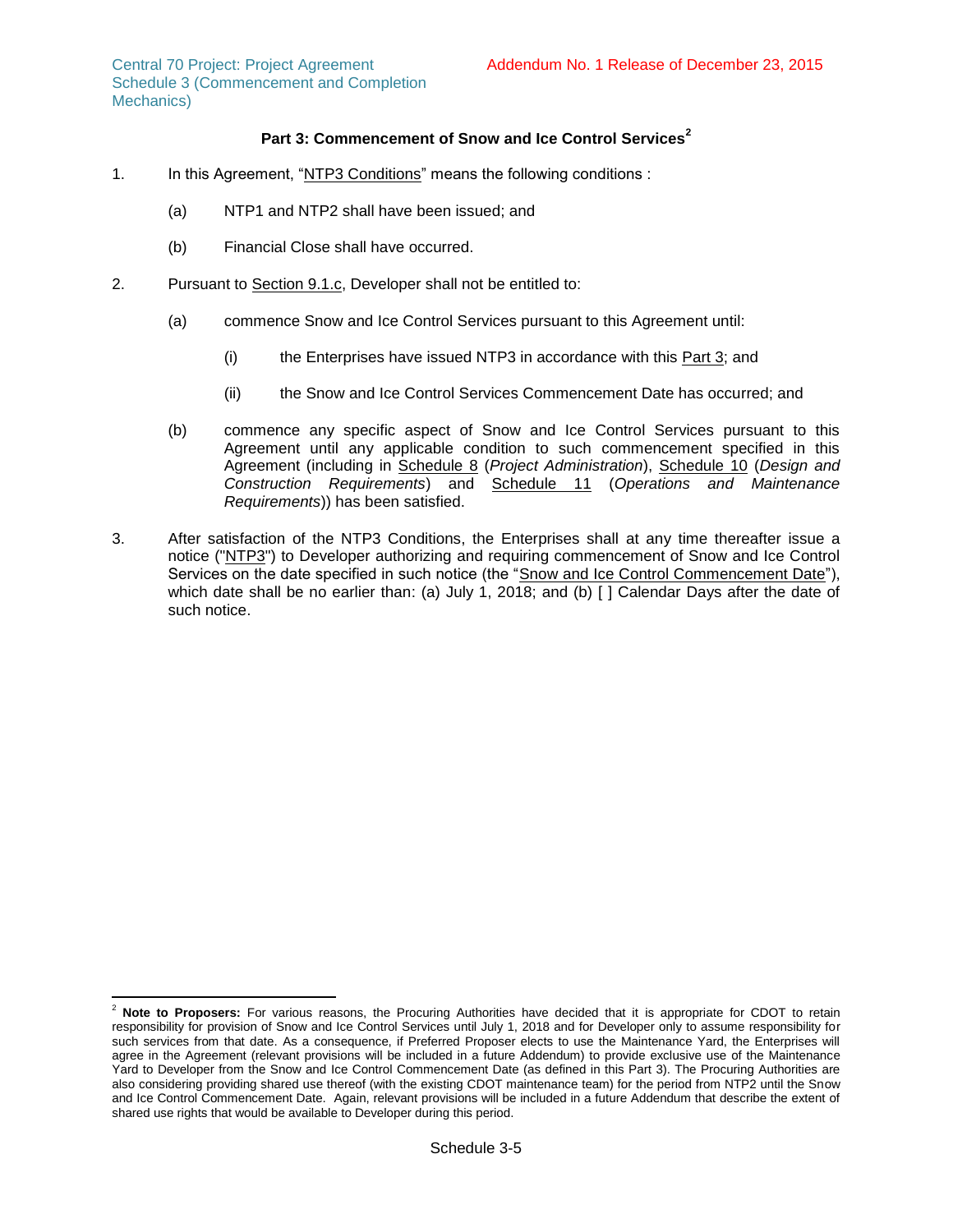## Part 3: Commencement of Snow and Ice Control Services[2]

1. In this Agreement, "NTP3 Conditions" means the following conditions :

   (a) NTP1 and NTP2 shall have been issued; and

   (b) Financial Close shall have occurred.

2. Pursuant to Section 9.1.c, Developer shall not be entitled to:

   (a) commence Snow and Ice Control Services pursuant to this Agreement until:

      (i) the Enterprises have issued NTP3 in accordance with this Part 3; and

      (ii) the Snow and Ice Control Services Commencement Date has occurred; and

   (b) commence any specific aspect of Snow and Ice Control Services pursuant to this Agreement until any applicable condition to such commencement specified in this Agreement (including in Schedule 8 (*Project Administration*), Schedule 10 (*Design and Construction Requirements*) and Schedule 11 (*Operations and Maintenance Requirements*)) has been satisfied.

3. After satisfaction of the NTP3 Conditions, the Enterprises shall at any time thereafter issue a notice ("NTP3") to Developer authorizing and requiring commencement of Snow and Ice Control Services on the date specified in such notice (the "Snow and Ice Control Commencement Date"), which date shall be no earlier than: (a) July 1, 2018; and (b) [ ] Calendar Days after the date of such notice.

---

[2] **Note to Proposers:** For various reasons, the Procuring Authorities have decided that it is appropriate for CDOT to retain responsibility for provision of Snow and Ice Control Services until July 1, 2018 and for Developer only to assume responsibility for such services from that date. As a consequence, if Preferred Proposer elects to use the Maintenance Yard, the Enterprises will agree in the Agreement (relevant provisions will be included in a future Addendum) to provide exclusive use of the Maintenance Yard to Developer from the Snow and Ice Control Commencement Date (as defined in this Part 3). The Procuring Authorities are also considering providing shared use thereof (with the existing CDOT maintenance team) for the period from NTP2 until the Snow and Ice Control Commencement Date. Again, relevant provisions will be included in a future Addendum that describe the extent of shared use rights that would be available to Developer during this period.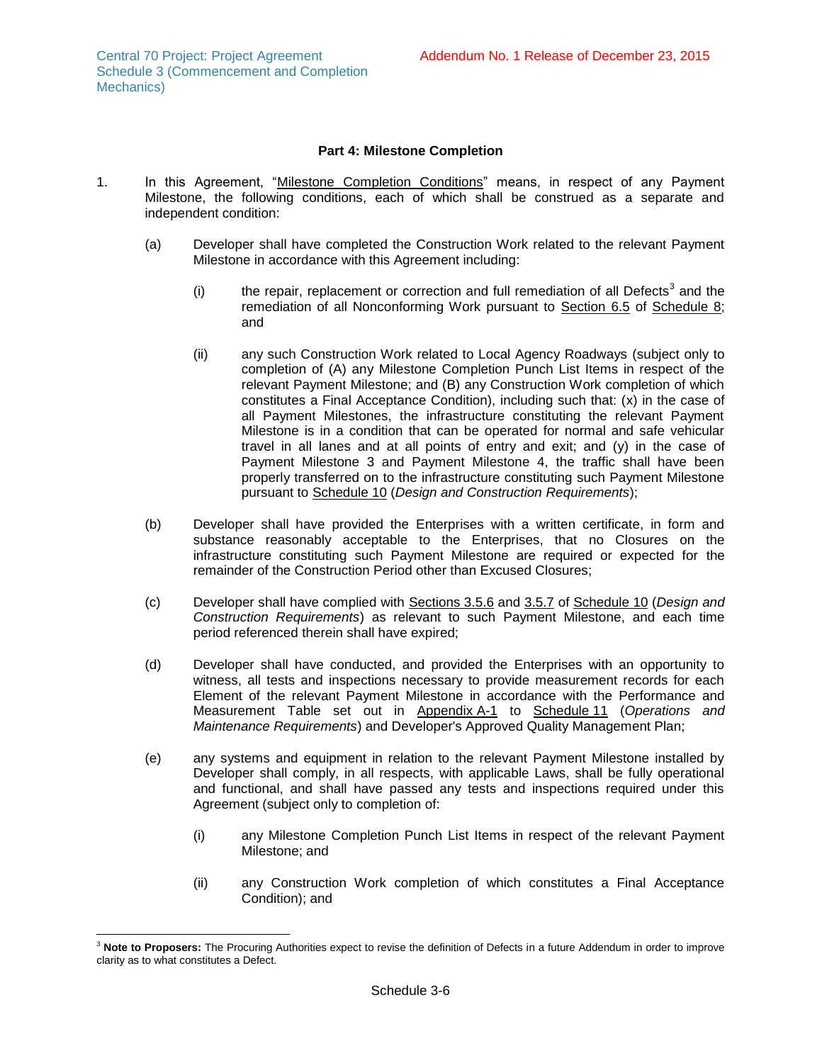## Part 4: Milestone Completion

1. In this Agreement, "Milestone Completion Conditions" means, in respect of any Payment Milestone, the following conditions, each of which shall be construed as a separate and independent condition:

   (a) Developer shall have completed the Construction Work related to the relevant Payment Milestone in accordance with this Agreement including:

      (i) the repair, replacement or correction and full remediation of all Defects[3] and the remediation of all Nonconforming Work pursuant to Section 6.5 of Schedule 8; and

      (ii) any such Construction Work related to Local Agency Roadways (subject only to completion of (A) any Milestone Completion Punch List Items in respect of the relevant Payment Milestone; and (B) any Construction Work completion of which constitutes a Final Acceptance Condition), including such that: (x) in the case of all Payment Milestones, the infrastructure constituting the relevant Payment Milestone is in a condition that can be operated for normal and safe vehicular travel in all lanes and at all points of entry and exit; and (y) in the case of Payment Milestone 3 and Payment Milestone 4, the traffic shall have been properly transferred on to the infrastructure constituting such Payment Milestone pursuant to Schedule 10 (*Design and Construction Requirements*);

   (b) Developer shall have provided the Enterprises with a written certificate, in form and substance reasonably acceptable to the Enterprises, that no Closures on the infrastructure constituting such Payment Milestone are required or expected for the remainder of the Construction Period other than Excused Closures;

   (c) Developer shall have complied with Sections 3.5.6 and 3.5.7 of Schedule 10 (*Design and Construction Requirements*) as relevant to such Payment Milestone, and each time period referenced therein shall have expired;

   (d) Developer shall have conducted, and provided the Enterprises with an opportunity to witness, all tests and inspections necessary to provide measurement records for each Element of the relevant Payment Milestone in accordance with the Performance and Measurement Table set out in Appendix A-1 to Schedule 11 (*Operations and Maintenance Requirements*) and Developer's Approved Quality Management Plan;

   (e) any systems and equipment in relation to the relevant Payment Milestone installed by Developer shall comply, in all respects, with applicable Laws, shall be fully operational and functional, and shall have passed any tests and inspections required under this Agreement (subject only to completion of:

      (i) any Milestone Completion Punch List Items in respect of the relevant Payment Milestone; and

      (ii) any Construction Work completion of which constitutes a Final Acceptance Condition); and

---

[3] **Note to Proposers:** The Procuring Authorities expect to revise the definition of Defects in a future Addendum in order to improve clarity as to what constitutes a Defect.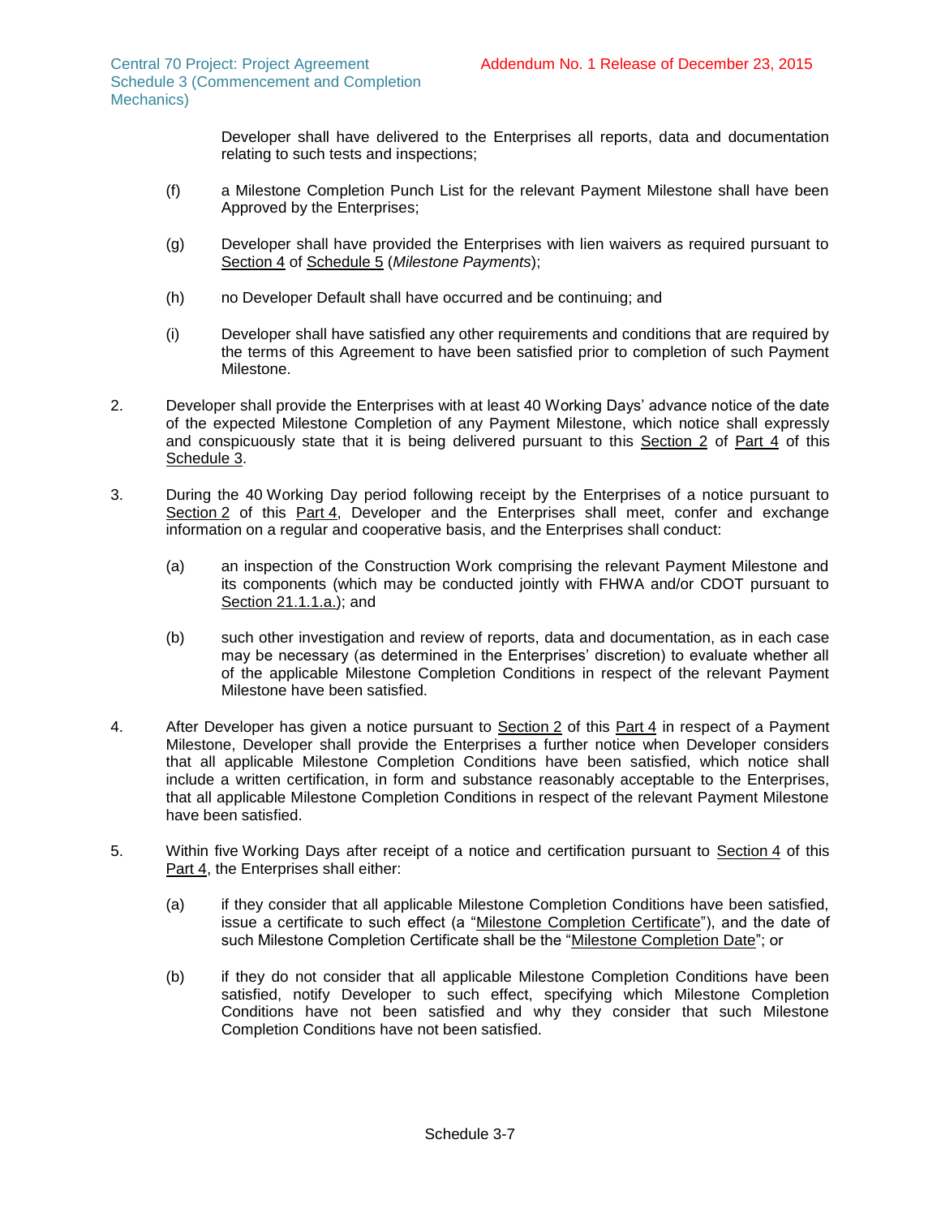Developer shall have delivered to the Enterprises all reports, data and documentation relating to such tests and inspections;

(f) a Milestone Completion Punch List for the relevant Payment Milestone shall have been Approved by the Enterprises;

(g) Developer shall have provided the Enterprises with lien waivers as required pursuant to Section 4 of Schedule 5 (*Milestone Payments*);

(h) no Developer Default shall have occurred and be continuing; and

(i) Developer shall have satisfied any other requirements and conditions that are required by the terms of this Agreement to have been satisfied prior to completion of such Payment Milestone.

2. Developer shall provide the Enterprises with at least 40 Working Days' advance notice of the date of the expected Milestone Completion of any Payment Milestone, which notice shall expressly and conspicuously state that it is being delivered pursuant to this Section 2 of Part 4 of this Schedule 3.

3. During the 40 Working Day period following receipt by the Enterprises of a notice pursuant to Section 2 of this Part 4, Developer and the Enterprises shall meet, confer and exchange information on a regular and cooperative basis, and the Enterprises shall conduct:

   (a) an inspection of the Construction Work comprising the relevant Payment Milestone and its components (which may be conducted jointly with FHWA and/or CDOT pursuant to Section 21.1.1.a.); and

   (b) such other investigation and review of reports, data and documentation, as in each case may be necessary (as determined in the Enterprises' discretion) to evaluate whether all of the applicable Milestone Completion Conditions in respect of the relevant Payment Milestone have been satisfied.

4. After Developer has given a notice pursuant to Section 2 of this Part 4 in respect of a Payment Milestone, Developer shall provide the Enterprises a further notice when Developer considers that all applicable Milestone Completion Conditions have been satisfied, which notice shall include a written certification, in form and substance reasonably acceptable to the Enterprises, that all applicable Milestone Completion Conditions in respect of the relevant Payment Milestone have been satisfied.

5. Within five Working Days after receipt of a notice and certification pursuant to Section 4 of this Part 4, the Enterprises shall either:

   (a) if they consider that all applicable Milestone Completion Conditions have been satisfied, issue a certificate to such effect (a "Milestone Completion Certificate"), and the date of such Milestone Completion Certificate shall be the "Milestone Completion Date"; or

   (b) if they do not consider that all applicable Milestone Completion Conditions have been satisfied, notify Developer to such effect, specifying which Milestone Completion Conditions have not been satisfied and why they consider that such Milestone Completion Conditions have not been satisfied.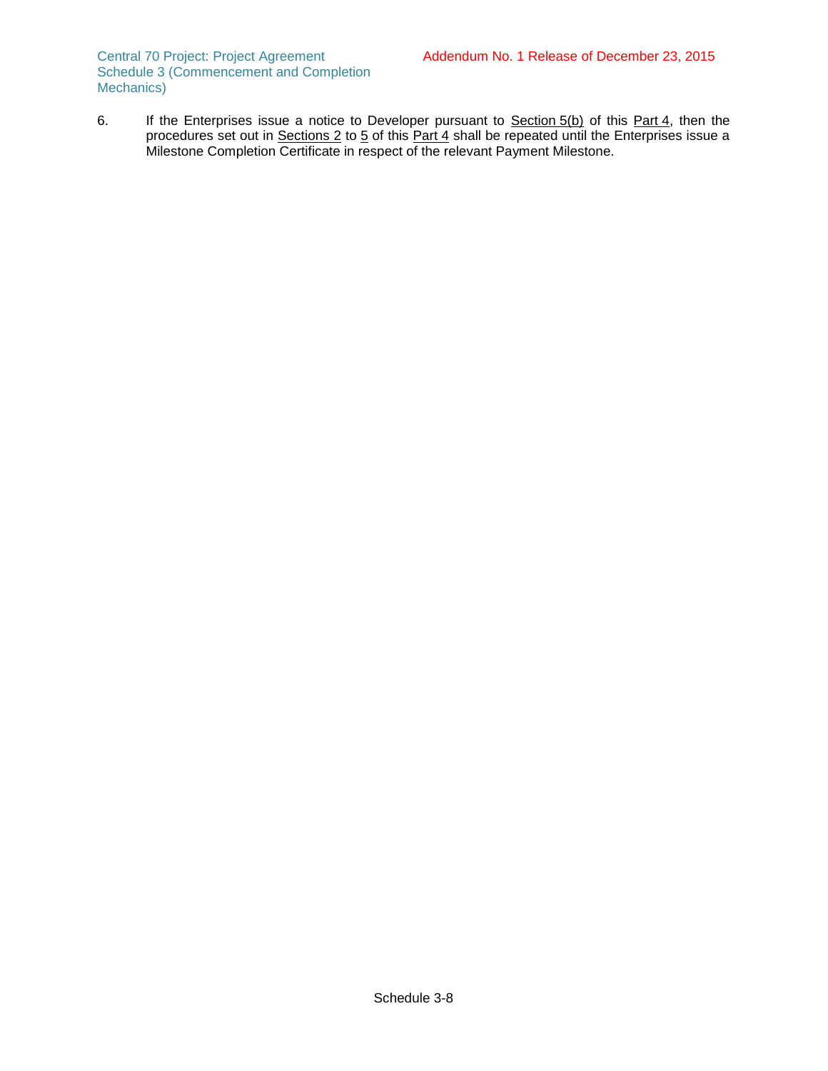6. If the Enterprises issue a notice to Developer pursuant to Section 5(b) of this Part 4, then the procedures set out in Sections 2 to 5 of this Part 4 shall be repeated until the Enterprises issue a Milestone Completion Certificate in respect of the relevant Payment Milestone.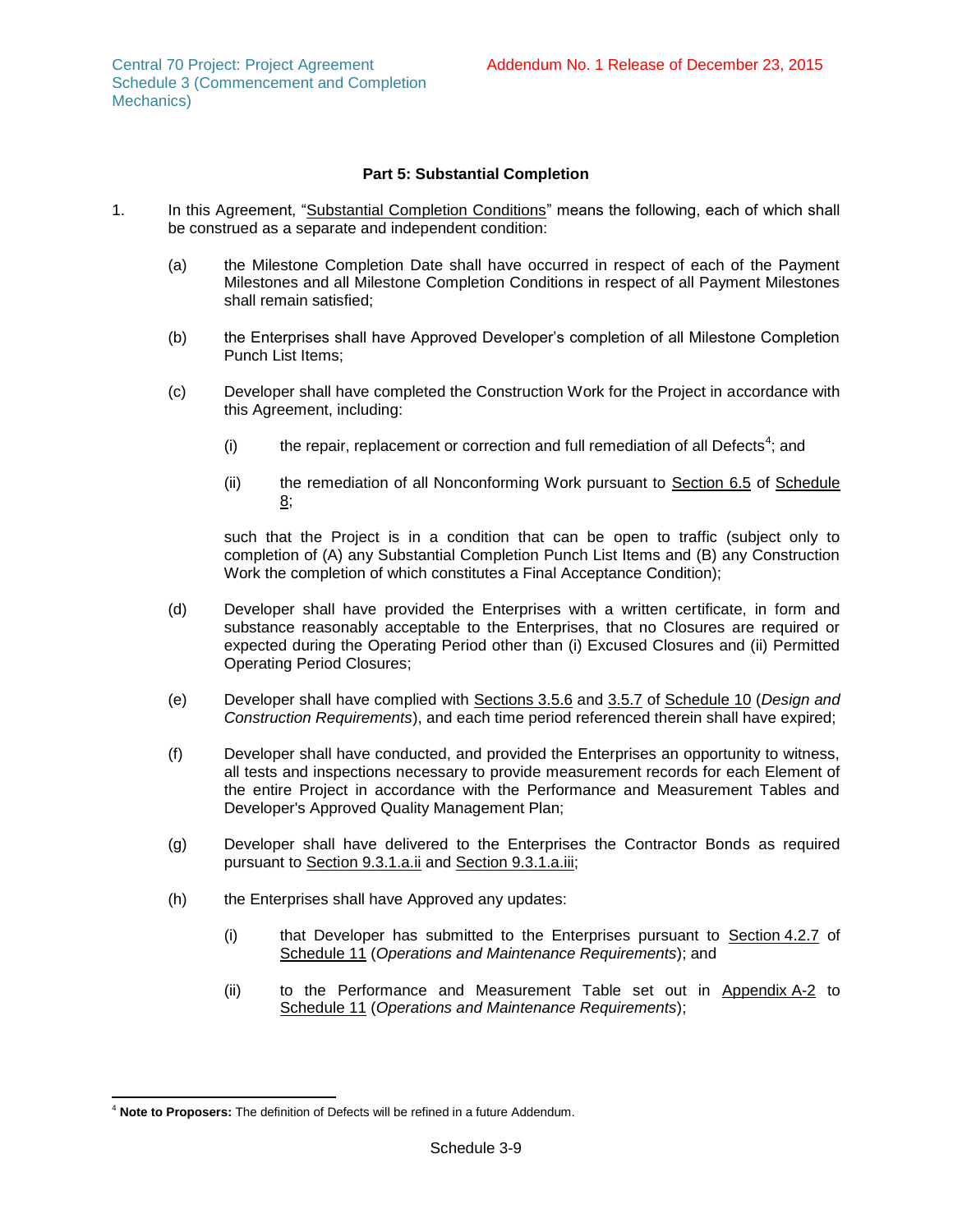## Part 5: Substantial Completion

1. In this Agreement, "Substantial Completion Conditions" means the following, each of which shall be construed as a separate and independent condition:

   (a) the Milestone Completion Date shall have occurred in respect of each of the Payment Milestones and all Milestone Completion Conditions in respect of all Payment Milestones shall remain satisfied;

   (b) the Enterprises shall have Approved Developer's completion of all Milestone Completion Punch List Items;

   (c) Developer shall have completed the Construction Work for the Project in accordance with this Agreement, including:

      (i) the repair, replacement or correction and full remediation of all Defects[4]; and

      (ii) the remediation of all Nonconforming Work pursuant to Section 6.5 of Schedule 8;

   such that the Project is in a condition that can be open to traffic (subject only to completion of (A) any Substantial Completion Punch List Items and (B) any Construction Work the completion of which constitutes a Final Acceptance Condition);

   (d) Developer shall have provided the Enterprises with a written certificate, in form and substance reasonably acceptable to the Enterprises, that no Closures are required or expected during the Operating Period other than (i) Excused Closures and (ii) Permitted Operating Period Closures;

   (e) Developer shall have complied with Sections 3.5.6 and 3.5.7 of Schedule 10 (*Design and Construction Requirements*), and each time period referenced therein shall have expired;

   (f) Developer shall have conducted, and provided the Enterprises an opportunity to witness, all tests and inspections necessary to provide measurement records for each Element of the entire Project in accordance with the Performance and Measurement Tables and Developer's Approved Quality Management Plan;

   (g) Developer shall have delivered to the Enterprises the Contractor Bonds as required pursuant to Section 9.3.1.a.ii and Section 9.3.1.a.iii;

   (h) the Enterprises shall have Approved any updates:

      (i) that Developer has submitted to the Enterprises pursuant to Section 4.2.7 of Schedule 11 (*Operations and Maintenance Requirements*); and

      (ii) to the Performance and Measurement Table set out in Appendix A-2 to Schedule 11 (*Operations and Maintenance Requirements*);

---

[4] **Note to Proposers:** The definition of Defects will be refined in a future Addendum.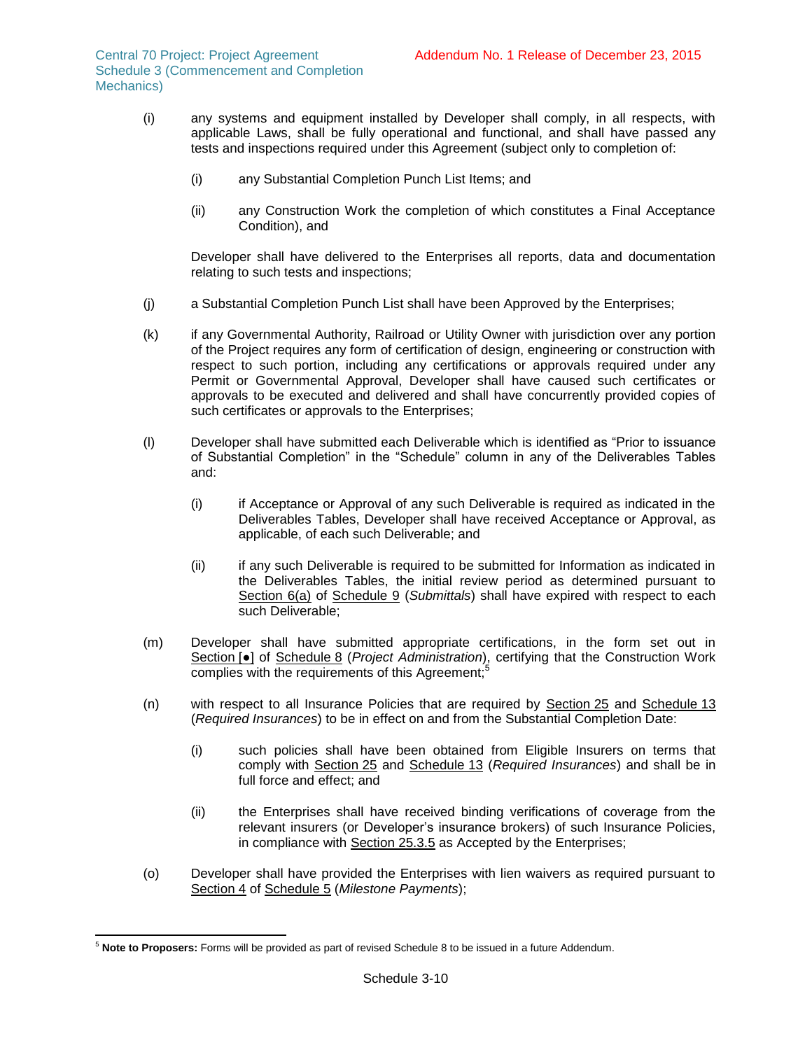(i) any systems and equipment installed by Developer shall comply, in all respects, with applicable Laws, shall be fully operational and functional, and shall have passed any tests and inspections required under this Agreement (subject only to completion of:

   (i) any Substantial Completion Punch List Items; and

   (ii) any Construction Work the completion of which constitutes a Final Acceptance Condition), and

   Developer shall have delivered to the Enterprises all reports, data and documentation relating to such tests and inspections;

(j) a Substantial Completion Punch List shall have been Approved by the Enterprises;

(k) if any Governmental Authority, Railroad or Utility Owner with jurisdiction over any portion of the Project requires any form of certification of design, engineering or construction with respect to such portion, including any certifications or approvals required under any Permit or Governmental Approval, Developer shall have caused such certificates or approvals to be executed and delivered and shall have concurrently provided copies of such certificates or approvals to the Enterprises;

(l) Developer shall have submitted each Deliverable which is identified as "Prior to issuance of Substantial Completion" in the "Schedule" column in any of the Deliverables Tables and:

   (i) if Acceptance or Approval of any such Deliverable is required as indicated in the Deliverables Tables, Developer shall have received Acceptance or Approval, as applicable, of each such Deliverable; and

   (ii) if any such Deliverable is required to be submitted for Information as indicated in the Deliverables Tables, the initial review period as determined pursuant to Section 6(a) of Schedule 9 (*Submittals*) shall have expired with respect to each such Deliverable;

(m) Developer shall have submitted appropriate certifications, in the form set out in Section [●] of Schedule 8 (*Project Administration*), certifying that the Construction Work complies with the requirements of this Agreement;[5]

(n) with respect to all Insurance Policies that are required by Section 25 and Schedule 13 (*Required Insurances*) to be in effect on and from the Substantial Completion Date:

   (i) such policies shall have been obtained from Eligible Insurers on terms that comply with Section 25 and Schedule 13 (*Required Insurances*) and shall be in full force and effect; and

   (ii) the Enterprises shall have received binding verifications of coverage from the relevant insurers (or Developer's insurance brokers) of such Insurance Policies, in compliance with Section 25.3.5 as Accepted by the Enterprises;

(o) Developer shall have provided the Enterprises with lien waivers as required pursuant to Section 4 of Schedule 5 (*Milestone Payments*);

---

[5] **Note to Proposers:** Forms will be provided as part of revised Schedule 8 to be issued in a future Addendum.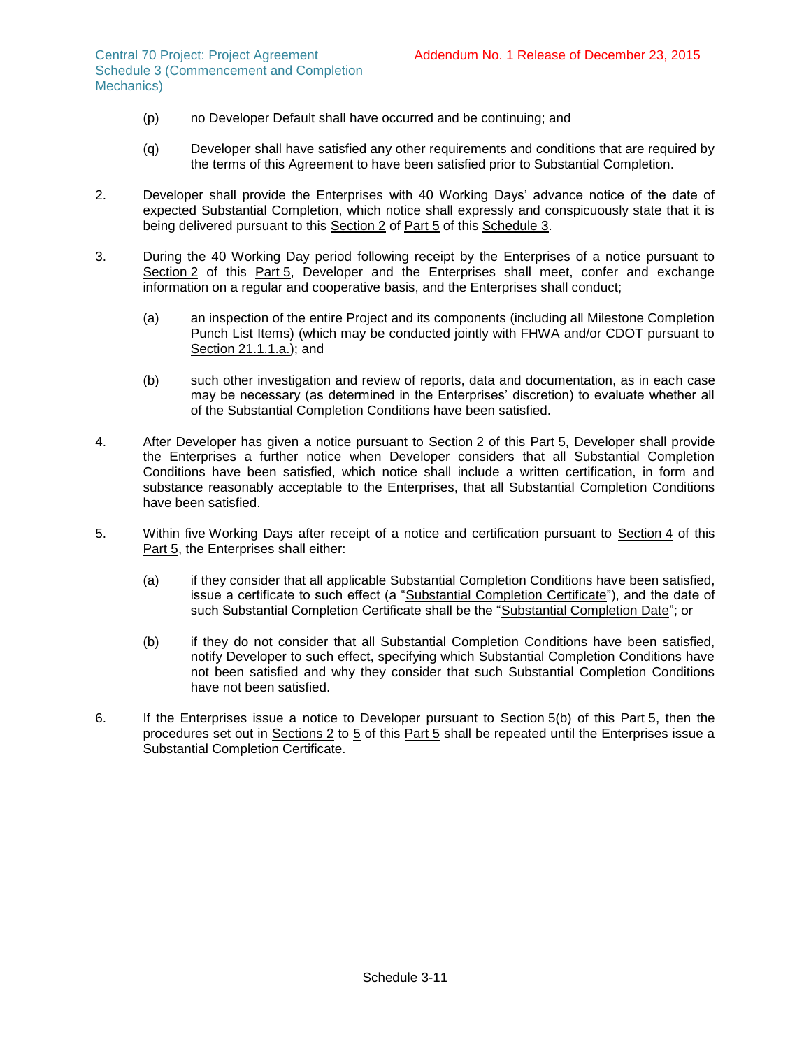(p) no Developer Default shall have occurred and be continuing; and

(q) Developer shall have satisfied any other requirements and conditions that are required by the terms of this Agreement to have been satisfied prior to Substantial Completion.

2. Developer shall provide the Enterprises with 40 Working Days' advance notice of the date of expected Substantial Completion, which notice shall expressly and conspicuously state that it is being delivered pursuant to this Section 2 of Part 5 of this Schedule 3.

3. During the 40 Working Day period following receipt by the Enterprises of a notice pursuant to Section 2 of this Part 5, Developer and the Enterprises shall meet, confer and exchange information on a regular and cooperative basis, and the Enterprises shall conduct;

   (a) an inspection of the entire Project and its components (including all Milestone Completion Punch List Items) (which may be conducted jointly with FHWA and/or CDOT pursuant to Section 21.1.1.a.); and

   (b) such other investigation and review of reports, data and documentation, as in each case may be necessary (as determined in the Enterprises' discretion) to evaluate whether all of the Substantial Completion Conditions have been satisfied.

4. After Developer has given a notice pursuant to Section 2 of this Part 5, Developer shall provide the Enterprises a further notice when Developer considers that all Substantial Completion Conditions have been satisfied, which notice shall include a written certification, in form and substance reasonably acceptable to the Enterprises, that all Substantial Completion Conditions have been satisfied.

5. Within five Working Days after receipt of a notice and certification pursuant to Section 4 of this Part 5, the Enterprises shall either:

   (a) if they consider that all applicable Substantial Completion Conditions have been satisfied, issue a certificate to such effect (a "Substantial Completion Certificate"), and the date of such Substantial Completion Certificate shall be the "Substantial Completion Date"; or

   (b) if they do not consider that all Substantial Completion Conditions have been satisfied, notify Developer to such effect, specifying which Substantial Completion Conditions have not been satisfied and why they consider that such Substantial Completion Conditions have not been satisfied.

6. If the Enterprises issue a notice to Developer pursuant to Section 5(b) of this Part 5, then the procedures set out in Sections 2 to 5 of this Part 5 shall be repeated until the Enterprises issue a Substantial Completion Certificate.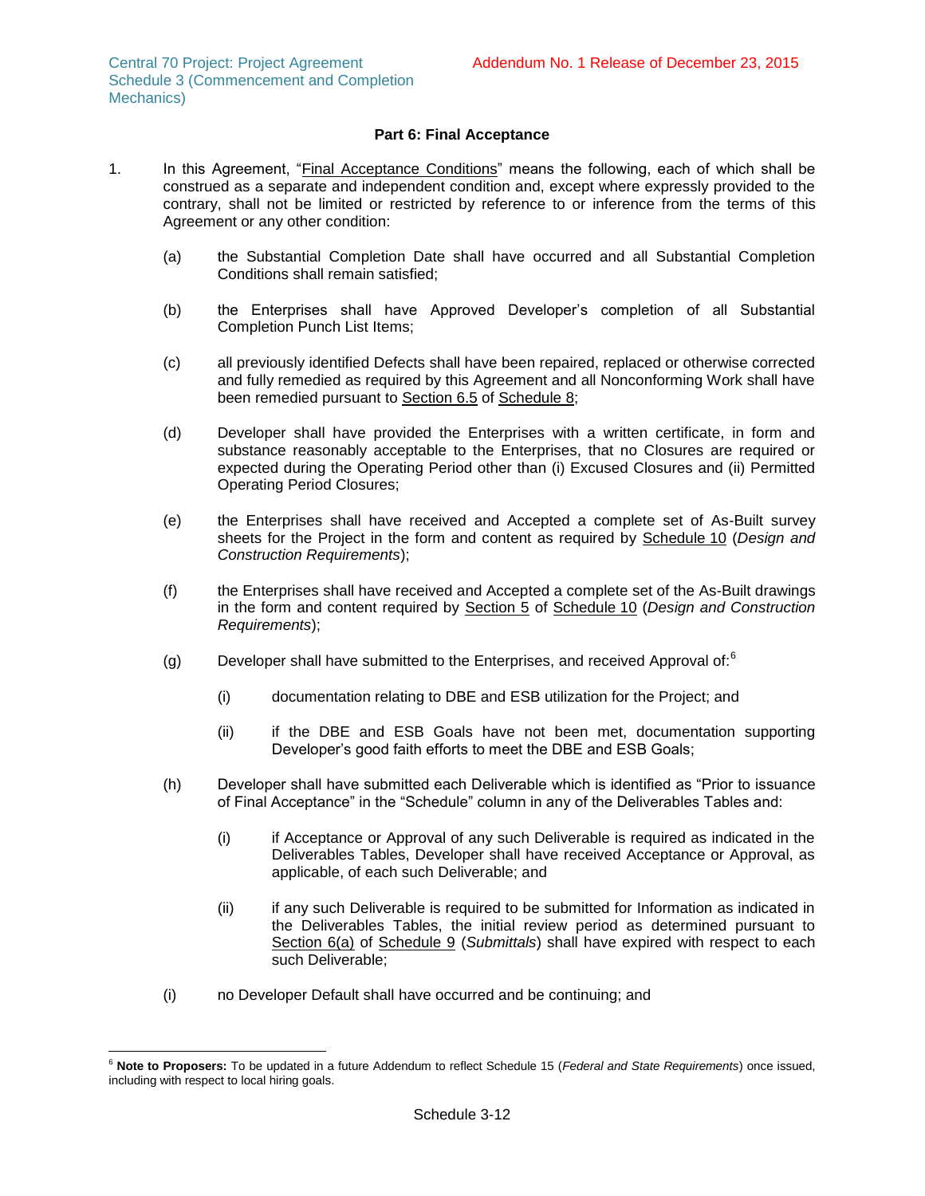## Part 6: Final Acceptance

1. In this Agreement, "Final Acceptance Conditions" means the following, each of which shall be construed as a separate and independent condition and, except where expressly provided to the contrary, shall not be limited or restricted by reference to or inference from the terms of this Agreement or any other condition:

   (a) the Substantial Completion Date shall have occurred and all Substantial Completion Conditions shall remain satisfied;

   (b) the Enterprises shall have Approved Developer's completion of all Substantial Completion Punch List Items;

   (c) all previously identified Defects shall have been repaired, replaced or otherwise corrected and fully remedied as required by this Agreement and all Nonconforming Work shall have been remedied pursuant to Section 6.5 of Schedule 8;

   (d) Developer shall have provided the Enterprises with a written certificate, in form and substance reasonably acceptable to the Enterprises, that no Closures are required or expected during the Operating Period other than (i) Excused Closures and (ii) Permitted Operating Period Closures;

   (e) the Enterprises shall have received and Accepted a complete set of As-Built survey sheets for the Project in the form and content as required by Schedule 10 (*Design and Construction Requirements*);

   (f) the Enterprises shall have received and Accepted a complete set of the As-Built drawings in the form and content required by Section 5 of Schedule 10 (*Design and Construction Requirements*);

   (g) Developer shall have submitted to the Enterprises, and received Approval of:[6]

      (i) documentation relating to DBE and ESB utilization for the Project; and

      (ii) if the DBE and ESB Goals have not been met, documentation supporting Developer's good faith efforts to meet the DBE and ESB Goals;

   (h) Developer shall have submitted each Deliverable which is identified as "Prior to issuance of Final Acceptance" in the "Schedule" column in any of the Deliverables Tables and:

      (i) if Acceptance or Approval of any such Deliverable is required as indicated in the Deliverables Tables, Developer shall have received Acceptance or Approval, as applicable, of each such Deliverable; and

      (ii) if any such Deliverable is required to be submitted for Information as indicated in the Deliverables Tables, the initial review period as determined pursuant to Section 6(a) of Schedule 9 (*Submittals*) shall have expired with respect to each such Deliverable;

   (i) no Developer Default shall have occurred and be continuing; and

---

[6] **Note to Proposers:** To be updated in a future Addendum to reflect Schedule 15 (*Federal and State Requirements*) once issued, including with respect to local hiring goals.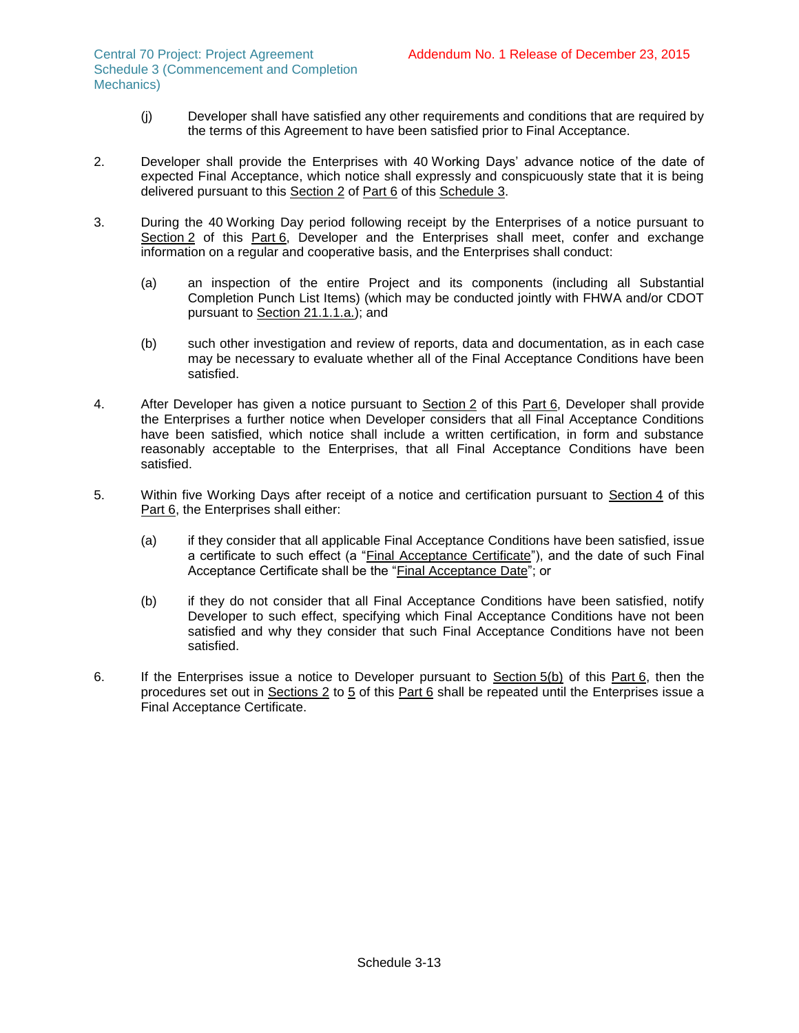(j) Developer shall have satisfied any other requirements and conditions that are required by the terms of this Agreement to have been satisfied prior to Final Acceptance.

2. Developer shall provide the Enterprises with 40 Working Days' advance notice of the date of expected Final Acceptance, which notice shall expressly and conspicuously state that it is being delivered pursuant to this Section 2 of Part 6 of this Schedule 3.

3. During the 40 Working Day period following receipt by the Enterprises of a notice pursuant to Section 2 of this Part 6, Developer and the Enterprises shall meet, confer and exchange information on a regular and cooperative basis, and the Enterprises shall conduct:

   (a) an inspection of the entire Project and its components (including all Substantial Completion Punch List Items) (which may be conducted jointly with FHWA and/or CDOT pursuant to Section 21.1.1.a.); and

   (b) such other investigation and review of reports, data and documentation, as in each case may be necessary to evaluate whether all of the Final Acceptance Conditions have been satisfied.

4. After Developer has given a notice pursuant to Section 2 of this Part 6, Developer shall provide the Enterprises a further notice when Developer considers that all Final Acceptance Conditions have been satisfied, which notice shall include a written certification, in form and substance reasonably acceptable to the Enterprises, that all Final Acceptance Conditions have been satisfied.

5. Within five Working Days after receipt of a notice and certification pursuant to Section 4 of this Part 6, the Enterprises shall either:

   (a) if they consider that all applicable Final Acceptance Conditions have been satisfied, issue a certificate to such effect (a "Final Acceptance Certificate"), and the date of such Final Acceptance Certificate shall be the "Final Acceptance Date"; or

   (b) if they do not consider that all Final Acceptance Conditions have been satisfied, notify Developer to such effect, specifying which Final Acceptance Conditions have not been satisfied and why they consider that such Final Acceptance Conditions have not been satisfied.

6. If the Enterprises issue a notice to Developer pursuant to Section 5(b) of this Part 6, then the procedures set out in Sections 2 to 5 of this Part 6 shall be repeated until the Enterprises issue a Final Acceptance Certificate.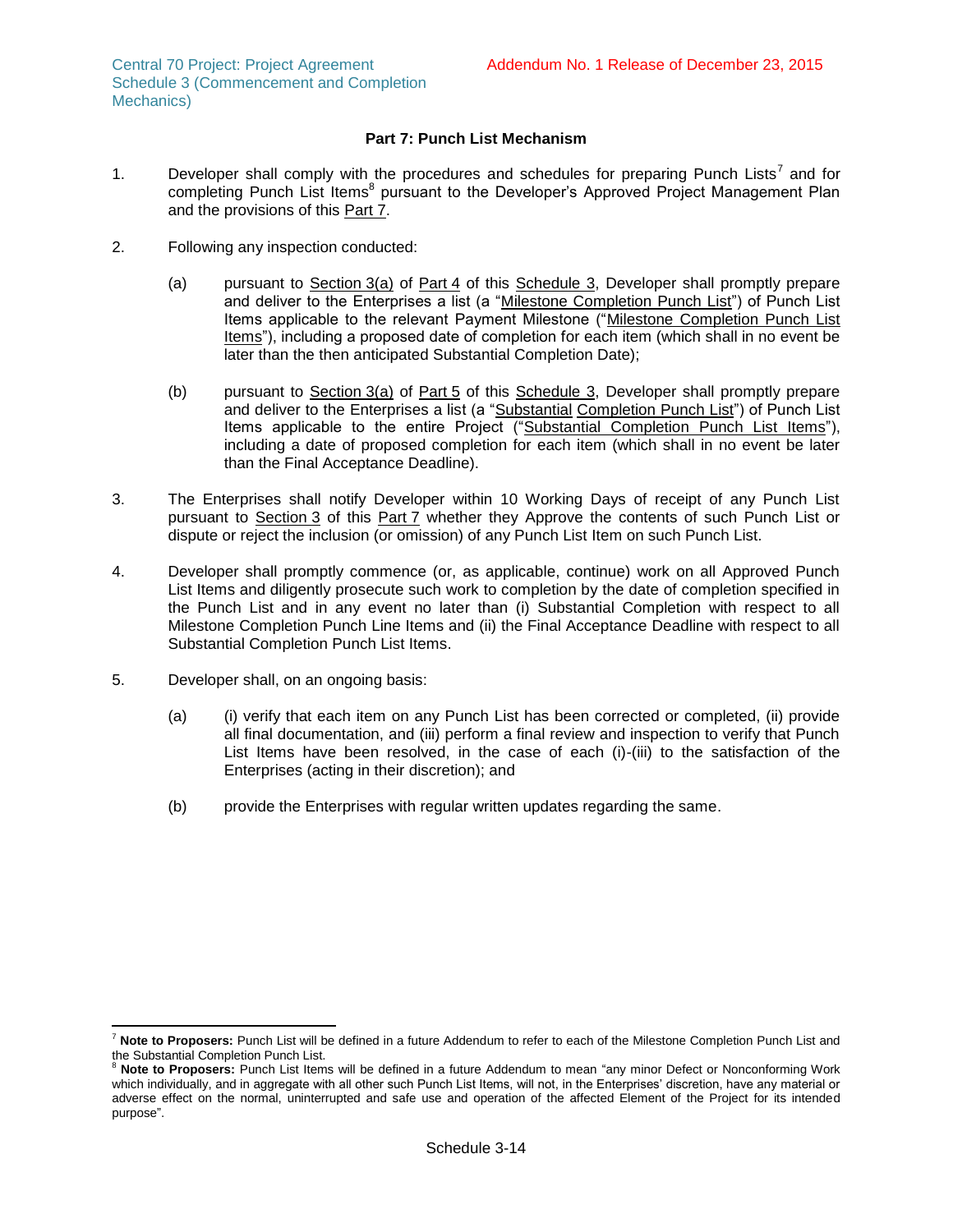## Part 7: Punch List Mechanism

1. Developer shall comply with the procedures and schedules for preparing Punch Lists[7] and for completing Punch List Items[8] pursuant to the Developer's Approved Project Management Plan and the provisions of this Part 7.

2. Following any inspection conducted:

   (a) pursuant to Section 3(a) of Part 4 of this Schedule 3, Developer shall promptly prepare and deliver to the Enterprises a list (a "Milestone Completion Punch List") of Punch List Items applicable to the relevant Payment Milestone ("Milestone Completion Punch List Items"), including a proposed date of completion for each item (which shall in no event be later than the then anticipated Substantial Completion Date);

   (b) pursuant to Section 3(a) of Part 5 of this Schedule 3, Developer shall promptly prepare and deliver to the Enterprises a list (a "Substantial Completion Punch List") of Punch List Items applicable to the entire Project ("Substantial Completion Punch List Items"), including a date of proposed completion for each item (which shall in no event be later than the Final Acceptance Deadline).

3. The Enterprises shall notify Developer within 10 Working Days of receipt of any Punch List pursuant to Section 3 of this Part 7 whether they Approve the contents of such Punch List or dispute or reject the inclusion (or omission) of any Punch List Item on such Punch List.

4. Developer shall promptly commence (or, as applicable, continue) work on all Approved Punch List Items and diligently prosecute such work to completion by the date of completion specified in the Punch List and in any event no later than (i) Substantial Completion with respect to all Milestone Completion Punch Line Items and (ii) the Final Acceptance Deadline with respect to all Substantial Completion Punch List Items.

5. Developer shall, on an ongoing basis:

   (a) (i) verify that each item on any Punch List has been corrected or completed, (ii) provide all final documentation, and (iii) perform a final review and inspection to verify that Punch List Items have been resolved, in the case of each (i)-(iii) to the satisfaction of the Enterprises (acting in their discretion); and

   (b) provide the Enterprises with regular written updates regarding the same.

---

[7] **Note to Proposers:** Punch List will be defined in a future Addendum to refer to each of the Milestone Completion Punch List and the Substantial Completion Punch List.

[8] **Note to Proposers:** Punch List Items will be defined in a future Addendum to mean "any minor Defect or Nonconforming Work which individually, and in aggregate with all other such Punch List Items, will not, in the Enterprises' discretion, have any material or adverse effect on the normal, uninterrupted and safe use and operation of the affected Element of the Project for its intended purpose".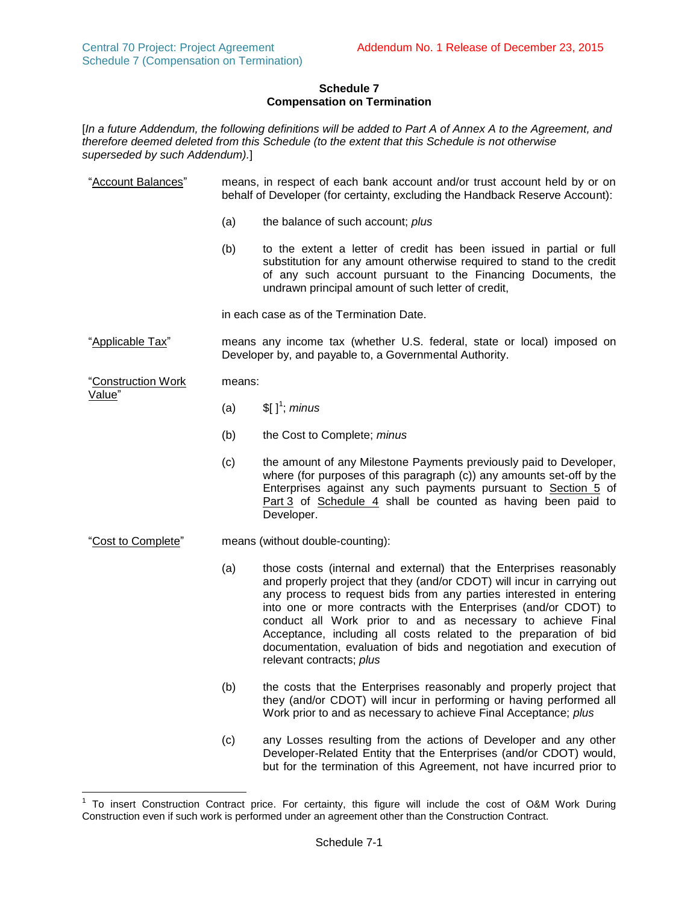**Schedule 7**
**Compensation on Termination**

[*In a future Addendum, the following definitions will be added to Part A of Annex A to the Agreement, and therefore deemed deleted from this Schedule (to the extent that this Schedule is not otherwise superseded by such Addendum).*]

"Account Balances" means, in respect of each bank account and/or trust account held by or on behalf of Developer (for certainty, excluding the Handback Reserve Account):

(a) the balance of such account; *plus*

(b) to the extent a letter of credit has been issued in partial or full substitution for any amount otherwise required to stand to the credit of any such account pursuant to the Financing Documents, the undrawn principal amount of such letter of credit,

in each case as of the Termination Date.

"Applicable Tax" means any income tax (whether U.S. federal, state or local) imposed on Developer by, and payable to, a Governmental Authority.

"Construction Work Value" means:

(a) $[ ][1]; *minus*

(b) the Cost to Complete; *minus*

(c) the amount of any Milestone Payments previously paid to Developer, where (for purposes of this paragraph (c)) any amounts set-off by the Enterprises against any such payments pursuant to Section 5 of Part 3 of Schedule 4 shall be counted as having been paid to Developer.

"Cost to Complete" means (without double-counting):

(a) those costs (internal and external) that the Enterprises reasonably and properly project that they (and/or CDOT) will incur in carrying out any process to request bids from any parties interested in entering into one or more contracts with the Enterprises (and/or CDOT) to conduct all Work prior to and as necessary to achieve Final Acceptance, including all costs related to the preparation of bid documentation, evaluation of bids and negotiation and execution of relevant contracts; *plus*

(b) the costs that the Enterprises reasonably and properly project that they (and/or CDOT) will incur in performing or having performed all Work prior to and as necessary to achieve Final Acceptance; *plus*

(c) any Losses resulting from the actions of Developer and any other Developer-Related Entity that the Enterprises (and/or CDOT) would, but for the termination of this Agreement, not have incurred prior to

[1] To insert Construction Contract price. For certainty, this figure will include the cost of O&M Work During Construction even if such work is performed under an agreement other than the Construction Contract.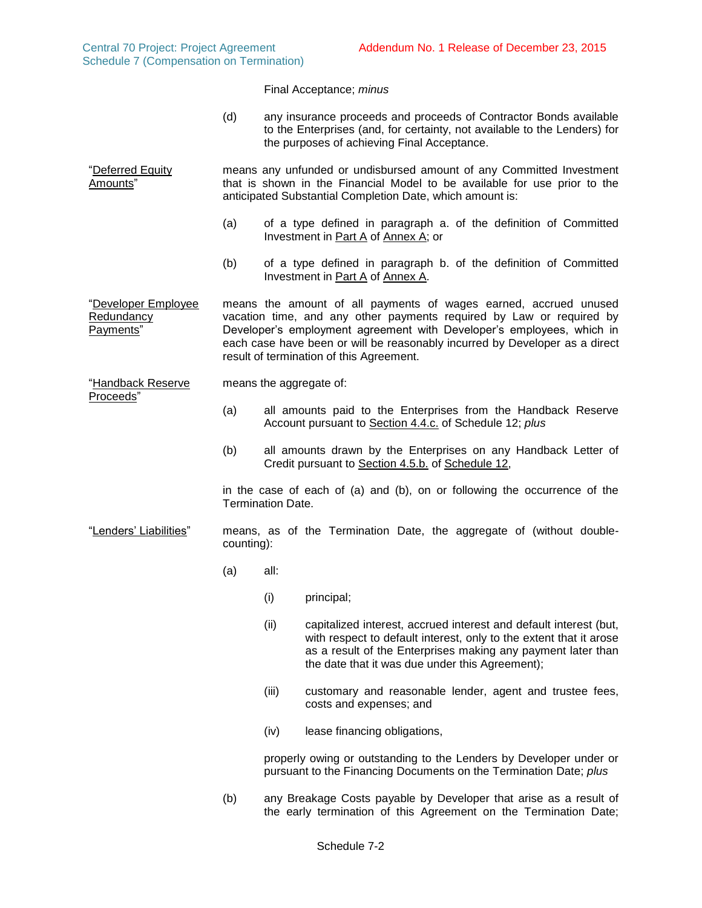Final Acceptance; *minus*

(d) any insurance proceeds and proceeds of Contractor Bonds available to the Enterprises (and, for certainty, not available to the Lenders) for the purposes of achieving Final Acceptance.

"Deferred Equity Amounts" means any unfunded or undisbursed amount of any Committed Investment that is shown in the Financial Model to be available for use prior to the anticipated Substantial Completion Date, which amount is:

(a) of a type defined in paragraph a. of the definition of Committed Investment in Part A of Annex A; or

(b) of a type defined in paragraph b. of the definition of Committed Investment in Part A of Annex A.

"Developer Employee Redundancy Payments" means the amount of all payments of wages earned, accrued unused vacation time, and any other payments required by Law or required by Developer's employment agreement with Developer's employees, which in each case have been or will be reasonably incurred by Developer as a direct result of termination of this Agreement.

"Handback Reserve Proceeds" means the aggregate of:

(a) all amounts paid to the Enterprises from the Handback Reserve Account pursuant to Section 4.4.c. of Schedule 12; *plus*

(b) all amounts drawn by the Enterprises on any Handback Letter of Credit pursuant to Section 4.5.b. of Schedule 12,

in the case of each of (a) and (b), on or following the occurrence of the Termination Date.

"Lenders' Liabilities" means, as of the Termination Date, the aggregate of (without double-counting):

(a) all:

(i) principal;

(ii) capitalized interest, accrued interest and default interest (but, with respect to default interest, only to the extent that it arose as a result of the Enterprises making any payment later than the date that it was due under this Agreement);

(iii) customary and reasonable lender, agent and trustee fees, costs and expenses; and

(iv) lease financing obligations,

properly owing or outstanding to the Lenders by Developer under or pursuant to the Financing Documents on the Termination Date; *plus*

(b) any Breakage Costs payable by Developer that arise as a result of the early termination of this Agreement on the Termination Date;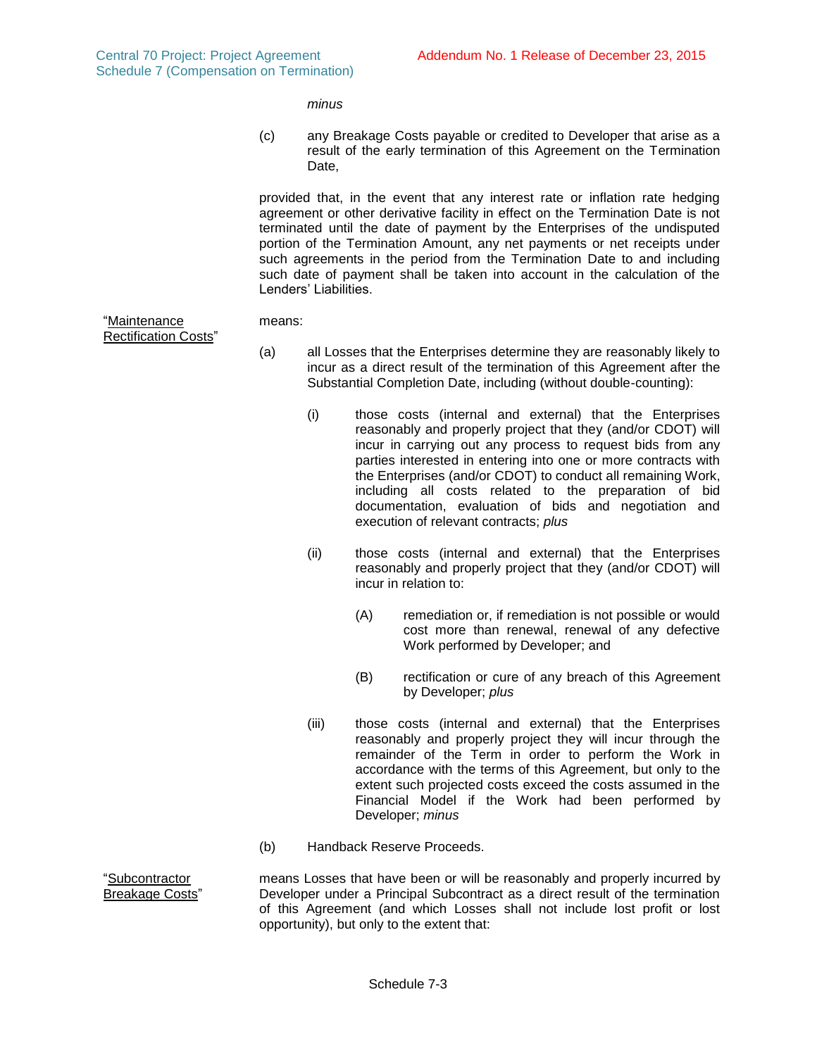*minus*

(c) any Breakage Costs payable or credited to Developer that arise as a result of the early termination of this Agreement on the Termination Date,

provided that, in the event that any interest rate or inflation rate hedging agreement or other derivative facility in effect on the Termination Date is not terminated until the date of payment by the Enterprises of the undisputed portion of the Termination Amount, any net payments or net receipts under such agreements in the period from the Termination Date to and including such date of payment shall be taken into account in the calculation of the Lenders' Liabilities.

"Maintenance Rectification Costs" means:

(a) all Losses that the Enterprises determine they are reasonably likely to incur as a direct result of the termination of this Agreement after the Substantial Completion Date, including (without double-counting):

(i) those costs (internal and external) that the Enterprises reasonably and properly project that they (and/or CDOT) will incur in carrying out any process to request bids from any parties interested in entering into one or more contracts with the Enterprises (and/or CDOT) to conduct all remaining Work, including all costs related to the preparation of bid documentation, evaluation of bids and negotiation and execution of relevant contracts; *plus*

(ii) those costs (internal and external) that the Enterprises reasonably and properly project that they (and/or CDOT) will incur in relation to:

(A) remediation or, if remediation is not possible or would cost more than renewal, renewal of any defective Work performed by Developer; and

(B) rectification or cure of any breach of this Agreement by Developer; *plus*

(iii) those costs (internal and external) that the Enterprises reasonably and properly project they will incur through the remainder of the Term in order to perform the Work in accordance with the terms of this Agreement, but only to the extent such projected costs exceed the costs assumed in the Financial Model if the Work had been performed by Developer; *minus*

(b) Handback Reserve Proceeds.

"Subcontractor Breakage Costs" means Losses that have been or will be reasonably and properly incurred by Developer under a Principal Subcontract as a direct result of the termination of this Agreement (and which Losses shall not include lost profit or lost opportunity), but only to the extent that: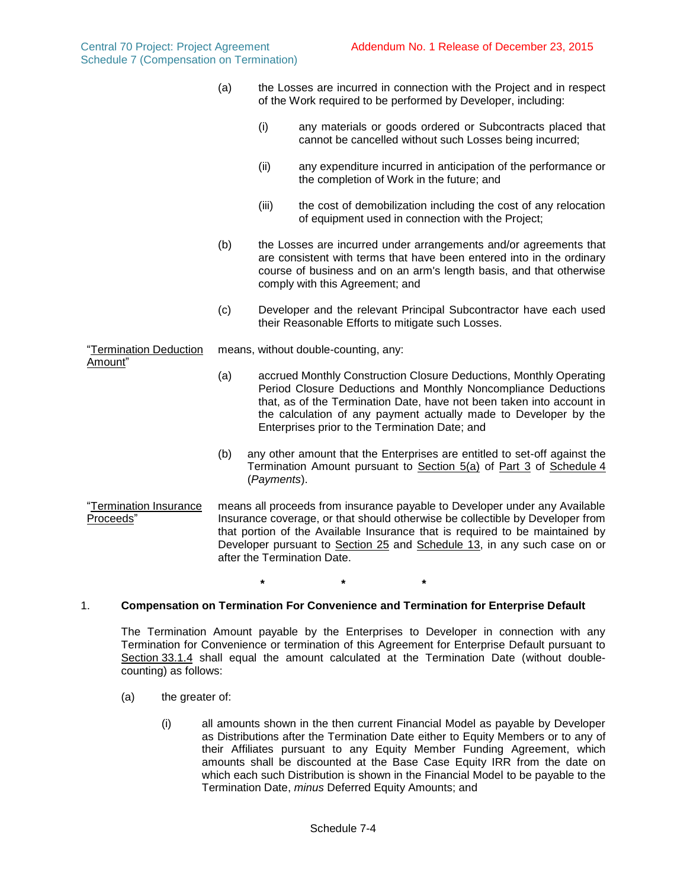(a) the Losses are incurred in connection with the Project and in respect of the Work required to be performed by Developer, including:

   (i) any materials or goods ordered or Subcontracts placed that cannot be cancelled without such Losses being incurred;

   (ii) any expenditure incurred in anticipation of the performance or the completion of Work in the future; and

   (iii) the cost of demobilization including the cost of any relocation of equipment used in connection with the Project;

(b) the Losses are incurred under arrangements and/or agreements that are consistent with terms that have been entered into in the ordinary course of business and on an arm's length basis, and that otherwise comply with this Agreement; and

(c) Developer and the relevant Principal Subcontractor have each used their Reasonable Efforts to mitigate such Losses.

"Termination Deduction Amount" means, without double-counting, any:

(a) accrued Monthly Construction Closure Deductions, Monthly Operating Period Closure Deductions and Monthly Noncompliance Deductions that, as of the Termination Date, have not been taken into account in the calculation of any payment actually made to Developer by the Enterprises prior to the Termination Date; and

(b) any other amount that the Enterprises are entitled to set-off against the Termination Amount pursuant to Section 5(a) of Part 3 of Schedule 4 (*Payments*).

"Termination Insurance Proceeds" means all proceeds from insurance payable to Developer under any Available Insurance coverage, or that should otherwise be collectible by Developer from that portion of the Available Insurance that is required to be maintained by Developer pursuant to Section 25 and Schedule 13, in any such case on or after the Termination Date.

\*                    \*                    \*

## 1. Compensation on Termination For Convenience and Termination for Enterprise Default

The Termination Amount payable by the Enterprises to Developer in connection with any Termination for Convenience or termination of this Agreement for Enterprise Default pursuant to Section 33.1.4 shall equal the amount calculated at the Termination Date (without double-counting) as follows:

(a) the greater of:

   (i) all amounts shown in the then current Financial Model as payable by Developer as Distributions after the Termination Date either to Equity Members or to any of their Affiliates pursuant to any Equity Member Funding Agreement, which amounts shall be discounted at the Base Case Equity IRR from the date on which each such Distribution is shown in the Financial Model to be payable to the Termination Date, *minus* Deferred Equity Amounts; and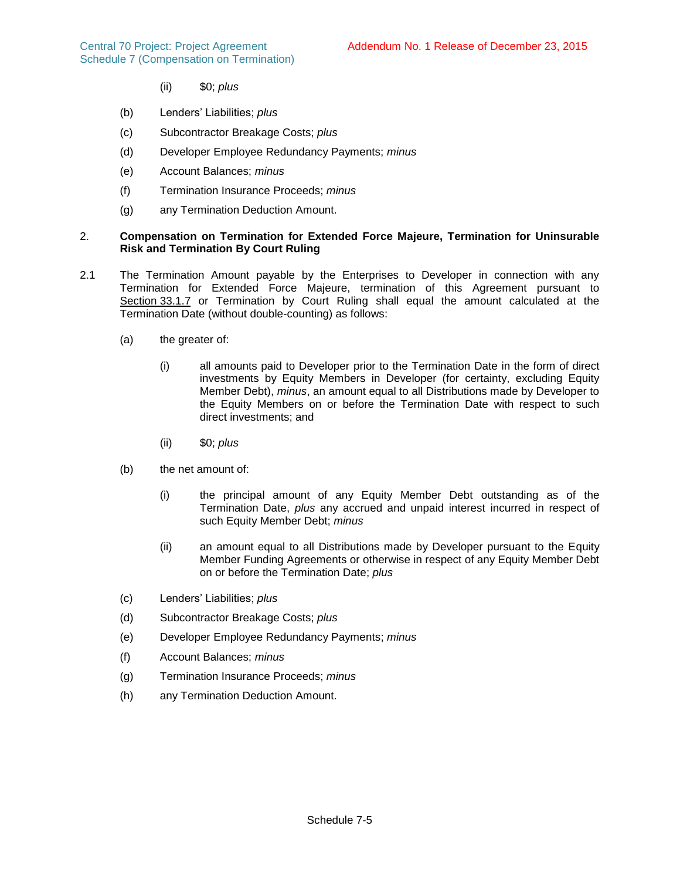(ii) $0; *plus*

(b) Lenders' Liabilities; *plus*

(c) Subcontractor Breakage Costs; *plus*

(d) Developer Employee Redundancy Payments; *minus*

(e) Account Balances; *minus*

(f) Termination Insurance Proceeds; *minus*

(g) any Termination Deduction Amount.

## 2. Compensation on Termination for Extended Force Majeure, Termination for Uninsurable Risk and Termination By Court Ruling

2.1 The Termination Amount payable by the Enterprises to Developer in connection with any Termination for Extended Force Majeure, termination of this Agreement pursuant to Section 33.1.7 or Termination by Court Ruling shall equal the amount calculated at the Termination Date (without double-counting) as follows:

(a) the greater of:

(i) all amounts paid to Developer prior to the Termination Date in the form of direct investments by Equity Members in Developer (for certainty, excluding Equity Member Debt), *minus*, an amount equal to all Distributions made by Developer to the Equity Members on or before the Termination Date with respect to such direct investments; and

(ii) $0; *plus*

(b) the net amount of:

(i) the principal amount of any Equity Member Debt outstanding as of the Termination Date, *plus* any accrued and unpaid interest incurred in respect of such Equity Member Debt; *minus*

(ii) an amount equal to all Distributions made by Developer pursuant to the Equity Member Funding Agreements or otherwise in respect of any Equity Member Debt on or before the Termination Date; *plus*

(c) Lenders' Liabilities; *plus*

(d) Subcontractor Breakage Costs; *plus*

(e) Developer Employee Redundancy Payments; *minus*

(f) Account Balances; *minus*

(g) Termination Insurance Proceeds; *minus*

(h) any Termination Deduction Amount.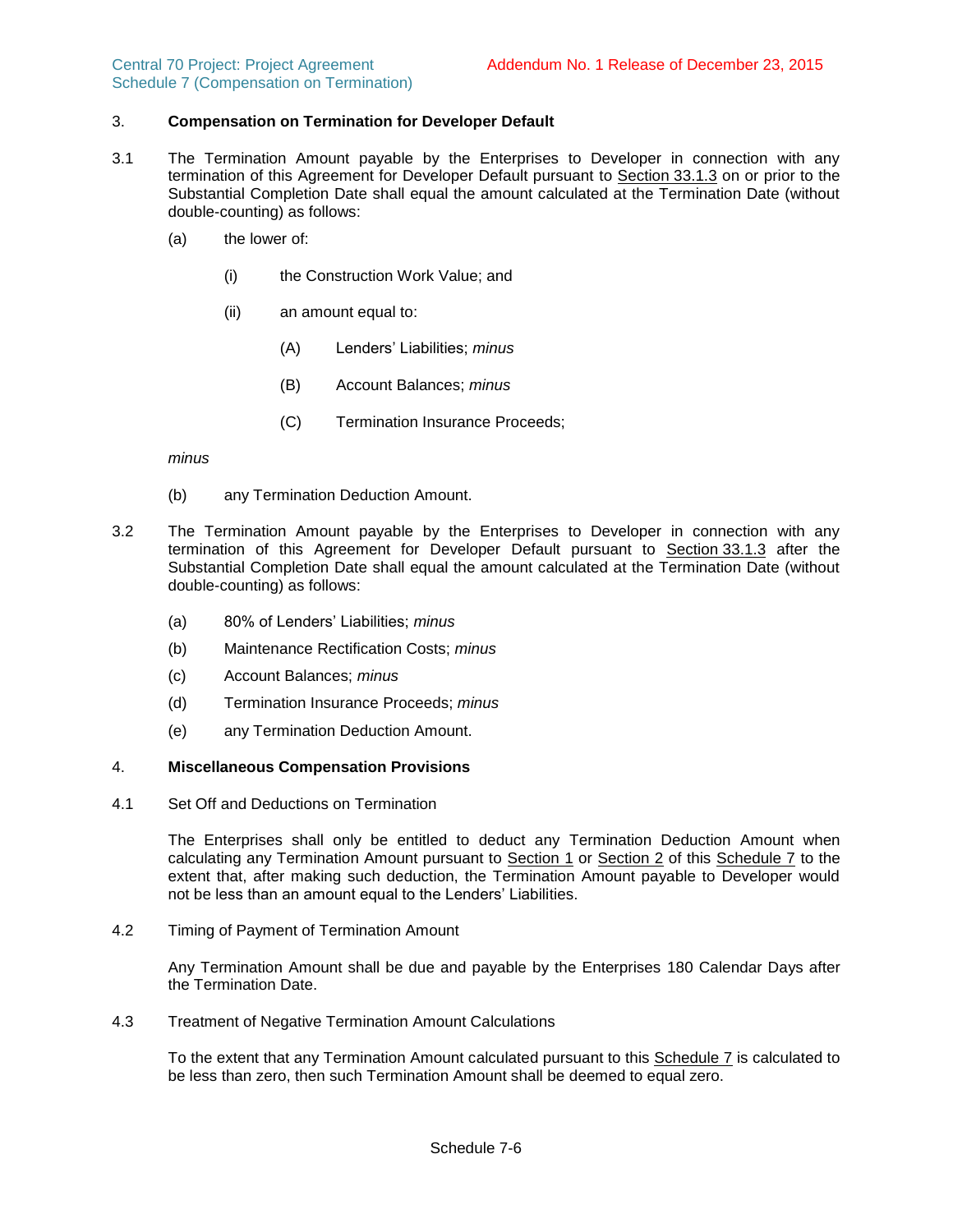## 3. Compensation on Termination for Developer Default

3.1 The Termination Amount payable by the Enterprises to Developer in connection with any termination of this Agreement for Developer Default pursuant to Section 33.1.3 on or prior to the Substantial Completion Date shall equal the amount calculated at the Termination Date (without double-counting) as follows:

(a) the lower of:

(i) the Construction Work Value; and

(ii) an amount equal to:

(A) Lenders' Liabilities; *minus*

(B) Account Balances; *minus*

(C) Termination Insurance Proceeds;

*minus*

(b) any Termination Deduction Amount.

3.2 The Termination Amount payable by the Enterprises to Developer in connection with any termination of this Agreement for Developer Default pursuant to Section 33.1.3 after the Substantial Completion Date shall equal the amount calculated at the Termination Date (without double-counting) as follows:

(a) 80% of Lenders' Liabilities; *minus*

(b) Maintenance Rectification Costs; *minus*

(c) Account Balances; *minus*

(d) Termination Insurance Proceeds; *minus*

(e) any Termination Deduction Amount.

## 4. Miscellaneous Compensation Provisions

4.1 Set Off and Deductions on Termination

The Enterprises shall only be entitled to deduct any Termination Deduction Amount when calculating any Termination Amount pursuant to Section 1 or Section 2 of this Schedule 7 to the extent that, after making such deduction, the Termination Amount payable to Developer would not be less than an amount equal to the Lenders' Liabilities.

4.2 Timing of Payment of Termination Amount

Any Termination Amount shall be due and payable by the Enterprises 180 Calendar Days after the Termination Date.

4.3 Treatment of Negative Termination Amount Calculations

To the extent that any Termination Amount calculated pursuant to this Schedule 7 is calculated to be less than zero, then such Termination Amount shall be deemed to equal zero.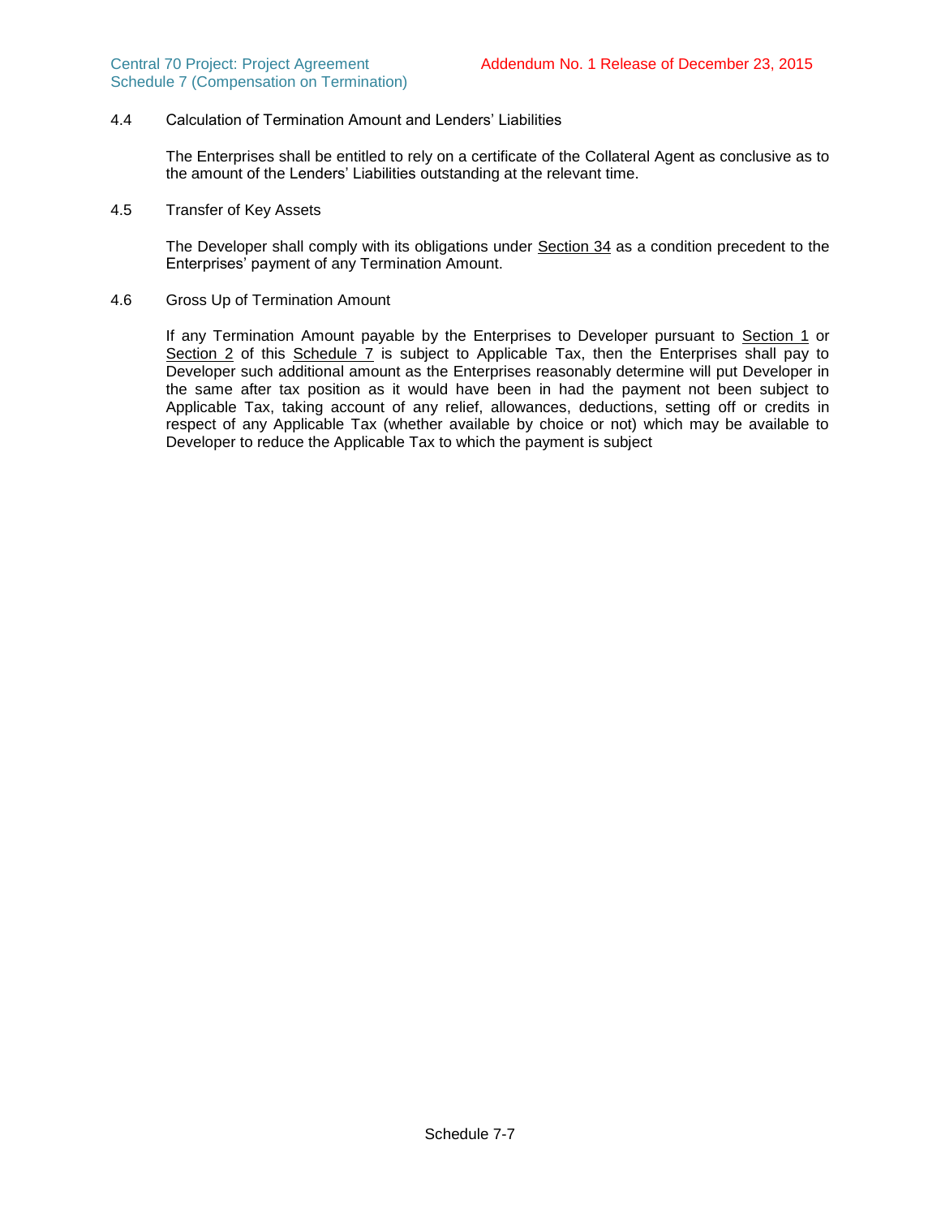### 4.4 Calculation of Termination Amount and Lenders' Liabilities

The Enterprises shall be entitled to rely on a certificate of the Collateral Agent as conclusive as to the amount of the Lenders' Liabilities outstanding at the relevant time.

### 4.5 Transfer of Key Assets

The Developer shall comply with its obligations under Section 34 as a condition precedent to the Enterprises' payment of any Termination Amount.

### 4.6 Gross Up of Termination Amount

If any Termination Amount payable by the Enterprises to Developer pursuant to Section 1 or Section 2 of this Schedule 7 is subject to Applicable Tax, then the Enterprises shall pay to Developer such additional amount as the Enterprises reasonably determine will put Developer in the same after tax position as it would have been in had the payment not been subject to Applicable Tax, taking account of any relief, allowances, deductions, setting off or credits in respect of any Applicable Tax (whether available by choice or not) which may be available to Developer to reduce the Applicable Tax to which the payment is subject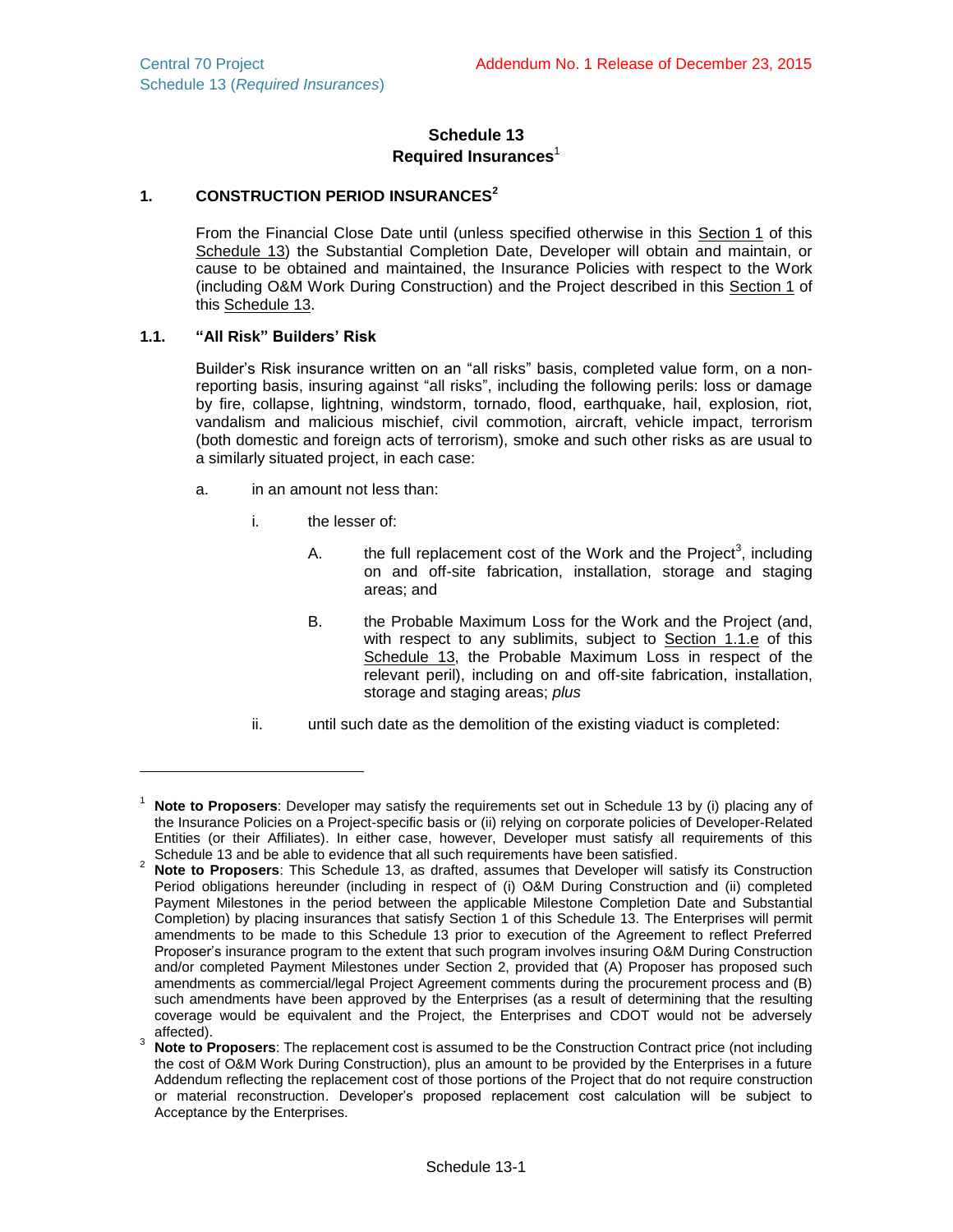# Schedule 13
## Required Insurances[1]

### 1. CONSTRUCTION PERIOD INSURANCES[2]

From the Financial Close Date until (unless specified otherwise in this Section 1 of this Schedule 13) the Substantial Completion Date, Developer will obtain and maintain, or cause to be obtained and maintained, the Insurance Policies with respect to the Work (including O&M Work During Construction) and the Project described in this Section 1 of this Schedule 13.

### 1.1. "All Risk" Builders' Risk

Builder's Risk insurance written on an "all risks" basis, completed value form, on a non-reporting basis, insuring against "all risks", including the following perils: loss or damage by fire, collapse, lightning, windstorm, tornado, flood, earthquake, hail, explosion, riot, vandalism and malicious mischief, civil commotion, aircraft, vehicle impact, terrorism (both domestic and foreign acts of terrorism), smoke and such other risks as are usual to a similarly situated project, in each case:

a. in an amount not less than:

   i. the lesser of:

      A. the full replacement cost of the Work and the Project[3], including on and off-site fabrication, installation, storage and staging areas; and

      B. the Probable Maximum Loss for the Work and the Project (and, with respect to any sublimits, subject to Section 1.1.e of this Schedule 13, the Probable Maximum Loss in respect of the relevant peril), including on and off-site fabrication, installation, storage and staging areas; *plus*

   ii. until such date as the demolition of the existing viaduct is completed:

---

[1] **Note to Proposers**: Developer may satisfy the requirements set out in Schedule 13 by (i) placing any of the Insurance Policies on a Project-specific basis or (ii) relying on corporate policies of Developer-Related Entities (or their Affiliates). In either case, however, Developer must satisfy all requirements of this Schedule 13 and be able to evidence that all such requirements have been satisfied.

[2] **Note to Proposers**: This Schedule 13, as drafted, assumes that Developer will satisfy its Construction Period obligations hereunder (including in respect of (i) O&M During Construction and (ii) completed Payment Milestones in the period between the applicable Milestone Completion Date and Substantial Completion) by placing insurances that satisfy Section 1 of this Schedule 13. The Enterprises will permit amendments to be made to this Schedule 13 prior to execution of the Agreement to reflect Preferred Proposer's insurance program to the extent that such program involves insuring O&M During Construction and/or completed Payment Milestones under Section 2, provided that (A) Proposer has proposed such amendments as commercial/legal Project Agreement comments during the procurement process and (B) such amendments have been approved by the Enterprises (as a result of determining that the resulting coverage would be equivalent and the Project, the Enterprises and CDOT would not be adversely affected).

[3] **Note to Proposers**: The replacement cost is assumed to be the Construction Contract price (not including the cost of O&M Work During Construction), plus an amount to be provided by the Enterprises in a future Addendum reflecting the replacement cost of those portions of the Project that do not require construction or material reconstruction. Developer's proposed replacement cost calculation will be subject to Acceptance by the Enterprises.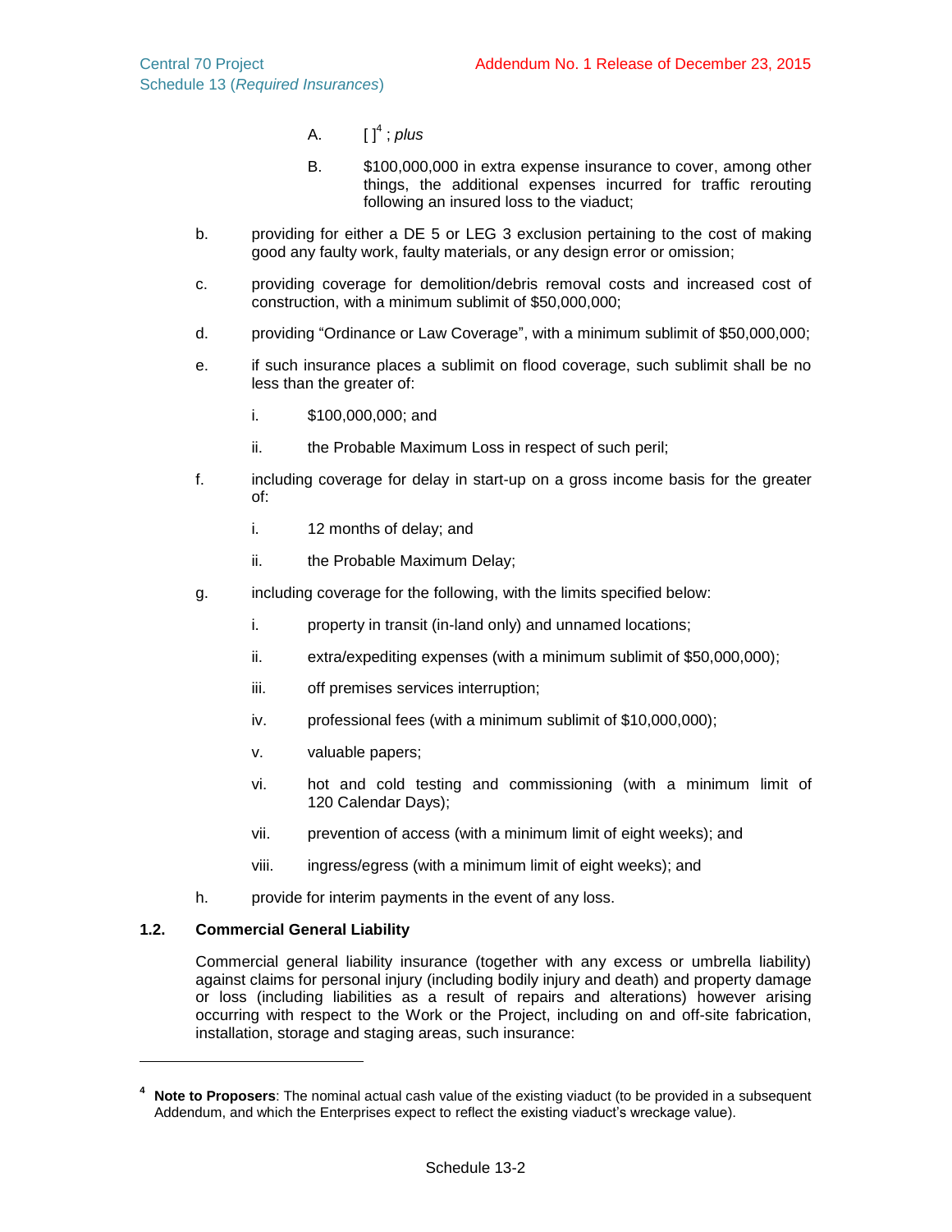A. [ ][4] ; *plus*

B. $100,000,000 in extra expense insurance to cover, among other things, the additional expenses incurred for traffic rerouting following an insured loss to the viaduct;

b. providing for either a DE 5 or LEG 3 exclusion pertaining to the cost of making good any faulty work, faulty materials, or any design error or omission;

c. providing coverage for demolition/debris removal costs and increased cost of construction, with a minimum sublimit of $50,000,000;

d. providing "Ordinance or Law Coverage", with a minimum sublimit of $50,000,000;

e. if such insurance places a sublimit on flood coverage, such sublimit shall be no less than the greater of:

i. $100,000,000; and

ii. the Probable Maximum Loss in respect of such peril;

f. including coverage for delay in start-up on a gross income basis for the greater of:

i. 12 months of delay; and

ii. the Probable Maximum Delay;

g. including coverage for the following, with the limits specified below:

i. property in transit (in-land only) and unnamed locations;

ii. extra/expediting expenses (with a minimum sublimit of $50,000,000);

iii. off premises services interruption;

iv. professional fees (with a minimum sublimit of $10,000,000);

v. valuable papers;

vi. hot and cold testing and commissioning (with a minimum limit of 120 Calendar Days);

vii. prevention of access (with a minimum limit of eight weeks); and

viii. ingress/egress (with a minimum limit of eight weeks); and

h. provide for interim payments in the event of any loss.

### 1.2. Commercial General Liability

Commercial general liability insurance (together with any excess or umbrella liability) against claims for personal injury (including bodily injury and death) and property damage or loss (including liabilities as a result of repairs and alterations) however arising occurring with respect to the Work or the Project, including on and off-site fabrication, installation, storage and staging areas, such insurance:

---

[4] **Note to Proposers**: The nominal actual cash value of the existing viaduct (to be provided in a subsequent Addendum, and which the Enterprises expect to reflect the existing viaduct's wreckage value).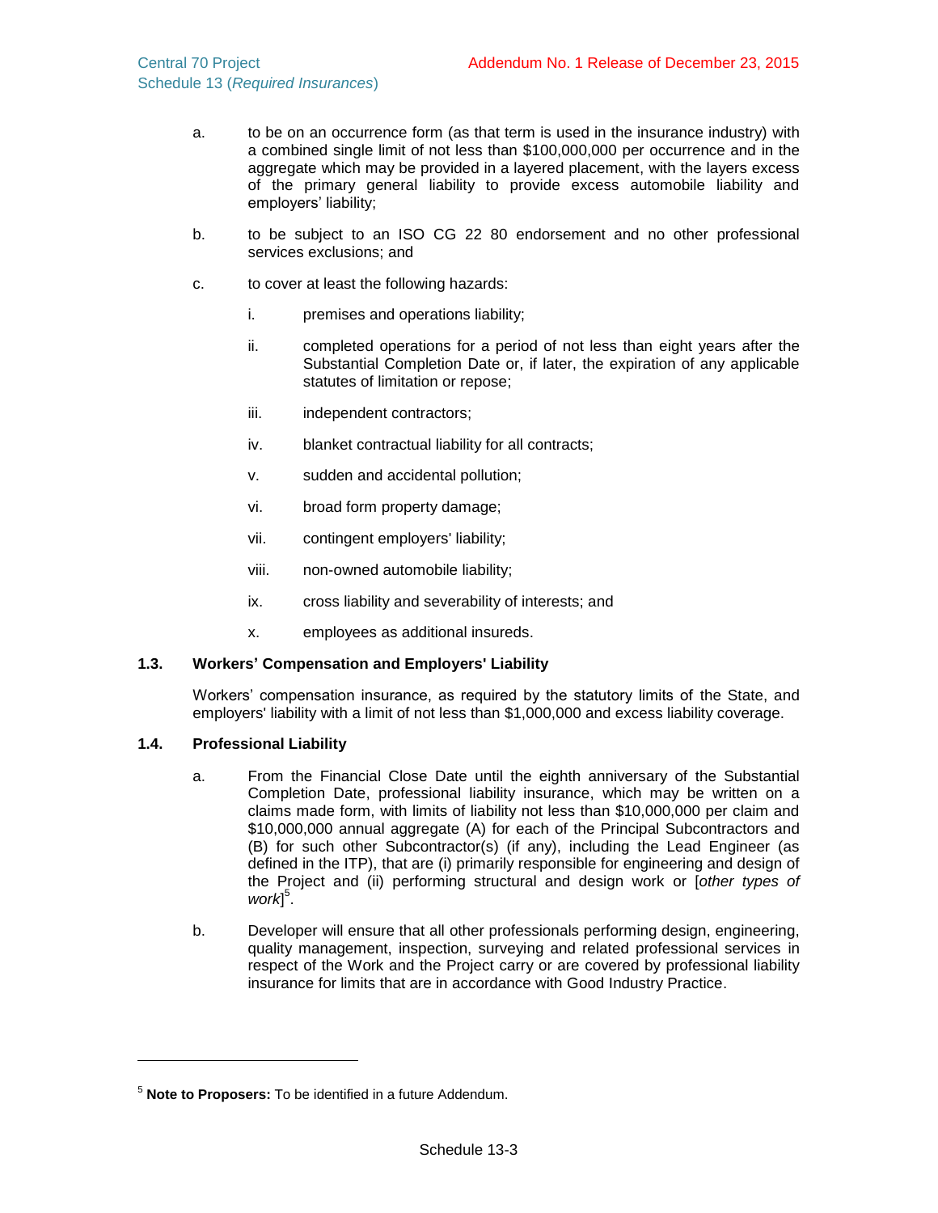a. to be on an occurrence form (as that term is used in the insurance industry) with a combined single limit of not less than $100,000,000 per occurrence and in the aggregate which may be provided in a layered placement, with the layers excess of the primary general liability to provide excess automobile liability and employers' liability;

b. to be subject to an ISO CG 22 80 endorsement and no other professional services exclusions; and

c. to cover at least the following hazards:

   i. premises and operations liability;

   ii. completed operations for a period of not less than eight years after the Substantial Completion Date or, if later, the expiration of any applicable statutes of limitation or repose;

   iii. independent contractors;

   iv. blanket contractual liability for all contracts;

   v. sudden and accidental pollution;

   vi. broad form property damage;

   vii. contingent employers' liability;

   viii. non-owned automobile liability;

   ix. cross liability and severability of interests; and

   x. employees as additional insureds.

### 1.3. Workers' Compensation and Employers' Liability

Workers' compensation insurance, as required by the statutory limits of the State, and employers' liability with a limit of not less than $1,000,000 and excess liability coverage.

### 1.4. Professional Liability

a. From the Financial Close Date until the eighth anniversary of the Substantial Completion Date, professional liability insurance, which may be written on a claims made form, with limits of liability not less than $10,000,000 per claim and $10,000,000 annual aggregate (A) for each of the Principal Subcontractors and (B) for such other Subcontractor(s) (if any), including the Lead Engineer (as defined in the ITP), that are (i) primarily responsible for engineering and design of the Project and (ii) performing structural and design work or [*other types of work*][5].

b. Developer will ensure that all other professionals performing design, engineering, quality management, inspection, surveying and related professional services in respect of the Work and the Project carry or are covered by professional liability insurance for limits that are in accordance with Good Industry Practice.

---

[5] **Note to Proposers:** To be identified in a future Addendum.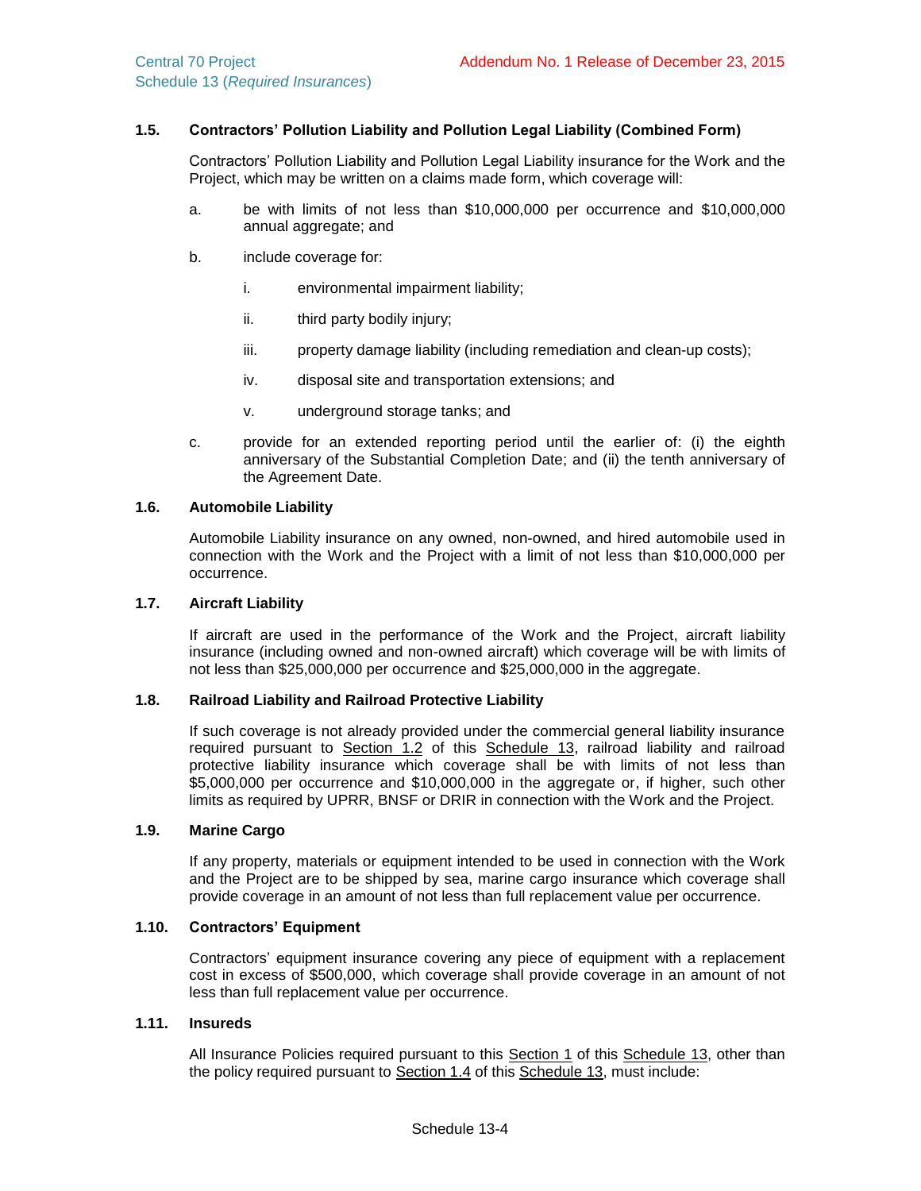### 1.5. Contractors' Pollution Liability and Pollution Legal Liability (Combined Form)

Contractors' Pollution Liability and Pollution Legal Liability insurance for the Work and the Project, which may be written on a claims made form, which coverage will:

a. be with limits of not less than $10,000,000 per occurrence and $10,000,000 annual aggregate; and

b. include coverage for:

   i. environmental impairment liability;

   ii. third party bodily injury;

   iii. property damage liability (including remediation and clean-up costs);

   iv. disposal site and transportation extensions; and

   v. underground storage tanks; and

c. provide for an extended reporting period until the earlier of: (i) the eighth anniversary of the Substantial Completion Date; and (ii) the tenth anniversary of the Agreement Date.

### 1.6. Automobile Liability

Automobile Liability insurance on any owned, non-owned, and hired automobile used in connection with the Work and the Project with a limit of not less than $10,000,000 per occurrence.

### 1.7. Aircraft Liability

If aircraft are used in the performance of the Work and the Project, aircraft liability insurance (including owned and non-owned aircraft) which coverage will be with limits of not less than $25,000,000 per occurrence and $25,000,000 in the aggregate.

### 1.8. Railroad Liability and Railroad Protective Liability

If such coverage is not already provided under the commercial general liability insurance required pursuant to Section 1.2 of this Schedule 13, railroad liability and railroad protective liability insurance which coverage shall be with limits of not less than $5,000,000 per occurrence and $10,000,000 in the aggregate or, if higher, such other limits as required by UPRR, BNSF or DRIR in connection with the Work and the Project.

### 1.9. Marine Cargo

If any property, materials or equipment intended to be used in connection with the Work and the Project are to be shipped by sea, marine cargo insurance which coverage shall provide coverage in an amount of not less than full replacement value per occurrence.

### 1.10. Contractors' Equipment

Contractors' equipment insurance covering any piece of equipment with a replacement cost in excess of $500,000, which coverage shall provide coverage in an amount of not less than full replacement value per occurrence.

### 1.11. Insureds

All Insurance Policies required pursuant to this Section 1 of this Schedule 13, other than the policy required pursuant to Section 1.4 of this Schedule 13, must include: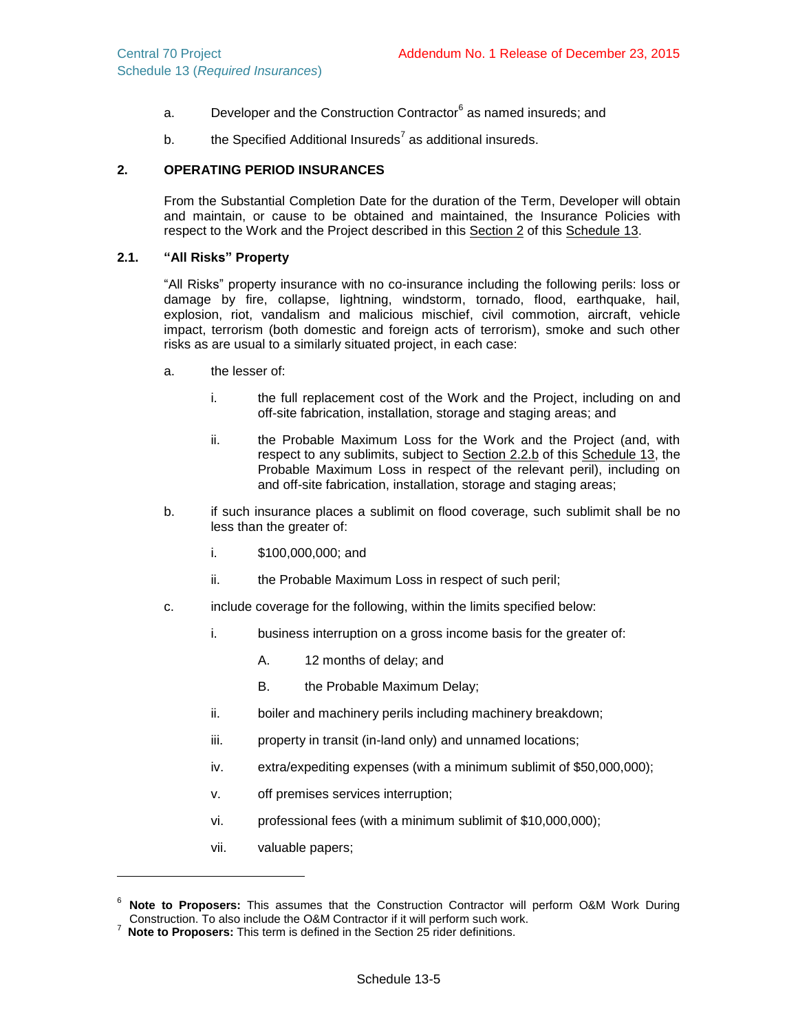a. Developer and the Construction Contractor[6] as named insureds; and

b. the Specified Additional Insureds[7] as additional insureds.

## 2. OPERATING PERIOD INSURANCES

From the Substantial Completion Date for the duration of the Term, Developer will obtain and maintain, or cause to be obtained and maintained, the Insurance Policies with respect to the Work and the Project described in this Section 2 of this Schedule 13.

### 2.1. "All Risks" Property

"All Risks" property insurance with no co-insurance including the following perils: loss or damage by fire, collapse, lightning, windstorm, tornado, flood, earthquake, hail, explosion, riot, vandalism and malicious mischief, civil commotion, aircraft, vehicle impact, terrorism (both domestic and foreign acts of terrorism), smoke and such other risks as are usual to a similarly situated project, in each case:

a. the lesser of:

   i. the full replacement cost of the Work and the Project, including on and off-site fabrication, installation, storage and staging areas; and

   ii. the Probable Maximum Loss for the Work and the Project (and, with respect to any sublimits, subject to Section 2.2.b of this Schedule 13, the Probable Maximum Loss in respect of the relevant peril), including on and off-site fabrication, installation, storage and staging areas;

b. if such insurance places a sublimit on flood coverage, such sublimit shall be no less than the greater of:

   i. $100,000,000; and

   ii. the Probable Maximum Loss in respect of such peril;

c. include coverage for the following, within the limits specified below:

   i. business interruption on a gross income basis for the greater of:

      A. 12 months of delay; and

      B. the Probable Maximum Delay;

   ii. boiler and machinery perils including machinery breakdown;

   iii. property in transit (in-land only) and unnamed locations;

   iv. extra/expediting expenses (with a minimum sublimit of $50,000,000);

   v. off premises services interruption;

   vi. professional fees (with a minimum sublimit of $10,000,000);

   vii. valuable papers;

---

[6] **Note to Proposers:** This assumes that the Construction Contractor will perform O&M Work During Construction. To also include the O&M Contractor if it will perform such work.

[7] **Note to Proposers:** This term is defined in the Section 25 rider definitions.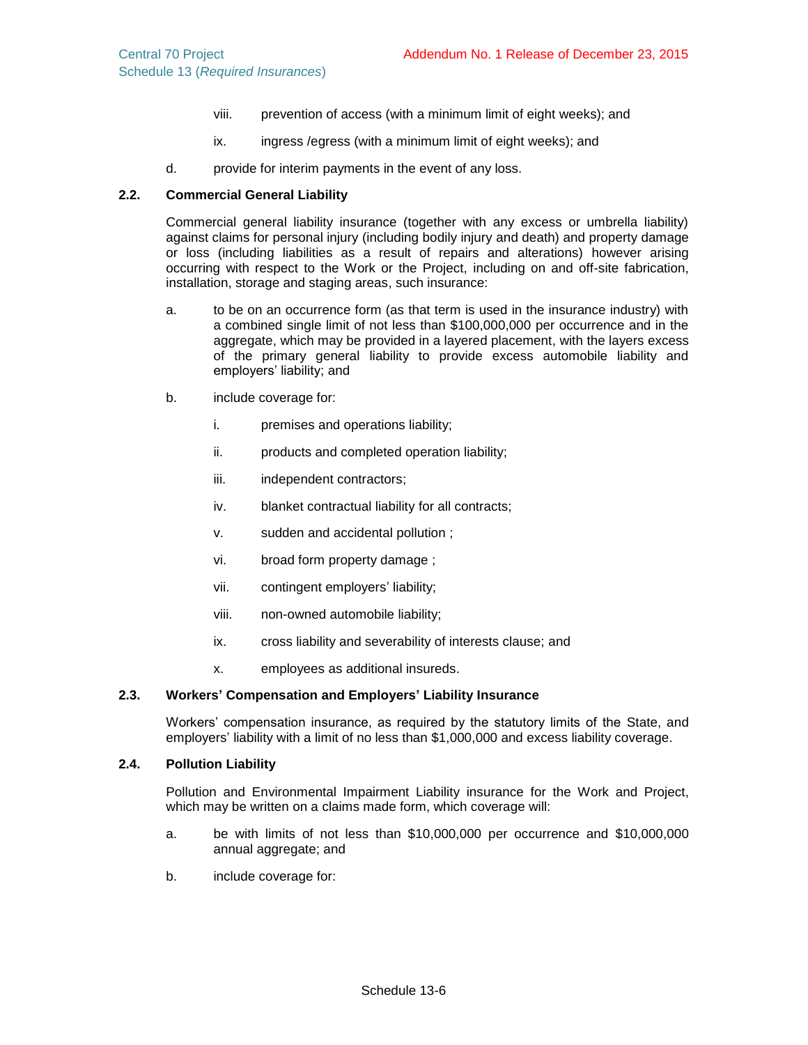viii. prevention of access (with a minimum limit of eight weeks); and

ix. ingress /egress (with a minimum limit of eight weeks); and

d. provide for interim payments in the event of any loss.

### 2.2. Commercial General Liability

Commercial general liability insurance (together with any excess or umbrella liability) against claims for personal injury (including bodily injury and death) and property damage or loss (including liabilities as a result of repairs and alterations) however arising occurring with respect to the Work or the Project, including on and off-site fabrication, installation, storage and staging areas, such insurance:

a. to be on an occurrence form (as that term is used in the insurance industry) with a combined single limit of not less than $100,000,000 per occurrence and in the aggregate, which may be provided in a layered placement, with the layers excess of the primary general liability to provide excess automobile liability and employers' liability; and

b. include coverage for:

i. premises and operations liability;

ii. products and completed operation liability;

iii. independent contractors;

iv. blanket contractual liability for all contracts;

v. sudden and accidental pollution ;

vi. broad form property damage ;

vii. contingent employers' liability;

viii. non-owned automobile liability;

ix. cross liability and severability of interests clause; and

x. employees as additional insureds.

### 2.3. Workers' Compensation and Employers' Liability Insurance

Workers' compensation insurance, as required by the statutory limits of the State, and employers' liability with a limit of no less than $1,000,000 and excess liability coverage.

### 2.4. Pollution Liability

Pollution and Environmental Impairment Liability insurance for the Work and Project, which may be written on a claims made form, which coverage will:

a. be with limits of not less than $10,000,000 per occurrence and $10,000,000 annual aggregate; and

b. include coverage for: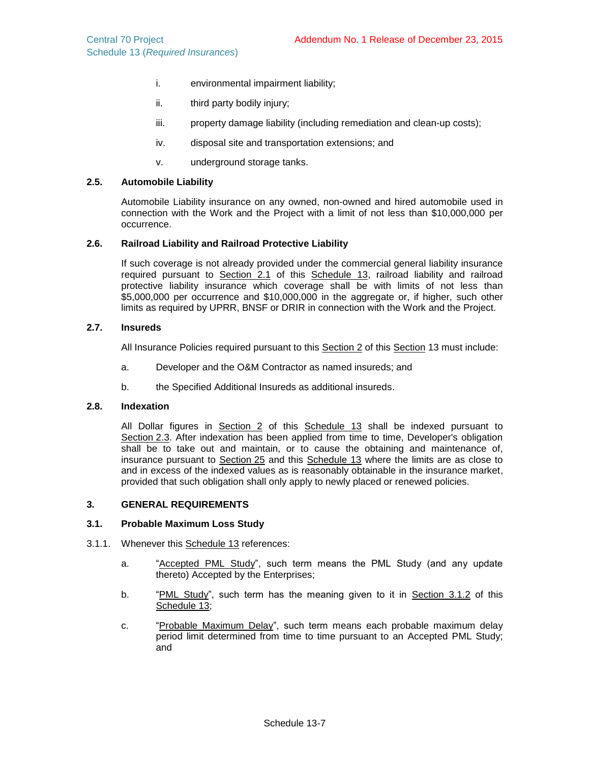i. environmental impairment liability;

ii. third party bodily injury;

iii. property damage liability (including remediation and clean-up costs);

iv. disposal site and transportation extensions; and

v. underground storage tanks.

### 2.5. Automobile Liability

Automobile Liability insurance on any owned, non-owned and hired automobile used in connection with the Work and the Project with a limit of not less than $10,000,000 per occurrence.

### 2.6. Railroad Liability and Railroad Protective Liability

If such coverage is not already provided under the commercial general liability insurance required pursuant to Section 2.1 of this Schedule 13, railroad liability and railroad protective liability insurance which coverage shall be with limits of not less than $5,000,000 per occurrence and $10,000,000 in the aggregate or, if higher, such other limits as required by UPRR, BNSF or DRIR in connection with the Work and the Project.

### 2.7. Insureds

All Insurance Policies required pursuant to this Section 2 of this Section 13 must include:

a. Developer and the O&M Contractor as named insureds; and

b. the Specified Additional Insureds as additional insureds.

### 2.8. Indexation

All Dollar figures in Section 2 of this Schedule 13 shall be indexed pursuant to Section 2.3. After indexation has been applied from time to time, Developer's obligation shall be to take out and maintain, or to cause the obtaining and maintenance of, insurance pursuant to Section 25 and this Schedule 13 where the limits are as close to and in excess of the indexed values as is reasonably obtainable in the insurance market, provided that such obligation shall only apply to newly placed or renewed policies.

## 3. GENERAL REQUIREMENTS

### 3.1. Probable Maximum Loss Study

3.1.1. Whenever this Schedule 13 references:

a. "Accepted PML Study", such term means the PML Study (and any update thereto) Accepted by the Enterprises;

b. "PML Study", such term has the meaning given to it in Section 3.1.2 of this Schedule 13;

c. "Probable Maximum Delay", such term means each probable maximum delay period limit determined from time to time pursuant to an Accepted PML Study; and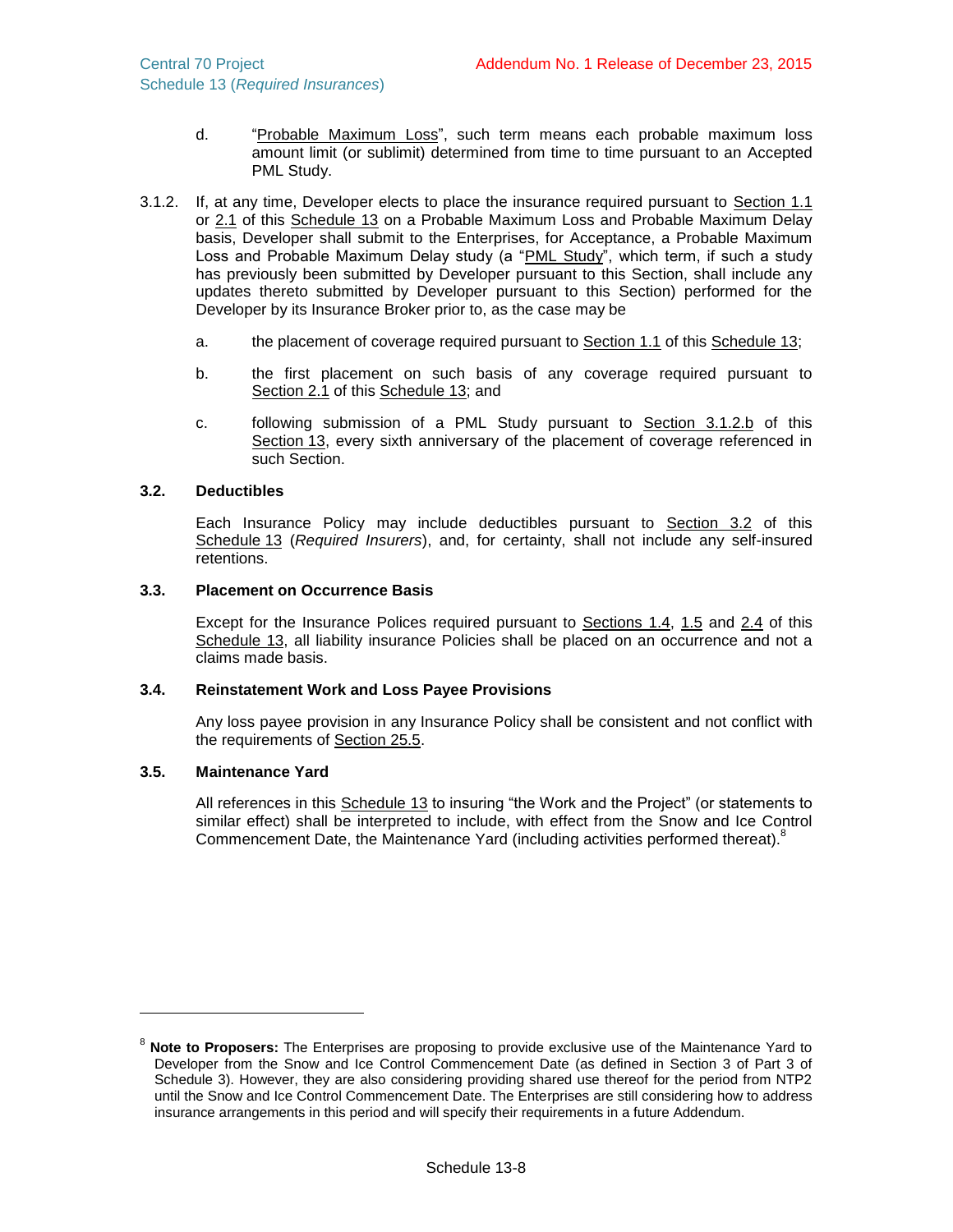d. "Probable Maximum Loss", such term means each probable maximum loss amount limit (or sublimit) determined from time to time pursuant to an Accepted PML Study.

3.1.2. If, at any time, Developer elects to place the insurance required pursuant to Section 1.1 or 2.1 of this Schedule 13 on a Probable Maximum Loss and Probable Maximum Delay basis, Developer shall submit to the Enterprises, for Acceptance, a Probable Maximum Loss and Probable Maximum Delay study (a "PML Study", which term, if such a study has previously been submitted by Developer pursuant to this Section, shall include any updates thereto submitted by Developer pursuant to this Section) performed for the Developer by its Insurance Broker prior to, as the case may be

a. the placement of coverage required pursuant to Section 1.1 of this Schedule 13;

b. the first placement on such basis of any coverage required pursuant to Section 2.1 of this Schedule 13; and

c. following submission of a PML Study pursuant to Section 3.1.2.b of this Section 13, every sixth anniversary of the placement of coverage referenced in such Section.

### 3.2. Deductibles

Each Insurance Policy may include deductibles pursuant to Section 3.2 of this Schedule 13 (*Required Insurers*), and, for certainty, shall not include any self-insured retentions.

### 3.3. Placement on Occurrence Basis

Except for the Insurance Polices required pursuant to Sections 1.4, 1.5 and 2.4 of this Schedule 13, all liability insurance Policies shall be placed on an occurrence and not a claims made basis.

### 3.4. Reinstatement Work and Loss Payee Provisions

Any loss payee provision in any Insurance Policy shall be consistent and not conflict with the requirements of Section 25.5.

### 3.5. Maintenance Yard

All references in this Schedule 13 to insuring "the Work and the Project" (or statements to similar effect) shall be interpreted to include, with effect from the Snow and Ice Control Commencement Date, the Maintenance Yard (including activities performed thereat).[8]

---

[8] **Note to Proposers:** The Enterprises are proposing to provide exclusive use of the Maintenance Yard to Developer from the Snow and Ice Control Commencement Date (as defined in Section 3 of Part 3 of Schedule 3). However, they are also considering providing shared use thereof for the period from NTP2 until the Snow and Ice Control Commencement Date. The Enterprises are still considering how to address insurance arrangements in this period and will specify their requirements in a future Addendum.